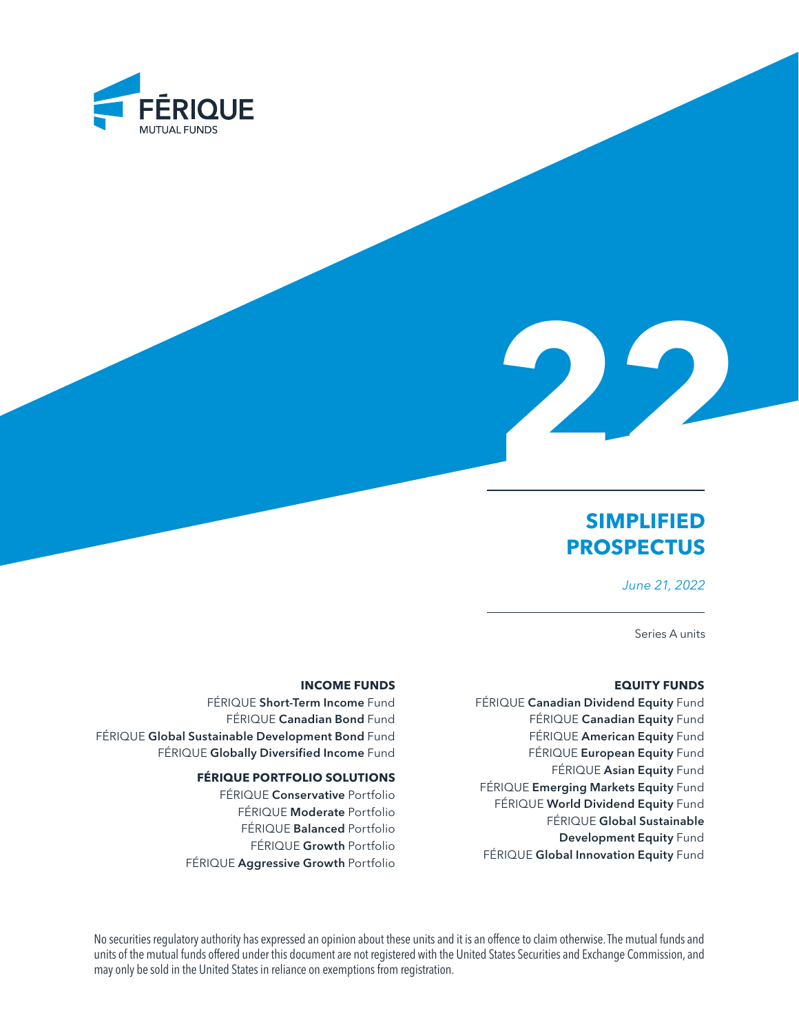FÉRIQUE
MUTUAL FUNDS

22

# SIMPLIFIED PROSPECTUS

*June 21, 2022*

Series A units

## INCOME FUNDS

FÉRIQUE **Short-Term Income** Fund
FÉRIQUE **Canadian Bond** Fund
FÉRIQUE **Global Sustainable Development Bond** Fund
FÉRIQUE **Globally Diversified Income** Fund

## FÉRIQUE PORTFOLIO SOLUTIONS

FÉRIQUE **Conservative** Portfolio
FÉRIQUE **Moderate** Portfolio
FÉRIQUE **Balanced** Portfolio
FÉRIQUE **Growth** Portfolio
FÉRIQUE **Aggressive Growth** Portfolio

## EQUITY FUNDS

FÉRIQUE **Canadian Dividend Equity** Fund
FÉRIQUE **Canadian Equity** Fund
FÉRIQUE **American Equity** Fund
FÉRIQUE **European Equity** Fund
FÉRIQUE **Asian Equity** Fund
FÉRIQUE **Emerging Markets Equity** Fund
FÉRIQUE **World Dividend Equity** Fund
FÉRIQUE **Global Sustainable Development Equity** Fund
FÉRIQUE **Global Innovation Equity** Fund

No securities regulatory authority has expressed an opinion about these units and it is an offence to claim otherwise. The mutual funds and units of the mutual funds offered under this document are not registered with the United States Securities and Exchange Commission, and may only be sold in the United States in reliance on exemptions from registration.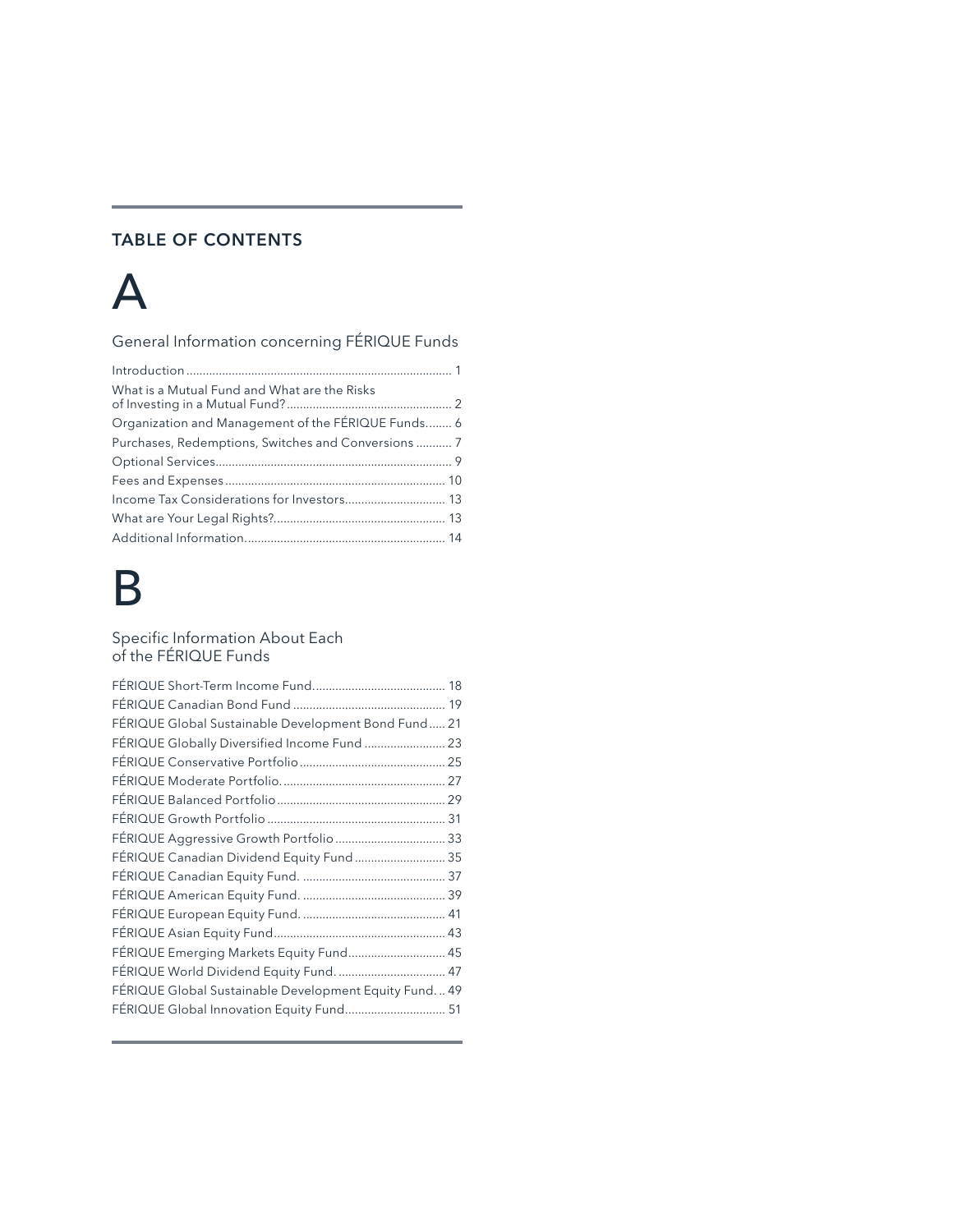## TABLE OF CONTENTS

# A

## General Information concerning FÉRIQUE Funds

| | |
|---|---|
| Introduction | 1 |
| What is a Mutual Fund and What are the Risks of Investing in a Mutual Fund? | 2 |
| Organization and Management of the FÉRIQUE Funds | 6 |
| Purchases, Redemptions, Switches and Conversions | 7 |
| Optional Services | 9 |
| Fees and Expenses | 10 |
| Income Tax Considerations for Investors | 13 |
| What are Your Legal Rights? | 13 |
| Additional Information | 14 |

# B

## Specific Information About Each of the FÉRIQUE Funds

| | |
|---|---|
| FÉRIQUE Short-Term Income Fund | 18 |
| FÉRIQUE Canadian Bond Fund | 19 |
| FÉRIQUE Global Sustainable Development Bond Fund | 21 |
| FÉRIQUE Globally Diversified Income Fund | 23 |
| FÉRIQUE Conservative Portfolio | 25 |
| FÉRIQUE Moderate Portfolio | 27 |
| FÉRIQUE Balanced Portfolio | 29 |
| FÉRIQUE Growth Portfolio | 31 |
| FÉRIQUE Aggressive Growth Portfolio | 33 |
| FÉRIQUE Canadian Dividend Equity Fund | 35 |
| FÉRIQUE Canadian Equity Fund | 37 |
| FÉRIQUE American Equity Fund | 39 |
| FÉRIQUE European Equity Fund | 41 |
| FÉRIQUE Asian Equity Fund | 43 |
| FÉRIQUE Emerging Markets Equity Fund | 45 |
| FÉRIQUE World Dividend Equity Fund | 47 |
| FÉRIQUE Global Sustainable Development Equity Fund | 49 |
| FÉRIQUE Global Innovation Equity Fund | 51 |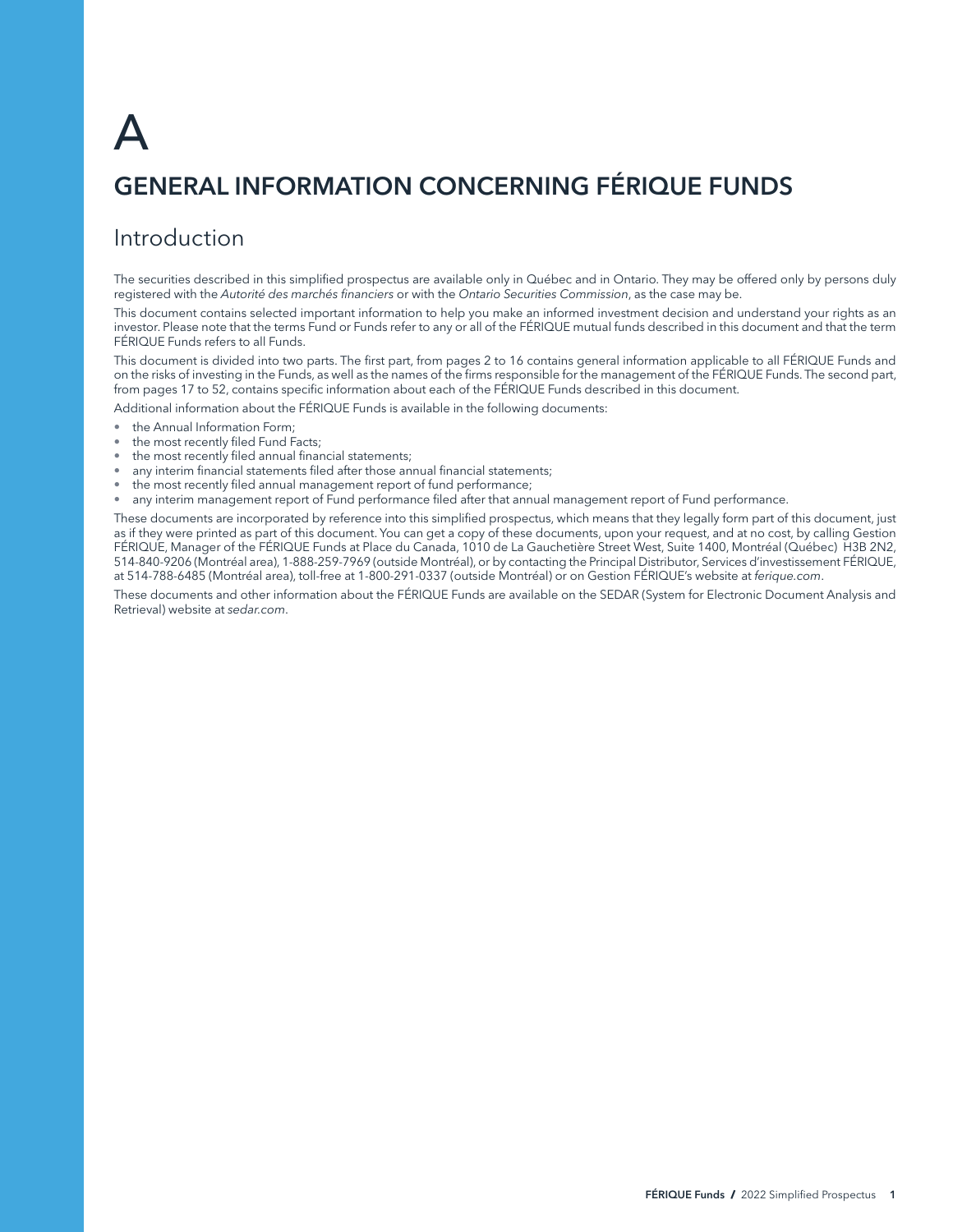# A

# GENERAL INFORMATION CONCERNING FÉRIQUE FUNDS

## Introduction

The securities described in this simplified prospectus are available only in Québec and in Ontario. They may be offered only by persons duly registered with the *Autorité des marchés financiers* or with the *Ontario Securities Commission*, as the case may be.

This document contains selected important information to help you make an informed investment decision and understand your rights as an investor. Please note that the terms Fund or Funds refer to any or all of the FÉRIQUE mutual funds described in this document and that the term FÉRIQUE Funds refers to all Funds.

This document is divided into two parts. The first part, from pages 2 to 16 contains general information applicable to all FÉRIQUE Funds and on the risks of investing in the Funds, as well as the names of the firms responsible for the management of the FÉRIQUE Funds. The second part, from pages 17 to 52, contains specific information about each of the FÉRIQUE Funds described in this document.

Additional information about the FÉRIQUE Funds is available in the following documents:

- the Annual Information Form;
- the most recently filed Fund Facts;
- the most recently filed annual financial statements;
- any interim financial statements filed after those annual financial statements;
- the most recently filed annual management report of fund performance;
- any interim management report of Fund performance filed after that annual management report of Fund performance.

These documents are incorporated by reference into this simplified prospectus, which means that they legally form part of this document, just as if they were printed as part of this document. You can get a copy of these documents, upon your request, and at no cost, by calling Gestion FÉRIQUE, Manager of the FÉRIQUE Funds at Place du Canada, 1010 de La Gauchetière Street West, Suite 1400, Montréal (Québec) H3B 2N2, 514-840-9206 (Montréal area), 1-888-259-7969 (outside Montréal), or by contacting the Principal Distributor, Services d'investissement FÉRIQUE, at 514-788-6485 (Montréal area), toll-free at 1-800-291-0337 (outside Montréal) or on Gestion FÉRIQUE's website at *ferique.com*.

These documents and other information about the FÉRIQUE Funds are available on the SEDAR (System for Electronic Document Analysis and Retrieval) website at *sedar.com*.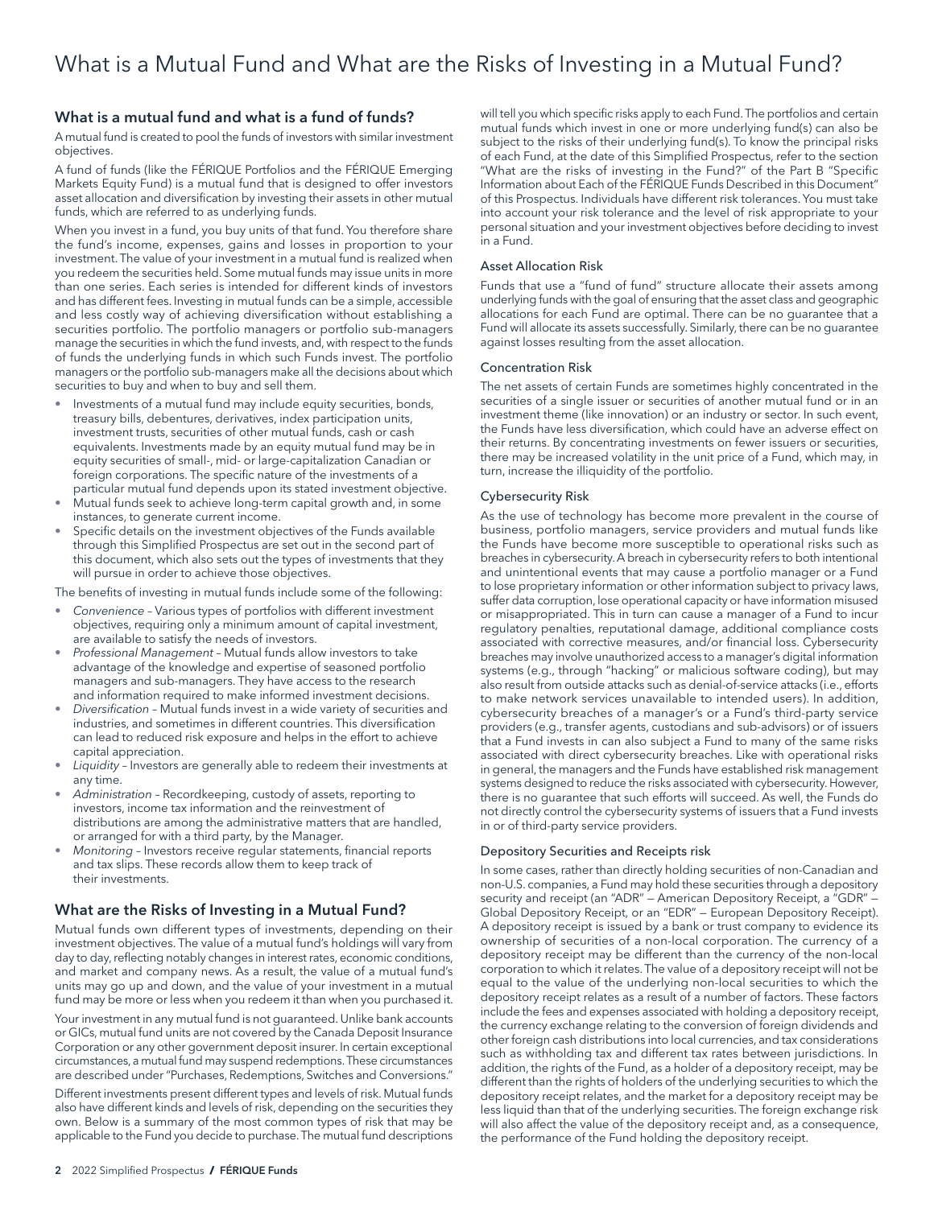# What is a Mutual Fund and What are the Risks of Investing in a Mutual Fund?

## What is a mutual fund and what is a fund of funds?

A mutual fund is created to pool the funds of investors with similar investment objectives.

A fund of funds (like the FÉRIQUE Portfolios and the FÉRIQUE Emerging Markets Equity Fund) is a mutual fund that is designed to offer investors asset allocation and diversification by investing their assets in other mutual funds, which are referred to as underlying funds.

When you invest in a fund, you buy units of that fund. You therefore share the fund's income, expenses, gains and losses in proportion to your investment. The value of your investment in a mutual fund is realized when you redeem the securities held. Some mutual funds may issue units in more than one series. Each series is intended for different kinds of investors and has different fees. Investing in mutual funds can be a simple, accessible and less costly way of achieving diversification without establishing a securities portfolio. The portfolio managers or portfolio sub-managers manage the securities in which the fund invests, and, with respect to the funds of funds the underlying funds in which such Funds invest. The portfolio managers or the portfolio sub-managers make all the decisions about which securities to buy and when to buy and sell them.

- Investments of a mutual fund may include equity securities, bonds, treasury bills, debentures, derivatives, index participation units, investment trusts, securities of other mutual funds, cash or cash equivalents. Investments made by an equity mutual fund may be in equity securities of small-, mid- or large-capitalization Canadian or foreign corporations. The specific nature of the investments of a particular mutual fund depends upon its stated investment objective.
- Mutual funds seek to achieve long-term capital growth and, in some instances, to generate current income.
- Specific details on the investment objectives of the Funds available through this Simplified Prospectus are set out in the second part of this document, which also sets out the types of investments that they will pursue in order to achieve those objectives.

The benefits of investing in mutual funds include some of the following:

- *Convenience* – Various types of portfolios with different investment objectives, requiring only a minimum amount of capital investment, are available to satisfy the needs of investors.
- *Professional Management* – Mutual funds allow investors to take advantage of the knowledge and expertise of seasoned portfolio managers and sub-managers. They have access to the research and information required to make informed investment decisions.
- *Diversification* – Mutual funds invest in a wide variety of securities and industries, and sometimes in different countries. This diversification can lead to reduced risk exposure and helps in the effort to achieve capital appreciation.
- *Liquidity* – Investors are generally able to redeem their investments at any time.
- *Administration* – Recordkeeping, custody of assets, reporting to investors, income tax information and the reinvestment of distributions are among the administrative matters that are handled, or arranged for with a third party, by the Manager.
- *Monitoring* – Investors receive regular statements, financial reports and tax slips. These records allow them to keep track of their investments.

## What are the Risks of Investing in a Mutual Fund?

Mutual funds own different types of investments, depending on their investment objectives. The value of a mutual fund's holdings will vary from day to day, reflecting notably changes in interest rates, economic conditions, and market and company news. As a result, the value of a mutual fund's units may go up and down, and the value of your investment in a mutual fund may be more or less when you redeem it than when you purchased it.

Your investment in any mutual fund is not guaranteed. Unlike bank accounts or GICs, mutual fund units are not covered by the Canada Deposit Insurance Corporation or any other government deposit insurer. In certain exceptional circumstances, a mutual fund may suspend redemptions. These circumstances are described under "Purchases, Redemptions, Switches and Conversions."

Different investments present different types and levels of risk. Mutual funds also have different kinds and levels of risk, depending on the securities they own. Below is a summary of the most common types of risk that may be applicable to the Fund you decide to purchase. The mutual fund descriptions will tell you which specific risks apply to each Fund. The portfolios and certain mutual funds which invest in one or more underlying fund(s) can also be subject to the risks of their underlying fund(s). To know the principal risks of each Fund, at the date of this Simplified Prospectus, refer to the section "What are the risks of investing in the Fund?" of the Part B "Specific Information about Each of the FÉRIQUE Funds Described in this Document" of this Prospectus. Individuals have different risk tolerances. You must take into account your risk tolerance and the level of risk appropriate to your personal situation and your investment objectives before deciding to invest in a Fund.

### Asset Allocation Risk

Funds that use a "fund of fund" structure allocate their assets among underlying funds with the goal of ensuring that the asset class and geographic allocations for each Fund are optimal. There can be no guarantee that a Fund will allocate its assets successfully. Similarly, there can be no guarantee against losses resulting from the asset allocation.

### Concentration Risk

The net assets of certain Funds are sometimes highly concentrated in the securities of a single issuer or securities of another mutual fund or in an investment theme (like innovation) or an industry or sector. In such event, the Funds have less diversification, which could have an adverse effect on their returns. By concentrating investments on fewer issuers or securities, there may be increased volatility in the unit price of a Fund, which may, in turn, increase the illiquidity of the portfolio.

### Cybersecurity Risk

As the use of technology has become more prevalent in the course of business, portfolio managers, service providers and mutual funds like the Funds have become more susceptible to operational risks such as breaches in cybersecurity. A breach in cybersecurity refers to both intentional and unintentional events that may cause a portfolio manager or a Fund to lose proprietary information or other information subject to privacy laws, suffer data corruption, lose operational capacity or have information misused or misappropriated. This in turn can cause a manager of a Fund to incur regulatory penalties, reputational damage, additional compliance costs associated with corrective measures, and/or financial loss. Cybersecurity breaches may involve unauthorized access to a manager's digital information systems (e.g., through "hacking" or malicious software coding), but may also result from outside attacks such as denial-of-service attacks (i.e., efforts to make network services unavailable to intended users). In addition, cybersecurity breaches of a manager's or a Fund's third-party service providers (e.g., transfer agents, custodians and sub-advisors) or of issuers that a Fund invests in can also subject a Fund to many of the same risks associated with direct cybersecurity breaches. Like with operational risks in general, the managers and the Funds have established risk management systems designed to reduce the risks associated with cybersecurity. However, there is no guarantee that such efforts will succeed. As well, the Funds do not directly control the cybersecurity systems of issuers that a Fund invests in or of third-party service providers.

### Depository Securities and Receipts risk

In some cases, rather than directly holding securities of non-Canadian and non-U.S. companies, a Fund may hold these securities through a depository security and receipt (an "ADR" — American Depository Receipt, a "GDR" — Global Depository Receipt, or an "EDR" — European Depository Receipt). A depository receipt is issued by a bank or trust company to evidence its ownership of securities of a non-local corporation. The currency of a depository receipt may be different than the currency of the non-local corporation to which it relates. The value of a depository receipt will not be equal to the value of the underlying non-local securities to which the depository receipt relates as a result of a number of factors. These factors include the fees and expenses associated with holding a depository receipt, the currency exchange relating to the conversion of foreign dividends and other foreign cash distributions into local currencies, and tax considerations such as withholding tax and different tax rates between jurisdictions. In addition, the rights of the Fund, as a holder of a depository receipt, may be different than the rights of holders of the underlying securities to which the depository receipt relates, and the market for a depository receipt may be less liquid than that of the underlying securities. The foreign exchange risk will also affect the value of the depository receipt and, as a consequence, the performance of the Fund holding the depository receipt.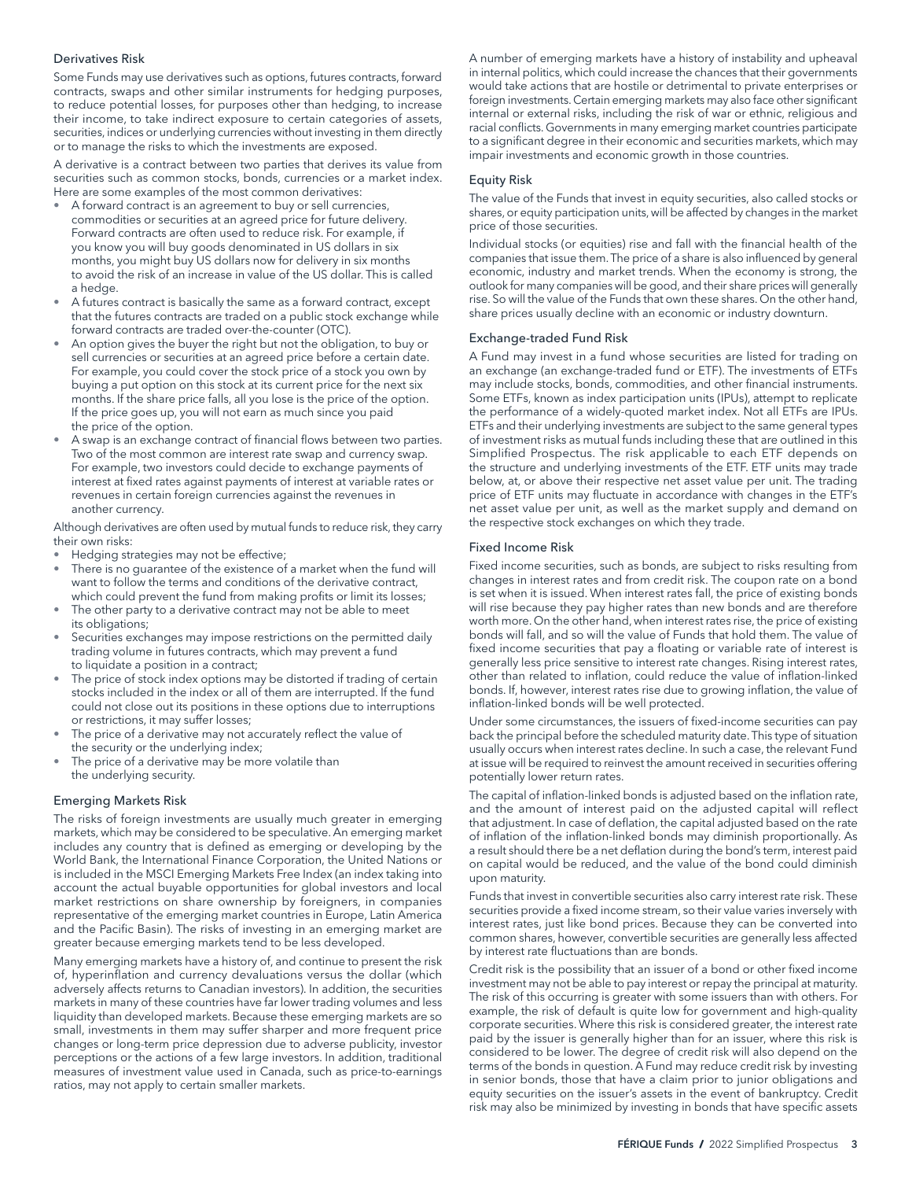### Derivatives Risk

Some Funds may use derivatives such as options, futures contracts, forward contracts, swaps and other similar instruments for hedging purposes, to reduce potential losses, for purposes other than hedging, to increase their income, to take indirect exposure to certain categories of assets, securities, indices or underlying currencies without investing in them directly or to manage the risks to which the investments are exposed.

A derivative is a contract between two parties that derives its value from securities such as common stocks, bonds, currencies or a market index. Here are some examples of the most common derivatives:

- A forward contract is an agreement to buy or sell currencies, commodities or securities at an agreed price for future delivery. Forward contracts are often used to reduce risk. For example, if you know you will buy goods denominated in US dollars in six months, you might buy US dollars now for delivery in six months to avoid the risk of an increase in value of the US dollar. This is called a hedge.
- A futures contract is basically the same as a forward contract, except that the futures contracts are traded on a public stock exchange while forward contracts are traded over-the-counter (OTC).
- An option gives the buyer the right but not the obligation, to buy or sell currencies or securities at an agreed price before a certain date. For example, you could cover the stock price of a stock you own by buying a put option on this stock at its current price for the next six months. If the share price falls, all you lose is the price of the option. If the price goes up, you will not earn as much since you paid the price of the option.
- A swap is an exchange contract of financial flows between two parties. Two of the most common are interest rate swap and currency swap. For example, two investors could decide to exchange payments of interest at fixed rates against payments of interest at variable rates or revenues in certain foreign currencies against the revenues in another currency.

Although derivatives are often used by mutual funds to reduce risk, they carry their own risks:

- Hedging strategies may not be effective;
- There is no guarantee of the existence of a market when the fund will want to follow the terms and conditions of the derivative contract, which could prevent the fund from making profits or limit its losses;
- The other party to a derivative contract may not be able to meet its obligations;
- Securities exchanges may impose restrictions on the permitted daily trading volume in futures contracts, which may prevent a fund to liquidate a position in a contract;
- The price of stock index options may be distorted if trading of certain stocks included in the index or all of them are interrupted. If the fund could not close out its positions in these options due to interruptions or restrictions, it may suffer losses;
- The price of a derivative may not accurately reflect the value of the security or the underlying index;
- The price of a derivative may be more volatile than the underlying security.

### Emerging Markets Risk

The risks of foreign investments are usually much greater in emerging markets, which may be considered to be speculative. An emerging market includes any country that is defined as emerging or developing by the World Bank, the International Finance Corporation, the United Nations or is included in the MSCI Emerging Markets Free Index (an index taking into account the actual buyable opportunities for global investors and local market restrictions on share ownership by foreigners, in companies representative of the emerging market countries in Europe, Latin America and the Pacific Basin). The risks of investing in an emerging market are greater because emerging markets tend to be less developed.

Many emerging markets have a history of, and continue to present the risk of, hyperinflation and currency devaluations versus the dollar (which adversely affects returns to Canadian investors). In addition, the securities markets in many of these countries have far lower trading volumes and less liquidity than developed markets. Because these emerging markets are so small, investments in them may suffer sharper and more frequent price changes or long-term price depression due to adverse publicity, investor perceptions or the actions of a few large investors. In addition, traditional measures of investment value used in Canada, such as price-to-earnings ratios, may not apply to certain smaller markets.

A number of emerging markets have a history of instability and upheaval in internal politics, which could increase the chances that their governments would take actions that are hostile or detrimental to private enterprises or foreign investments. Certain emerging markets may also face other significant internal or external risks, including the risk of war or ethnic, religious and racial conflicts. Governments in many emerging market countries participate to a significant degree in their economic and securities markets, which may impair investments and economic growth in those countries.

### Equity Risk

The value of the Funds that invest in equity securities, also called stocks or shares, or equity participation units, will be affected by changes in the market price of those securities.

Individual stocks (or equities) rise and fall with the financial health of the companies that issue them. The price of a share is also influenced by general economic, industry and market trends. When the economy is strong, the outlook for many companies will be good, and their share prices will generally rise. So will the value of the Funds that own these shares. On the other hand, share prices usually decline with an economic or industry downturn.

### Exchange-traded Fund Risk

A Fund may invest in a fund whose securities are listed for trading on an exchange (an exchange-traded fund or ETF). The investments of ETFs may include stocks, bonds, commodities, and other financial instruments. Some ETFs, known as index participation units (IPUs), attempt to replicate the performance of a widely-quoted market index. Not all ETFs are IPUs. ETFs and their underlying investments are subject to the same general types of investment risks as mutual funds including these that are outlined in this Simplified Prospectus. The risk applicable to each ETF depends on the structure and underlying investments of the ETF. ETF units may trade below, at, or above their respective net asset value per unit. The trading price of ETF units may fluctuate in accordance with changes in the ETF's net asset value per unit, as well as the market supply and demand on the respective stock exchanges on which they trade.

### Fixed Income Risk

Fixed income securities, such as bonds, are subject to risks resulting from changes in interest rates and from credit risk. The coupon rate on a bond is set when it is issued. When interest rates fall, the price of existing bonds will rise because they pay higher rates than new bonds and are therefore worth more. On the other hand, when interest rates rise, the price of existing bonds will fall, and so will the value of Funds that hold them. The value of fixed income securities that pay a floating or variable rate of interest is generally less price sensitive to interest rate changes. Rising interest rates, other than related to inflation, could reduce the value of inflation-linked bonds. If, however, interest rates rise due to growing inflation, the value of inflation-linked bonds will be well protected.

Under some circumstances, the issuers of fixed-income securities can pay back the principal before the scheduled maturity date. This type of situation usually occurs when interest rates decline. In such a case, the relevant Fund at issue will be required to reinvest the amount received in securities offering potentially lower return rates.

The capital of inflation-linked bonds is adjusted based on the inflation rate, and the amount of interest paid on the adjusted capital will reflect that adjustment. In case of deflation, the capital adjusted based on the rate of inflation of the inflation-linked bonds may diminish proportionally. As a result should there be a net deflation during the bond's term, interest paid on capital would be reduced, and the value of the bond could diminish upon maturity.

Funds that invest in convertible securities also carry interest rate risk. These securities provide a fixed income stream, so their value varies inversely with interest rates, just like bond prices. Because they can be converted into common shares, however, convertible securities are generally less affected by interest rate fluctuations than are bonds.

Credit risk is the possibility that an issuer of a bond or other fixed income investment may not be able to pay interest or repay the principal at maturity. The risk of this occurring is greater with some issuers than with others. For example, the risk of default is quite low for government and high-quality corporate securities. Where this risk is considered greater, the interest rate paid by the issuer is generally higher than for an issuer, where this risk is considered to be lower. The degree of credit risk will also depend on the terms of the bonds in question. A Fund may reduce credit risk by investing in senior bonds, those that have a claim prior to junior obligations and equity securities on the issuer's assets in the event of bankruptcy. Credit risk may also be minimized by investing in bonds that have specific assets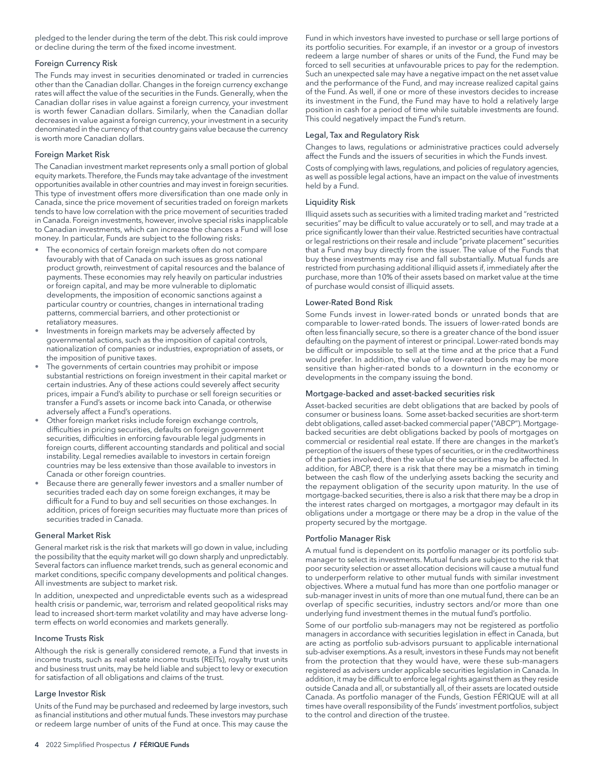pledged to the lender during the term of the debt. This risk could improve or decline during the term of the fixed income investment.

### Foreign Currency Risk

The Funds may invest in securities denominated or traded in currencies other than the Canadian dollar. Changes in the foreign currency exchange rates will affect the value of the securities in the Funds. Generally, when the Canadian dollar rises in value against a foreign currency, your investment is worth fewer Canadian dollars. Similarly, when the Canadian dollar decreases in value against a foreign currency, your investment in a security denominated in the currency of that country gains value because the currency is worth more Canadian dollars.

### Foreign Market Risk

The Canadian investment market represents only a small portion of global equity markets. Therefore, the Funds may take advantage of the investment opportunities available in other countries and may invest in foreign securities. This type of investment offers more diversification than one made only in Canada, since the price movement of securities traded on foreign markets tends to have low correlation with the price movement of securities traded in Canada. Foreign investments, however, involve special risks inapplicable to Canadian investments, which can increase the chances a Fund will lose money. In particular, Funds are subject to the following risks:

- The economics of certain foreign markets often do not compare favourably with that of Canada on such issues as gross national product growth, reinvestment of capital resources and the balance of payments. These economies may rely heavily on particular industries or foreign capital, and may be more vulnerable to diplomatic developments, the imposition of economic sanctions against a particular country or countries, changes in international trading patterns, commercial barriers, and other protectionist or retaliatory measures.
- Investments in foreign markets may be adversely affected by governmental actions, such as the imposition of capital controls, nationalization of companies or industries, expropriation of assets, or the imposition of punitive taxes.
- The governments of certain countries may prohibit or impose substantial restrictions on foreign investment in their capital market or certain industries. Any of these actions could severely affect security prices, impair a Fund's ability to purchase or sell foreign securities or transfer a Fund's assets or income back into Canada, or otherwise adversely affect a Fund's operations.
- Other foreign market risks include foreign exchange controls, difficulties in pricing securities, defaults on foreign government securities, difficulties in enforcing favourable legal judgments in foreign courts, different accounting standards and political and social instability. Legal remedies available to investors in certain foreign countries may be less extensive than those available to investors in Canada or other foreign countries.
- Because there are generally fewer investors and a smaller number of securities traded each day on some foreign exchanges, it may be difficult for a Fund to buy and sell securities on those exchanges. In addition, prices of foreign securities may fluctuate more than prices of securities traded in Canada.

### General Market Risk

General market risk is the risk that markets will go down in value, including the possibility that the equity market will go down sharply and unpredictably. Several factors can influence market trends, such as general economic and market conditions, specific company developments and political changes. All investments are subject to market risk.

In addition, unexpected and unpredictable events such as a widespread health crisis or pandemic, war, terrorism and related geopolitical risks may lead to increased short-term market volatility and may have adverse long-term effects on world economies and markets generally.

### Income Trusts Risk

Although the risk is generally considered remote, a Fund that invests in income trusts, such as real estate income trusts (REITs), royalty trust units and business trust units, may be held liable and subject to levy or execution for satisfaction of all obligations and claims of the trust.

### Large Investor Risk

Units of the Fund may be purchased and redeemed by large investors, such as financial institutions and other mutual funds. These investors may purchase or redeem large number of units of the Fund at once. This may cause the Fund in which investors have invested to purchase or sell large portions of its portfolio securities. For example, if an investor or a group of investors redeem a large number of shares or units of the Fund, the Fund may be forced to sell securities at unfavourable prices to pay for the redemption. Such an unexpected sale may have a negative impact on the net asset value and the performance of the Fund, and may increase realized capital gains of the Fund. As well, if one or more of these investors decides to increase its investment in the Fund, the Fund may have to hold a relatively large position in cash for a period of time while suitable investments are found. This could negatively impact the Fund's return.

### Legal, Tax and Regulatory Risk

Changes to laws, regulations or administrative practices could adversely affect the Funds and the issuers of securities in which the Funds invest.

Costs of complying with laws, regulations, and policies of regulatory agencies, as well as possible legal actions, have an impact on the value of investments held by a Fund.

### Liquidity Risk

Illiquid assets such as securities with a limited trading market and "restricted securities" may be difficult to value accurately or to sell, and may trade at a price significantly lower than their value. Restricted securities have contractual or legal restrictions on their resale and include "private placement" securities that a Fund may buy directly from the issuer. The value of the Funds that buy these investments may rise and fall substantially. Mutual funds are restricted from purchasing additional illiquid assets if, immediately after the purchase, more than 10% of their assets based on market value at the time of purchase would consist of illiquid assets.

### Lower-Rated Bond Risk

Some Funds invest in lower-rated bonds or unrated bonds that are comparable to lower-rated bonds. The issuers of lower-rated bonds are often less financially secure, so there is a greater chance of the bond issuer defaulting on the payment of interest or principal. Lower-rated bonds may be difficult or impossible to sell at the time and at the price that a Fund would prefer. In addition, the value of lower-rated bonds may be more sensitive than higher-rated bonds to a downturn in the economy or developments in the company issuing the bond.

### Mortgage-backed and asset-backed securities risk

Asset-backed securities are debt obligations that are backed by pools of consumer or business loans. Some asset-backed securities are short-term debt obligations, called asset-backed commercial paper ("ABCP"). Mortgage-backed securities are debt obligations backed by pools of mortgages on commercial or residential real estate. If there are changes in the market's perception of the issuers of these types of securities, or in the creditworthiness of the parties involved, then the value of the securities may be affected. In addition, for ABCP, there is a risk that there may be a mismatch in timing between the cash flow of the underlying assets backing the security and the repayment obligation of the security upon maturity. In the use of mortgage-backed securities, there is also a risk that there may be a drop in the interest rates charged on mortgages, a mortgagor may default in its obligations under a mortgage or there may be a drop in the value of the property secured by the mortgage.

### Portfolio Manager Risk

A mutual fund is dependent on its portfolio manager or its portfolio sub-manager to select its investments. Mutual funds are subject to the risk that poor security selection or asset allocation decisions will cause a mutual fund to underperform relative to other mutual funds with similar investment objectives. Where a mutual fund has more than one portfolio manager or sub-manager invest in units of more than one mutual fund, there can be an overlap of specific securities, industry sectors and/or more than one underlying fund investment themes in the mutual fund's portfolio.

Some of our portfolio sub-managers may not be registered as portfolio managers in accordance with securities legislation in effect in Canada, but are acting as portfolio sub-advisors pursuant to applicable international sub-adviser exemptions. As a result, investors in these Funds may not benefit from the protection that they would have, were these sub-managers registered as advisers under applicable securities legislation in Canada. In addition, it may be difficult to enforce legal rights against them as they reside outside Canada and all, or substantially all, of their assets are located outside Canada. As portfolio manager of the Funds, Gestion FÉRIQUE will at all times have overall responsibility of the Funds' investment portfolios, subject to the control and direction of the trustee.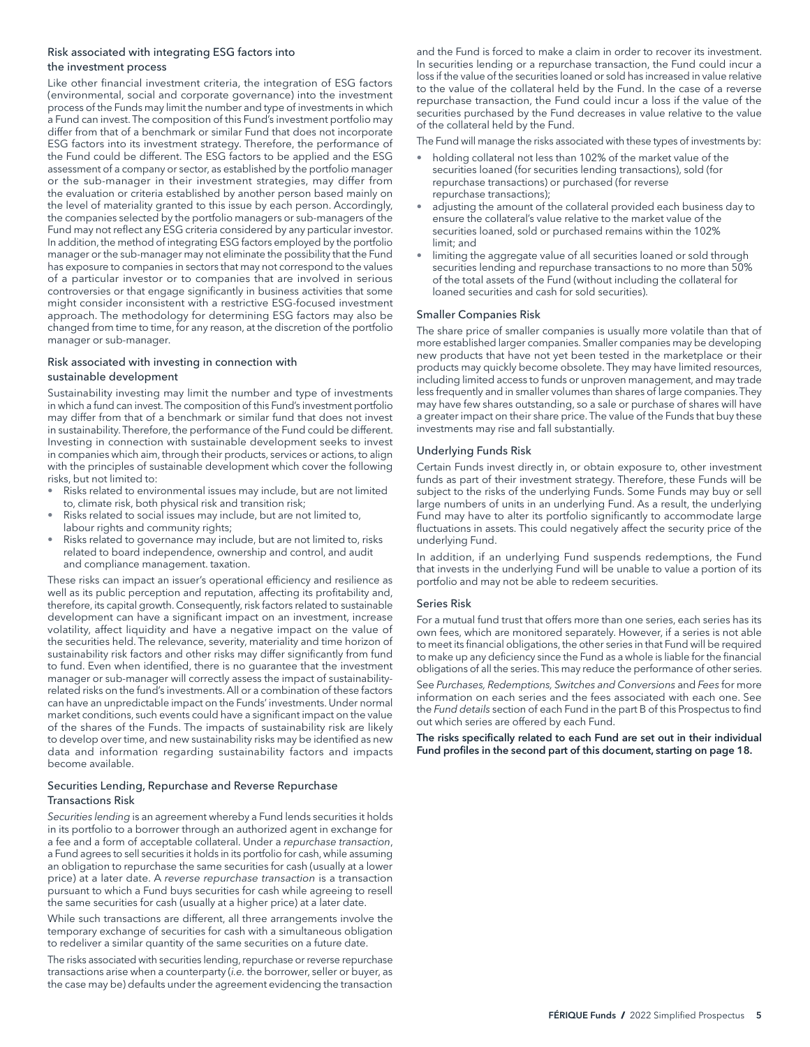### Risk associated with integrating ESG factors into the investment process

Like other financial investment criteria, the integration of ESG factors (environmental, social and corporate governance) into the investment process of the Funds may limit the number and type of investments in which a Fund can invest. The composition of this Fund's investment portfolio may differ from that of a benchmark or similar Fund that does not incorporate ESG factors into its investment strategy. Therefore, the performance of the Fund could be different. The ESG factors to be applied and the ESG assessment of a company or sector, as established by the portfolio manager or the sub-manager in their investment strategies, may differ from the evaluation or criteria established by another person based mainly on the level of materiality granted to this issue by each person. Accordingly, the companies selected by the portfolio managers or sub-managers of the Fund may not reflect any ESG criteria considered by any particular investor. In addition, the method of integrating ESG factors employed by the portfolio manager or the sub-manager may not eliminate the possibility that the Fund has exposure to companies in sectors that may not correspond to the values of a particular investor or to companies that are involved in serious controversies or that engage significantly in business activities that some might consider inconsistent with a restrictive ESG-focused investment approach. The methodology for determining ESG factors may also be changed from time to time, for any reason, at the discretion of the portfolio manager or sub-manager.

### Risk associated with investing in connection with sustainable development

Sustainability investing may limit the number and type of investments in which a fund can invest. The composition of this Fund's investment portfolio may differ from that of a benchmark or similar fund that does not invest in sustainability. Therefore, the performance of the Fund could be different. Investing in connection with sustainable development seeks to invest in companies which aim, through their products, services or actions, to align with the principles of sustainable development which cover the following risks, but not limited to:

- Risks related to environmental issues may include, but are not limited to, climate risk, both physical risk and transition risk;
- Risks related to social issues may include, but are not limited to, labour rights and community rights;
- Risks related to governance may include, but are not limited to, risks related to board independence, ownership and control, and audit and compliance management. taxation.

These risks can impact an issuer's operational efficiency and resilience as well as its public perception and reputation, affecting its profitability and, therefore, its capital growth. Consequently, risk factors related to sustainable development can have a significant impact on an investment, increase volatility, affect liquidity and have a negative impact on the value of the securities held. The relevance, severity, materiality and time horizon of sustainability risk factors and other risks may differ significantly from fund to fund. Even when identified, there is no guarantee that the investment manager or sub-manager will correctly assess the impact of sustainability-related risks on the fund's investments. All or a combination of these factors can have an unpredictable impact on the Funds' investments. Under normal market conditions, such events could have a significant impact on the value of the shares of the Funds. The impacts of sustainability risk are likely to develop over time, and new sustainability risks may be identified as new data and information regarding sustainability factors and impacts become available.

### Securities Lending, Repurchase and Reverse Repurchase Transactions Risk

*Securities lending* is an agreement whereby a Fund lends securities it holds in its portfolio to a borrower through an authorized agent in exchange for a fee and a form of acceptable collateral. Under a *repurchase transaction*, a Fund agrees to sell securities it holds in its portfolio for cash, while assuming an obligation to repurchase the same securities for cash (usually at a lower price) at a later date. A *reverse repurchase transaction* is a transaction pursuant to which a Fund buys securities for cash while agreeing to resell the same securities for cash (usually at a higher price) at a later date.

While such transactions are different, all three arrangements involve the temporary exchange of securities for cash with a simultaneous obligation to redeliver a similar quantity of the same securities on a future date.

The risks associated with securities lending, repurchase or reverse repurchase transactions arise when a counterparty (*i.e.* the borrower, seller or buyer, as the case may be) defaults under the agreement evidencing the transaction and the Fund is forced to make a claim in order to recover its investment. In securities lending or a repurchase transaction, the Fund could incur a loss if the value of the securities loaned or sold has increased in value relative to the value of the collateral held by the Fund. In the case of a reverse repurchase transaction, the Fund could incur a loss if the value of the securities purchased by the Fund decreases in value relative to the value of the collateral held by the Fund.

The Fund will manage the risks associated with these types of investments by:

- holding collateral not less than 102% of the market value of the securities loaned (for securities lending transactions), sold (for repurchase transactions) or purchased (for reverse repurchase transactions);
- adjusting the amount of the collateral provided each business day to ensure the collateral's value relative to the market value of the securities loaned, sold or purchased remains within the 102% limit; and
- limiting the aggregate value of all securities loaned or sold through securities lending and repurchase transactions to no more than 50% of the total assets of the Fund (without including the collateral for loaned securities and cash for sold securities).

### Smaller Companies Risk

The share price of smaller companies is usually more volatile than that of more established larger companies. Smaller companies may be developing new products that have not yet been tested in the marketplace or their products may quickly become obsolete. They may have limited resources, including limited access to funds or unproven management, and may trade less frequently and in smaller volumes than shares of large companies. They may have few shares outstanding, so a sale or purchase of shares will have a greater impact on their share price. The value of the Funds that buy these investments may rise and fall substantially.

### Underlying Funds Risk

Certain Funds invest directly in, or obtain exposure to, other investment funds as part of their investment strategy. Therefore, these Funds will be subject to the risks of the underlying Funds. Some Funds may buy or sell large numbers of units in an underlying Fund. As a result, the underlying Fund may have to alter its portfolio significantly to accommodate large fluctuations in assets. This could negatively affect the security price of the underlying Fund.

In addition, if an underlying Fund suspends redemptions, the Fund that invests in the underlying Fund will be unable to value a portion of its portfolio and may not be able to redeem securities.

### Series Risk

For a mutual fund trust that offers more than one series, each series has its own fees, which are monitored separately. However, if a series is not able to meet its financial obligations, the other series in that Fund will be required to make up any deficiency since the Fund as a whole is liable for the financial obligations of all the series. This may reduce the performance of other series.

See *Purchases, Redemptions, Switches and Conversions* and *Fees* for more information on each series and the fees associated with each one. See the *Fund details* section of each Fund in the part B of this Prospectus to find out which series are offered by each Fund.

**The risks specifically related to each Fund are set out in their individual Fund profiles in the second part of this document, starting on page 18.**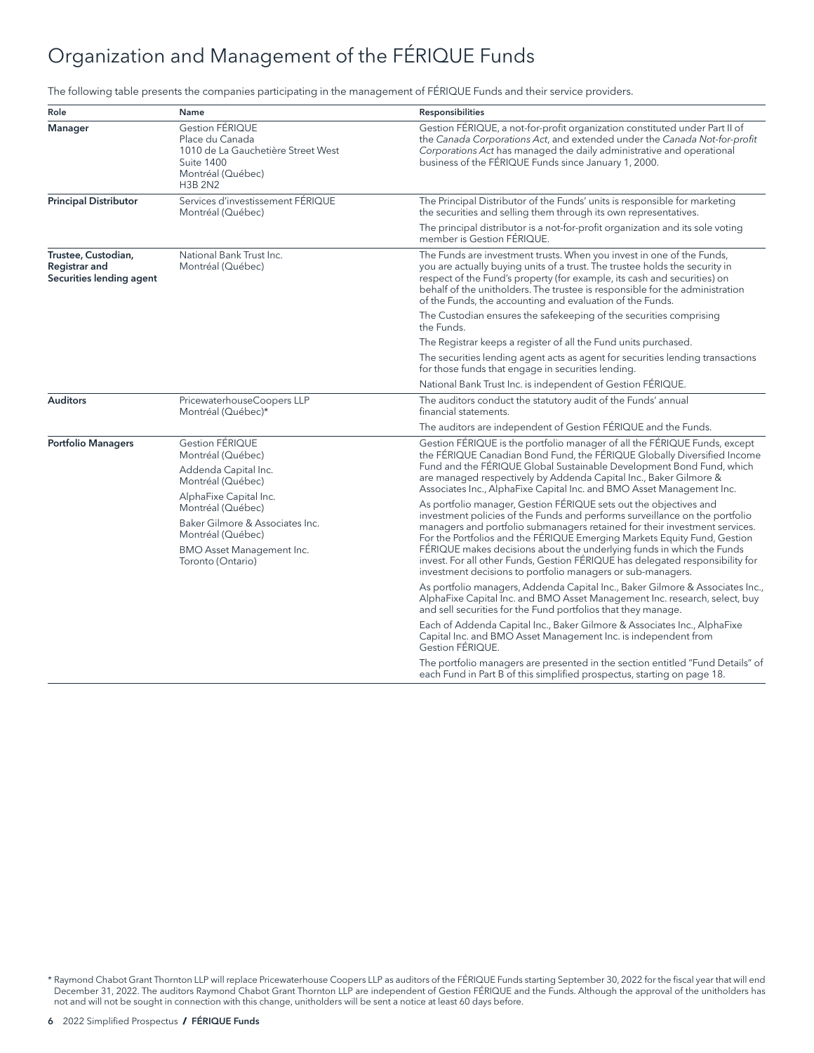# Organization and Management of the FÉRIQUE Funds

The following table presents the companies participating in the management of FÉRIQUE Funds and their service providers.

| Role | Name | Responsibilities |
|---|---|---|
| **Manager** | Gestion FÉRIQUE<br>Place du Canada<br>1010 de La Gauchetière Street West<br>Suite 1400<br>Montréal (Québec)<br>H3B 2N2 | Gestion FÉRIQUE, a not-for-profit organization constituted under Part II of the *Canada Corporations Act*, and extended under the *Canada Not-for-profit Corporations Act* has managed the daily administrative and operational business of the FÉRIQUE Funds since January 1, 2000. |
| **Principal Distributor** | Services d'investissement FÉRIQUE<br>Montréal (Québec) | The Principal Distributor of the Funds' units is responsible for marketing the securities and selling them through its own representatives.<br><br>The principal distributor is a not-for-profit organization and its sole voting member is Gestion FÉRIQUE. |
| **Trustee, Custodian, Registrar and Securities lending agent** | National Bank Trust Inc.<br>Montréal (Québec) | The Funds are investment trusts. When you invest in one of the Funds, you are actually buying units of a trust. The trustee holds the security in respect of the Fund's property (for example, its cash and securities) on behalf of the unitholders. The trustee is responsible for the administration of the Funds, the accounting and evaluation of the Funds.<br><br>The Custodian ensures the safekeeping of the securities comprising the Funds.<br><br>The Registrar keeps a register of all the Fund units purchased.<br><br>The securities lending agent acts as agent for securities lending transactions for those funds that engage in securities lending.<br><br>National Bank Trust Inc. is independent of Gestion FÉRIQUE. |
| **Auditors** | PricewaterhouseCoopers LLP<br>Montréal (Québec)* | The auditors conduct the statutory audit of the Funds' annual financial statements.<br><br>The auditors are independent of Gestion FÉRIQUE and the Funds. |
| **Portfolio Managers** | Gestion FÉRIQUE<br>Montréal (Québec)<br><br>Addenda Capital Inc.<br>Montréal (Québec)<br><br>AlphaFixe Capital Inc.<br>Montréal (Québec)<br><br>Baker Gilmore & Associates Inc.<br>Montréal (Québec)<br><br>BMO Asset Management Inc.<br>Toronto (Ontario) | Gestion FÉRIQUE is the portfolio manager of all the FÉRIQUE Funds, except the FÉRIQUE Canadian Bond Fund, the FÉRIQUE Globally Diversified Income Fund and the FÉRIQUE Global Sustainable Development Bond Fund, which are managed respectively by Addenda Capital Inc., Baker Gilmore & Associates Inc., AlphaFixe Capital Inc. and BMO Asset Management Inc.<br><br>As portfolio manager, Gestion FÉRIQUE sets out the objectives and investment policies of the Funds and performs surveillance on the portfolio managers and portfolio submanagers retained for their investment services. For the Portfolios and the FÉRIQUE Emerging Markets Equity Fund, Gestion FÉRIQUE makes decisions about the underlying funds in which the Funds invest. For all other Funds, Gestion FÉRIQUE has delegated responsibility for investment decisions to portfolio managers or sub-managers.<br><br>As portfolio managers, Addenda Capital Inc., Baker Gilmore & Associates Inc., AlphaFixe Capital Inc. and BMO Asset Management Inc. research, select, buy and sell securities for the Fund portfolios that they manage.<br><br>Each of Addenda Capital Inc., Baker Gilmore & Associates Inc., AlphaFixe Capital Inc. and BMO Asset Management Inc. is independent from Gestion FÉRIQUE.<br><br>The portfolio managers are presented in the section entitled "Fund Details" of each Fund in Part B of this simplified prospectus, starting on page 18. |

\* Raymond Chabot Grant Thornton LLP will replace Pricewaterhouse Coopers LLP as auditors of the FÉRIQUE Funds starting September 30, 2022 for the fiscal year that will end December 31, 2022. The auditors Raymond Chabot Grant Thornton LLP are independent of Gestion FÉRIQUE and the Funds. Although the approval of the unitholders has not and will not be sought in connection with this change, unitholders will be sent a notice at least 60 days before.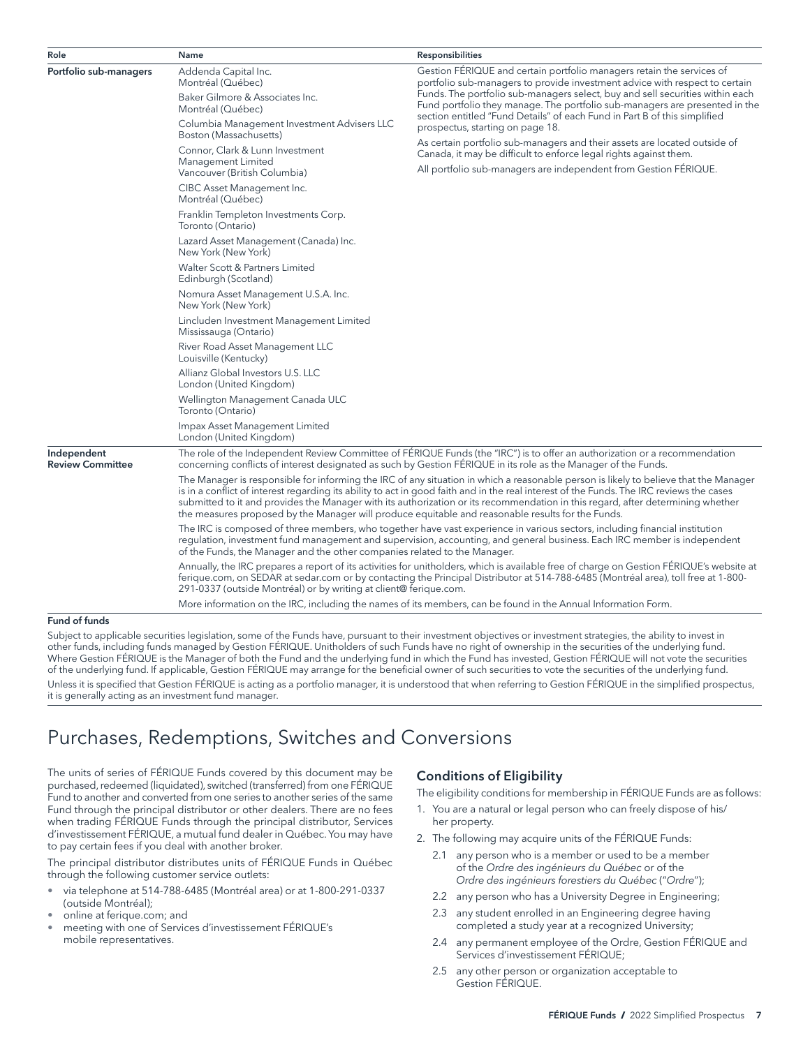| Role | Name | Responsibilities |
|---|---|---|
| **Portfolio sub-managers** | Addenda Capital Inc.<br>Montréal (Québec)<br><br>Baker Gilmore & Associates Inc.<br>Montréal (Québec)<br><br>Columbia Management Investment Advisers LLC<br>Boston (Massachusetts)<br><br>Connor, Clark & Lunn Investment Management Limited<br>Vancouver (British Columbia)<br><br>CIBC Asset Management Inc.<br>Montréal (Québec)<br><br>Franklin Templeton Investments Corp.<br>Toronto (Ontario)<br><br>Lazard Asset Management (Canada) Inc.<br>New York (New York)<br><br>Walter Scott & Partners Limited<br>Edinburgh (Scotland)<br><br>Nomura Asset Management U.S.A. Inc.<br>New York (New York)<br><br>Lincluden Investment Management Limited<br>Mississauga (Ontario)<br><br>River Road Asset Management LLC<br>Louisville (Kentucky)<br><br>Allianz Global Investors U.S. LLC<br>London (United Kingdom)<br><br>Wellington Management Canada ULC<br>Toronto (Ontario)<br><br>Impax Asset Management Limited<br>London (United Kingdom) | Gestion FÉRIQUE and certain portfolio managers retain the services of portfolio sub-managers to provide investment advice with respect to certain Funds. The portfolio sub-managers select, buy and sell securities within each Fund portfolio they manage. The portfolio sub-managers are presented in the section entitled "Fund Details" of each Fund in Part B of this simplified prospectus, starting on page 18.<br><br>As certain portfolio sub-managers and their assets are located outside of Canada, it may be difficult to enforce legal rights against them.<br><br>All portfolio sub-managers are independent from Gestion FÉRIQUE. |
| **Independent Review Committee** | The role of the Independent Review Committee of FÉRIQUE Funds (the "IRC") is to offer an authorization or a recommendation concerning conflicts of interest designated as such by Gestion FÉRIQUE in its role as the Manager of the Funds.<br><br>The Manager is responsible for informing the IRC of any situation in which a reasonable person is likely to believe that the Manager is in a conflict of interest regarding its ability to act in good faith and in the real interest of the Funds. The IRC reviews the cases submitted to it and provides the Manager with its authorization or its recommendation in this regard, after determining whether the measures proposed by the Manager will produce equitable and reasonable results for the Funds.<br><br>The IRC is composed of three members, who together have vast experience in various sectors, including financial institution regulation, investment fund management and supervision, accounting, and general business. Each IRC member is independent of the Funds, the Manager and the other companies related to the Manager.<br><br>Annually, the IRC prepares a report of its activities for unitholders, which is available free of charge on Gestion FÉRIQUE's website at ferique.com, on SEDAR at sedar.com or by contacting the Principal Distributor at 514-788-6485 (Montréal area), toll free at 1-800-291-0337 (outside Montréal) or by writing at client@ ferique.com.<br><br>More information on the IRC, including the names of its members, can be found in the Annual Information Form. | |

**Fund of funds**

Subject to applicable securities legislation, some of the Funds have, pursuant to their investment objectives or investment strategies, the ability to invest in other funds, including funds managed by Gestion FÉRIQUE. Unitholders of such Funds have no right of ownership in the securities of the underlying fund. Where Gestion FÉRIQUE is the Manager of both the Fund and the underlying fund in which the Fund has invested, Gestion FÉRIQUE will not vote the securities of the underlying fund. If applicable, Gestion FÉRIQUE may arrange for the beneficial owner of such securities to vote the securities of the underlying fund.

Unless it is specified that Gestion FÉRIQUE is acting as a portfolio manager, it is understood that when referring to Gestion FÉRIQUE in the simplified prospectus, it is generally acting as an investment fund manager.

# Purchases, Redemptions, Switches and Conversions

The units of series of FÉRIQUE Funds covered by this document may be purchased, redeemed (liquidated), switched (transferred) from one FÉRIQUE Fund to another and converted from one series to another series of the same Fund through the principal distributor or other dealers. There are no fees when trading FÉRIQUE Funds through the principal distributor, Services d'investissement FÉRIQUE, a mutual fund dealer in Québec. You may have to pay certain fees if you deal with another broker.

The principal distributor distributes units of FÉRIQUE Funds in Québec through the following customer service outlets:

- via telephone at 514-788-6485 (Montréal area) or at 1-800-291-0337 (outside Montréal);
- online at ferique.com; and
- meeting with one of Services d'investissement FÉRIQUE's mobile representatives.

## Conditions of Eligibility

The eligibility conditions for membership in FÉRIQUE Funds are as follows:

1. You are a natural or legal person who can freely dispose of his/her property.
2. The following may acquire units of the FÉRIQUE Funds:
   - 2.1 any person who is a member or used to be a member of the *Ordre des ingénieurs du Québec* or of the *Ordre des ingénieurs forestiers du Québec* ("*Ordre*");
   - 2.2 any person who has a University Degree in Engineering;
   - 2.3 any student enrolled in an Engineering degree having completed a study year at a recognized University;
   - 2.4 any permanent employee of the Ordre, Gestion FÉRIQUE and Services d'investissement FÉRIQUE;
   - 2.5 any other person or organization acceptable to Gestion FÉRIQUE.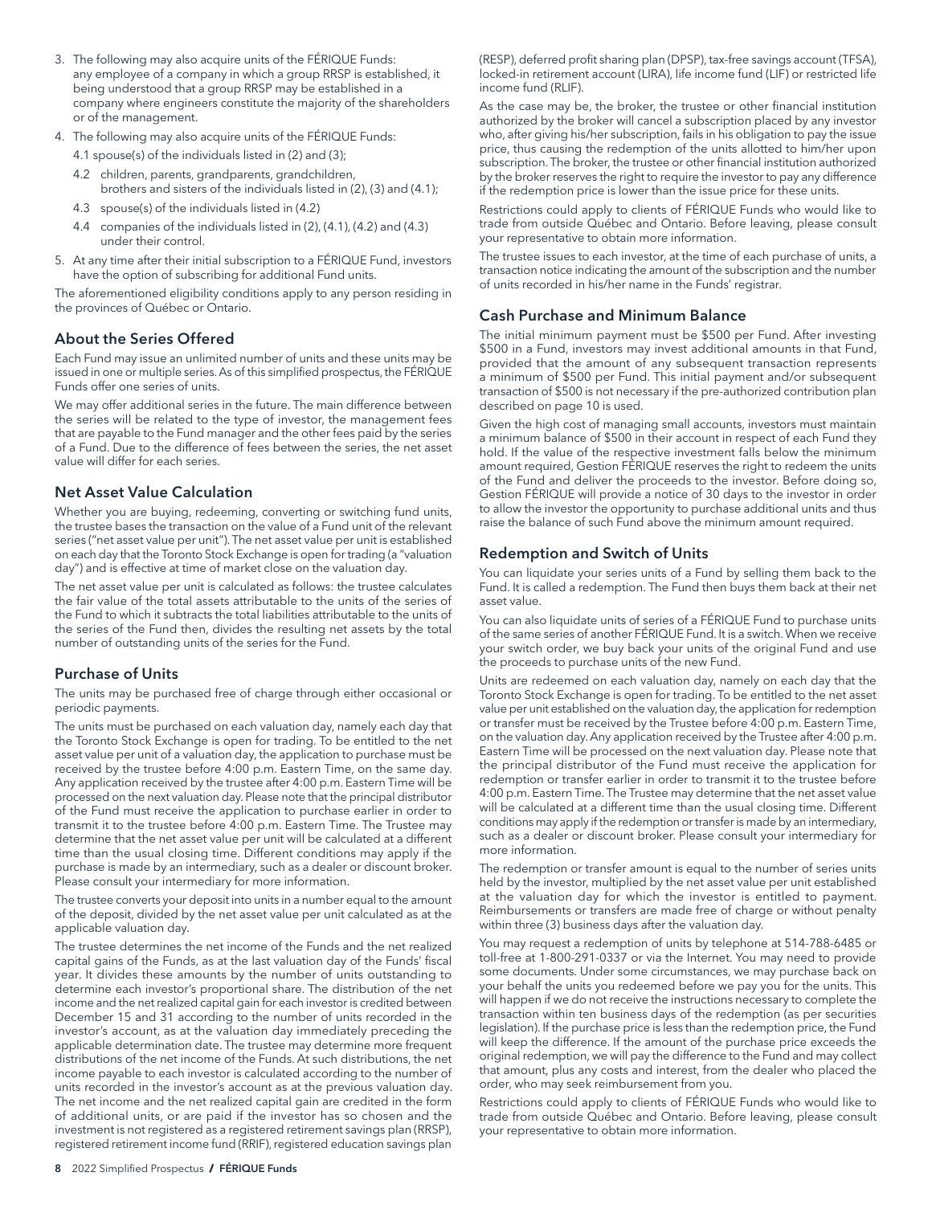3. The following may also acquire units of the FÉRIQUE Funds: any employee of a company in which a group RRSP is established, it being understood that a group RRSP may be established in a company where engineers constitute the majority of the shareholders or of the management.
4. The following may also acquire units of the FÉRIQUE Funds:
   - 4.1 spouse(s) of the individuals listed in (2) and (3);
   - 4.2 children, parents, grandparents, grandchildren, brothers and sisters of the individuals listed in (2), (3) and (4.1);
   - 4.3 spouse(s) of the individuals listed in (4.2)
   - 4.4 companies of the individuals listed in (2), (4.1), (4.2) and (4.3) under their control.
5. At any time after their initial subscription to a FÉRIQUE Fund, investors have the option of subscribing for additional Fund units.

The aforementioned eligibility conditions apply to any person residing in the provinces of Québec or Ontario.

## About the Series Offered

Each Fund may issue an unlimited number of units and these units may be issued in one or multiple series. As of this simplified prospectus, the FÉRIQUE Funds offer one series of units.

We may offer additional series in the future. The main difference between the series will be related to the type of investor, the management fees that are payable to the Fund manager and the other fees paid by the series of a Fund. Due to the difference of fees between the series, the net asset value will differ for each series.

## Net Asset Value Calculation

Whether you are buying, redeeming, converting or switching fund units, the trustee bases the transaction on the value of a Fund unit of the relevant series ("net asset value per unit"). The net asset value per unit is established on each day that the Toronto Stock Exchange is open for trading (a "valuation day") and is effective at time of market close on the valuation day.

The net asset value per unit is calculated as follows: the trustee calculates the fair value of the total assets attributable to the units of the series of the Fund to which it subtracts the total liabilities attributable to the units of the series of the Fund then, divides the resulting net assets by the total number of outstanding units of the series for the Fund.

## Purchase of Units

The units may be purchased free of charge through either occasional or periodic payments.

The units must be purchased on each valuation day, namely each day that the Toronto Stock Exchange is open for trading. To be entitled to the net asset value per unit of a valuation day, the application to purchase must be received by the trustee before 4:00 p.m. Eastern Time, on the same day. Any application received by the trustee after 4:00 p.m. Eastern Time will be processed on the next valuation day. Please note that the principal distributor of the Fund must receive the application to purchase earlier in order to transmit it to the trustee before 4:00 p.m. Eastern Time. The Trustee may determine that the net asset value per unit will be calculated at a different time than the usual closing time. Different conditions may apply if the purchase is made by an intermediary, such as a dealer or discount broker. Please consult your intermediary for more information.

The trustee converts your deposit into units in a number equal to the amount of the deposit, divided by the net asset value per unit calculated as at the applicable valuation day.

The trustee determines the net income of the Funds and the net realized capital gains of the Funds, as at the last valuation day of the Funds' fiscal year. It divides these amounts by the number of units outstanding to determine each investor's proportional share. The distribution of the net income and the net realized capital gain for each investor is credited between December 15 and 31 according to the number of units recorded in the investor's account, as at the valuation day immediately preceding the applicable determination date. The trustee may determine more frequent distributions of the net income of the Funds. At such distributions, the net income payable to each investor is calculated according to the number of units recorded in the investor's account as at the previous valuation day. The net income and the net realized capital gain are credited in the form of additional units, or are paid if the investor has so chosen and the investment is not registered as a registered retirement savings plan (RRSP), registered retirement income fund (RRIF), registered education savings plan (RESP), deferred profit sharing plan (DPSP), tax-free savings account (TFSA), locked-in retirement account (LIRA), life income fund (LIF) or restricted life income fund (RLIF).

As the case may be, the broker, the trustee or other financial institution authorized by the broker will cancel a subscription placed by any investor who, after giving his/her subscription, fails in his obligation to pay the issue price, thus causing the redemption of the units allotted to him/her upon subscription. The broker, the trustee or other financial institution authorized by the broker reserves the right to require the investor to pay any difference if the redemption price is lower than the issue price for these units.

Restrictions could apply to clients of FÉRIQUE Funds who would like to trade from outside Québec and Ontario. Before leaving, please consult your representative to obtain more information.

The trustee issues to each investor, at the time of each purchase of units, a transaction notice indicating the amount of the subscription and the number of units recorded in his/her name in the Funds' registrar.

## Cash Purchase and Minimum Balance

The initial minimum payment must be $500 per Fund. After investing $500 in a Fund, investors may invest additional amounts in that Fund, provided that the amount of any subsequent transaction represents a minimum of $500 per Fund. This initial payment and/or subsequent transaction of $500 is not necessary if the pre-authorized contribution plan described on page 10 is used.

Given the high cost of managing small accounts, investors must maintain a minimum balance of $500 in their account in respect of each Fund they hold. If the value of the respective investment falls below the minimum amount required, Gestion FÉRIQUE reserves the right to redeem the units of the Fund and deliver the proceeds to the investor. Before doing so, Gestion FÉRIQUE will provide a notice of 30 days to the investor in order to allow the investor the opportunity to purchase additional units and thus raise the balance of such Fund above the minimum amount required.

## Redemption and Switch of Units

You can liquidate your series units of a Fund by selling them back to the Fund. It is called a redemption. The Fund then buys them back at their net asset value.

You can also liquidate units of series of a FÉRIQUE Fund to purchase units of the same series of another FÉRIQUE Fund. It is a switch. When we receive your switch order, we buy back your units of the original Fund and use the proceeds to purchase units of the new Fund.

Units are redeemed on each valuation day, namely on each day that the Toronto Stock Exchange is open for trading. To be entitled to the net asset value per unit established on the valuation day, the application for redemption or transfer must be received by the Trustee before 4:00 p.m. Eastern Time, on the valuation day. Any application received by the Trustee after 4:00 p.m. Eastern Time will be processed on the next valuation day. Please note that the principal distributor of the Fund must receive the application for redemption or transfer earlier in order to transmit it to the trustee before 4:00 p.m. Eastern Time. The Trustee may determine that the net asset value will be calculated at a different time than the usual closing time. Different conditions may apply if the redemption or transfer is made by an intermediary, such as a dealer or discount broker. Please consult your intermediary for more information.

The redemption or transfer amount is equal to the number of series units held by the investor, multiplied by the net asset value per unit established at the valuation day for which the investor is entitled to payment. Reimbursements or transfers are made free of charge or without penalty within three (3) business days after the valuation day.

You may request a redemption of units by telephone at 514-788-6485 or toll-free at 1-800-291-0337 or via the Internet. You may need to provide some documents. Under some circumstances, we may purchase back on your behalf the units you redeemed before we pay you for the units. This will happen if we do not receive the instructions necessary to complete the transaction within ten business days of the redemption (as per securities legislation). If the purchase price is less than the redemption price, the Fund will keep the difference. If the amount of the purchase price exceeds the original redemption, we will pay the difference to the Fund and may collect that amount, plus any costs and interest, from the dealer who placed the order, who may seek reimbursement from you.

Restrictions could apply to clients of FÉRIQUE Funds who would like to trade from outside Québec and Ontario. Before leaving, please consult your representative to obtain more information.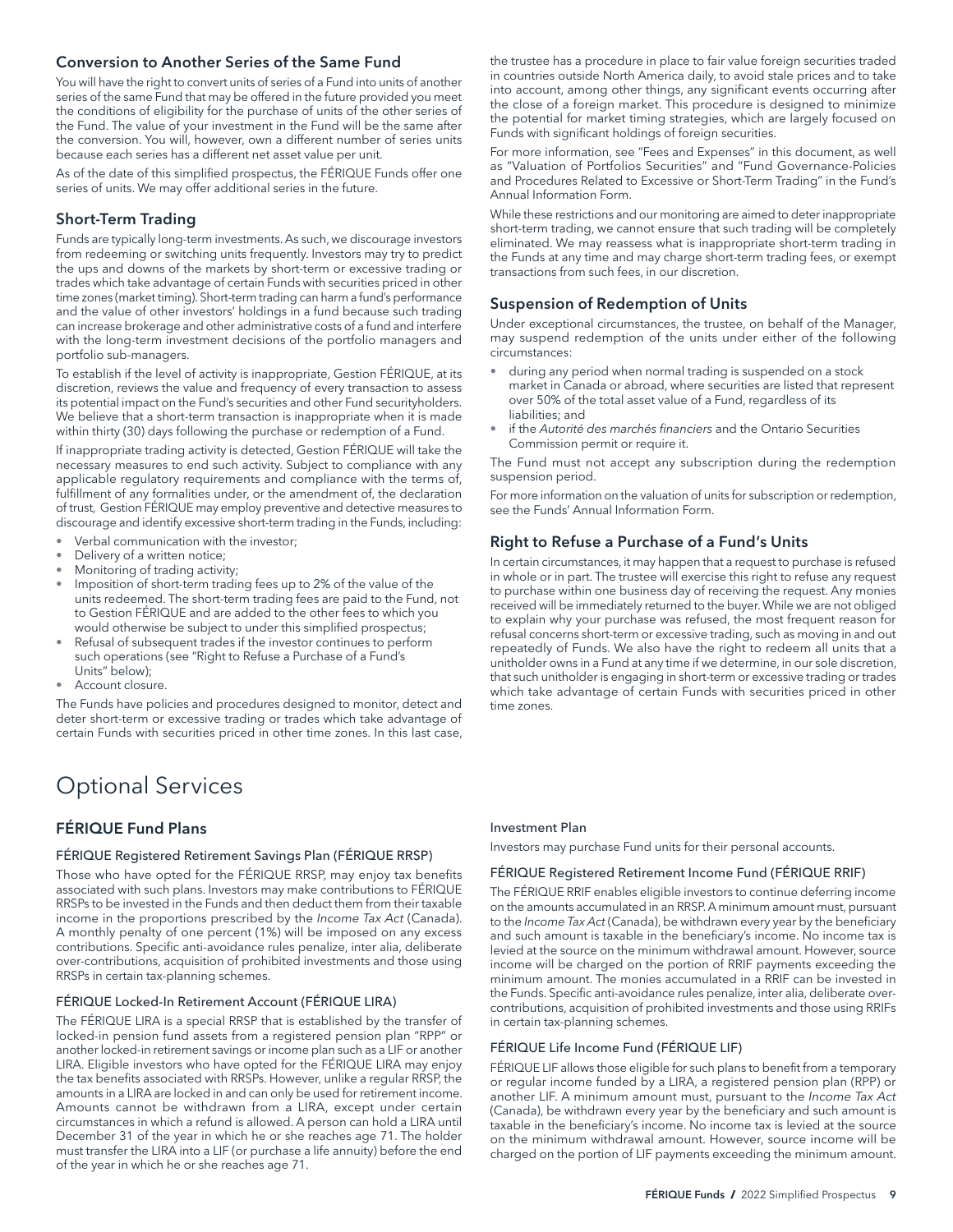## Conversion to Another Series of the Same Fund

You will have the right to convert units of series of a Fund into units of another series of the same Fund that may be offered in the future provided you meet the conditions of eligibility for the purchase of units of the other series of the Fund. The value of your investment in the Fund will be the same after the conversion. You will, however, own a different number of series units because each series has a different net asset value per unit.

As of the date of this simplified prospectus, the FÉRIQUE Funds offer one series of units. We may offer additional series in the future.

## Short-Term Trading

Funds are typically long-term investments. As such, we discourage investors from redeeming or switching units frequently. Investors may try to predict the ups and downs of the markets by short-term or excessive trading or trades which take advantage of certain Funds with securities priced in other time zones (market timing). Short-term trading can harm a fund's performance and the value of other investors' holdings in a fund because such trading can increase brokerage and other administrative costs of a fund and interfere with the long-term investment decisions of the portfolio managers and portfolio sub-managers.

To establish if the level of activity is inappropriate, Gestion FÉRIQUE, at its discretion, reviews the value and frequency of every transaction to assess its potential impact on the Fund's securities and other Fund securityholders. We believe that a short-term transaction is inappropriate when it is made within thirty (30) days following the purchase or redemption of a Fund.

If inappropriate trading activity is detected, Gestion FÉRIQUE will take the necessary measures to end such activity. Subject to compliance with any applicable regulatory requirements and compliance with the terms of, fulfillment of any formalities under, or the amendment of, the declaration of trust, Gestion FÉRIQUE may employ preventive and detective measures to discourage and identify excessive short-term trading in the Funds, including:

- Verbal communication with the investor;
- Delivery of a written notice;
- Monitoring of trading activity;
- Imposition of short-term trading fees up to 2% of the value of the units redeemed. The short-term trading fees are paid to the Fund, not to Gestion FÉRIQUE and are added to the other fees to which you would otherwise be subject to under this simplified prospectus;
- Refusal of subsequent trades if the investor continues to perform such operations (see "Right to Refuse a Purchase of a Fund's Units" below);
- Account closure.

The Funds have policies and procedures designed to monitor, detect and deter short-term or excessive trading or trades which take advantage of certain Funds with securities priced in other time zones. In this last case, the trustee has a procedure in place to fair value foreign securities traded in countries outside North America daily, to avoid stale prices and to take into account, among other things, any significant events occurring after the close of a foreign market. This procedure is designed to minimize the potential for market timing strategies, which are largely focused on Funds with significant holdings of foreign securities.

For more information, see "Fees and Expenses" in this document, as well as "Valuation of Portfolios Securities" and "Fund Governance-Policies and Procedures Related to Excessive or Short-Term Trading" in the Fund's Annual Information Form.

While these restrictions and our monitoring are aimed to deter inappropriate short-term trading, we cannot ensure that such trading will be completely eliminated. We may reassess what is inappropriate short-term trading in the Funds at any time and may charge short-term trading fees, or exempt transactions from such fees, in our discretion.

## Suspension of Redemption of Units

Under exceptional circumstances, the trustee, on behalf of the Manager, may suspend redemption of the units under either of the following circumstances:

- during any period when normal trading is suspended on a stock market in Canada or abroad, where securities are listed that represent over 50% of the total asset value of a Fund, regardless of its liabilities; and
- if the *Autorité des marchés financiers* and the Ontario Securities Commission permit or require it.

The Fund must not accept any subscription during the redemption suspension period.

For more information on the valuation of units for subscription or redemption, see the Funds' Annual Information Form.

## Right to Refuse a Purchase of a Fund's Units

In certain circumstances, it may happen that a request to purchase is refused in whole or in part. The trustee will exercise this right to refuse any request to purchase within one business day of receiving the request. Any monies received will be immediately returned to the buyer. While we are not obliged to explain why your purchase was refused, the most frequent reason for refusal concerns short-term or excessive trading, such as moving in and out repeatedly of Funds. We also have the right to redeem all units that a unitholder owns in a Fund at any time if we determine, in our sole discretion, that such unitholder is engaging in short-term or excessive trading or trades which take advantage of certain Funds with securities priced in other time zones.

# Optional Services

## FÉRIQUE Fund Plans

### FÉRIQUE Registered Retirement Savings Plan (FÉRIQUE RRSP)

Those who have opted for the FÉRIQUE RRSP, may enjoy tax benefits associated with such plans. Investors may make contributions to FÉRIQUE RRSPs to be invested in the Funds and then deduct them from their taxable income in the proportions prescribed by the *Income Tax Act* (Canada). A monthly penalty of one percent (1%) will be imposed on any excess contributions. Specific anti-avoidance rules penalize, inter alia, deliberate over-contributions, acquisition of prohibited investments and those using RRSPs in certain tax-planning schemes.

### FÉRIQUE Locked-In Retirement Account (FÉRIQUE LIRA)

The FÉRIQUE LIRA is a special RRSP that is established by the transfer of locked-in pension fund assets from a registered pension plan "RPP" or another locked-in retirement savings or income plan such as a LIF or another LIRA. Eligible investors who have opted for the FÉRIQUE LIRA may enjoy the tax benefits associated with RRSPs. However, unlike a regular RRSP, the amounts in a LIRA are locked in and can only be used for retirement income. Amounts cannot be withdrawn from a LIRA, except under certain circumstances in which a refund is allowed. A person can hold a LIRA until December 31 of the year in which he or she reaches age 71. The holder must transfer the LIRA into a LIF (or purchase a life annuity) before the end of the year in which he or she reaches age 71.

### Investment Plan

Investors may purchase Fund units for their personal accounts.

### FÉRIQUE Registered Retirement Income Fund (FÉRIQUE RRIF)

The FÉRIQUE RRIF enables eligible investors to continue deferring income on the amounts accumulated in an RRSP. A minimum amount must, pursuant to the *Income Tax Act* (Canada), be withdrawn every year by the beneficiary and such amount is taxable in the beneficiary's income. No income tax is levied at the source on the minimum withdrawal amount. However, source income will be charged on the portion of RRIF payments exceeding the minimum amount. The monies accumulated in a RRIF can be invested in the Funds. Specific anti-avoidance rules penalize, inter alia, deliberate over-contributions, acquisition of prohibited investments and those using RRIFs in certain tax-planning schemes.

### FÉRIQUE Life Income Fund (FÉRIQUE LIF)

FÉRIQUE LIF allows those eligible for such plans to benefit from a temporary or regular income funded by a LIRA, a registered pension plan (RPP) or another LIF. A minimum amount must, pursuant to the *Income Tax Act* (Canada), be withdrawn every year by the beneficiary and such amount is taxable in the beneficiary's income. No income tax is levied at the source on the minimum withdrawal amount. However, source income will be charged on the portion of LIF payments exceeding the minimum amount.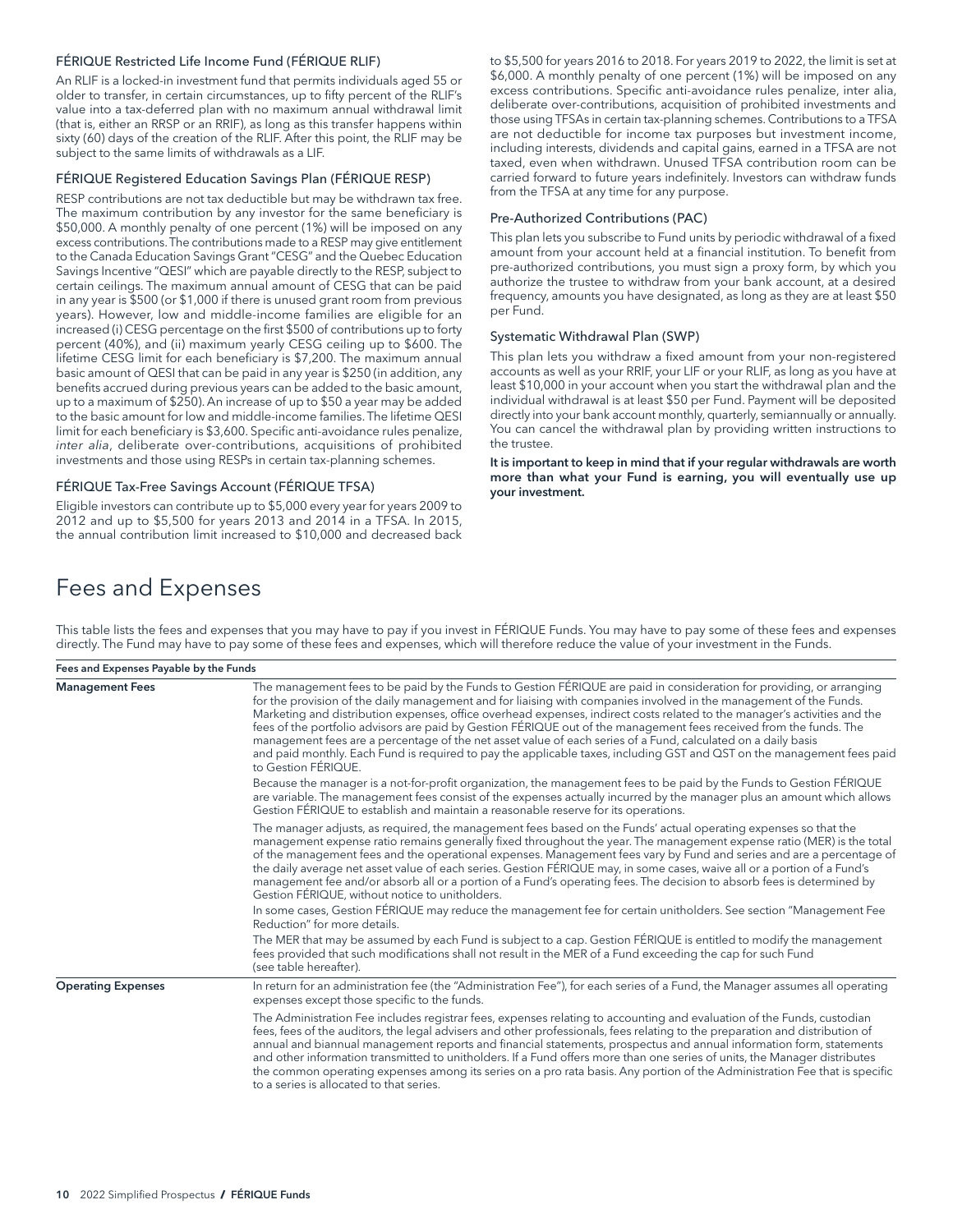### FÉRIQUE Restricted Life Income Fund (FÉRIQUE RLIF)

An RLIF is a locked-in investment fund that permits individuals aged 55 or older to transfer, in certain circumstances, up to fifty percent of the RLIF's value into a tax-deferred plan with no maximum annual withdrawal limit (that is, either an RRSP or an RRIF), as long as this transfer happens within sixty (60) days of the creation of the RLIF. After this point, the RLIF may be subject to the same limits of withdrawals as a LIF.

### FÉRIQUE Registered Education Savings Plan (FÉRIQUE RESP)

RESP contributions are not tax deductible but may be withdrawn tax free. The maximum contribution by any investor for the same beneficiary is $50,000. A monthly penalty of one percent (1%) will be imposed on any excess contributions. The contributions made to a RESP may give entitlement to the Canada Education Savings Grant "CESG" and the Quebec Education Savings Incentive "QESI" which are payable directly to the RESP, subject to certain ceilings. The maximum annual amount of CESG that can be paid in any year is $500 (or $1,000 if there is unused grant room from previous years). However, low and middle-income families are eligible for an increased (i) CESG percentage on the first $500 of contributions up to forty percent (40%), and (ii) maximum yearly CESG ceiling up to $600. The lifetime CESG limit for each beneficiary is $7,200. The maximum annual basic amount of QESI that can be paid in any year is $250 (in addition, any benefits accrued during previous years can be added to the basic amount, up to a maximum of $250). An increase of up to $50 a year may be added to the basic amount for low and middle-income families. The lifetime QESI limit for each beneficiary is $3,600. Specific anti-avoidance rules penalize, *inter alia*, deliberate over-contributions, acquisitions of prohibited investments and those using RESPs in certain tax-planning schemes.

### FÉRIQUE Tax-Free Savings Account (FÉRIQUE TFSA)

Eligible investors can contribute up to $5,000 every year for years 2009 to 2012 and up to $5,500 for years 2013 and 2014 in a TFSA. In 2015, the annual contribution limit increased to $10,000 and decreased back to $5,500 for years 2016 to 2018. For years 2019 to 2022, the limit is set at $6,000. A monthly penalty of one percent (1%) will be imposed on any excess contributions. Specific anti-avoidance rules penalize, inter alia, deliberate over-contributions, acquisition of prohibited investments and those using TFSAs in certain tax-planning schemes. Contributions to a TFSA are not deductible for income tax purposes but investment income, including interests, dividends and capital gains, earned in a TFSA are not taxed, even when withdrawn. Unused TFSA contribution room can be carried forward to future years indefinitely. Investors can withdraw funds from the TFSA at any time for any purpose.

### Pre-Authorized Contributions (PAC)

This plan lets you subscribe to Fund units by periodic withdrawal of a fixed amount from your account held at a financial institution. To benefit from pre-authorized contributions, you must sign a proxy form, by which you authorize the trustee to withdraw from your bank account, at a desired frequency, amounts you have designated, as long as they are at least $50 per Fund.

### Systematic Withdrawal Plan (SWP)

This plan lets you withdraw a fixed amount from your non-registered accounts as well as your RRIF, your LIF or your RLIF, as long as you have at least $10,000 in your account when you start the withdrawal plan and the individual withdrawal is at least $50 per Fund. Payment will be deposited directly into your bank account monthly, quarterly, semiannually or annually. You can cancel the withdrawal plan by providing written instructions to the trustee.

**It is important to keep in mind that if your regular withdrawals are worth more than what your Fund is earning, you will eventually use up your investment.**

# Fees and Expenses

This table lists the fees and expenses that you may have to pay if you invest in FÉRIQUE Funds. You may have to pay some of these fees and expenses directly. The Fund may have to pay some of these fees and expenses, which will therefore reduce the value of your investment in the Funds.

| Fees and Expenses Payable by the Funds | |
|---|---|
| **Management Fees** | The management fees to be paid by the Funds to Gestion FÉRIQUE are paid in consideration for providing, or arranging for the provision of the daily management and for liaising with companies involved in the management of the Funds. Marketing and distribution expenses, office overhead expenses, indirect costs related to the manager's activities and the fees of the portfolio advisors are paid by Gestion FÉRIQUE out of the management fees received from the funds. The management fees are a percentage of the net asset value of each series of a Fund, calculated on a daily basis and paid monthly. Each Fund is required to pay the applicable taxes, including GST and QST on the management fees paid to Gestion FÉRIQUE.<br><br>Because the manager is a not-for-profit organization, the management fees to be paid by the Funds to Gestion FÉRIQUE are variable. The management fees consist of the expenses actually incurred by the manager plus an amount which allows Gestion FÉRIQUE to establish and maintain a reasonable reserve for its operations.<br><br>The manager adjusts, as required, the management fees based on the Funds' actual operating expenses so that the management expense ratio remains generally fixed throughout the year. The management expense ratio (MER) is the total of the management fees and the operational expenses. Management fees vary by Fund and series and are a percentage of the daily average net asset value of each series. Gestion FÉRIQUE may, in some cases, waive all or a portion of a Fund's management fee and/or absorb all or a portion of a Fund's operating fees. The decision to absorb fees is determined by Gestion FÉRIQUE, without notice to unitholders.<br><br>In some cases, Gestion FÉRIQUE may reduce the management fee for certain unitholders. See section "Management Fee Reduction" for more details.<br><br>The MER that may be assumed by each Fund is subject to a cap. Gestion FÉRIQUE is entitled to modify the management fees provided that such modifications shall not result in the MER of a Fund exceeding the cap for such Fund (see table hereafter). |
| **Operating Expenses** | In return for an administration fee (the "Administration Fee"), for each series of a Fund, the Manager assumes all operating expenses except those specific to the funds.<br><br>The Administration Fee includes registrar fees, expenses relating to accounting and evaluation of the Funds, custodian fees, fees of the auditors, the legal advisers and other professionals, fees relating to the preparation and distribution of annual and biannual management reports and financial statements, prospectus and annual information form, statements and other information transmitted to unitholders. If a Fund offers more than one series of units, the Manager distributes the common operating expenses among its series on a pro rata basis. Any portion of the Administration Fee that is specific to a series is allocated to that series. |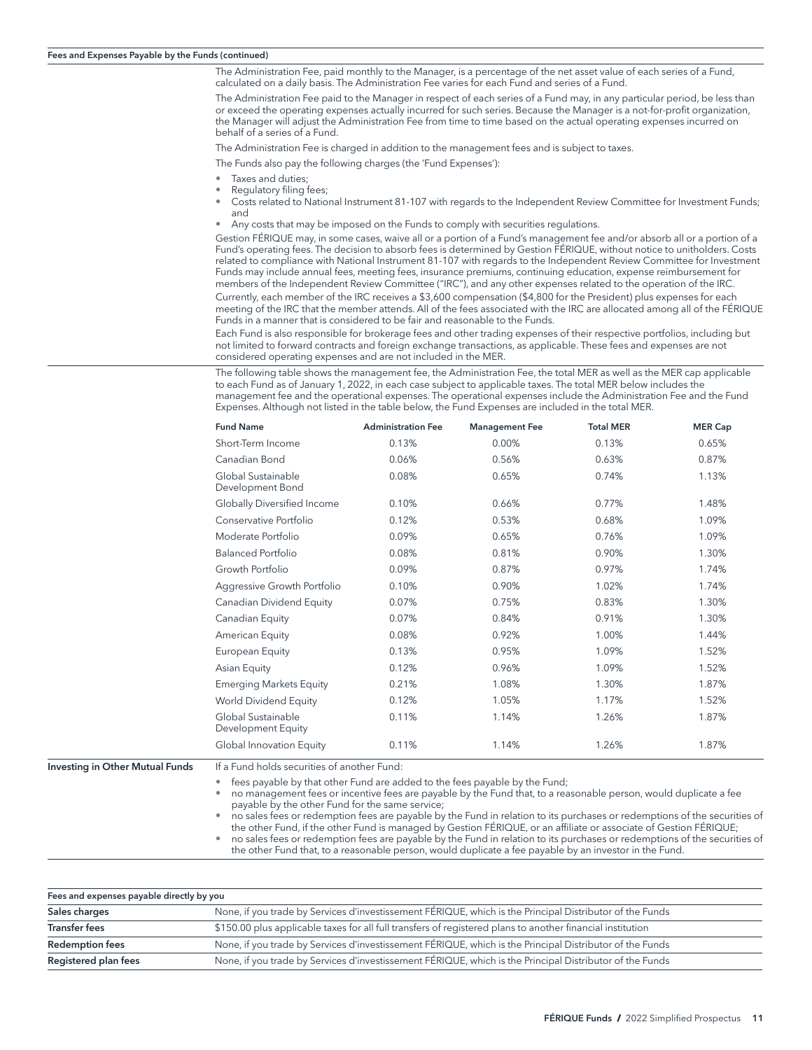**Fees and Expenses Payable by the Funds (continued)**

The Administration Fee, paid monthly to the Manager, is a percentage of the net asset value of each series of a Fund, calculated on a daily basis. The Administration Fee varies for each Fund and series of a Fund.

The Administration Fee paid to the Manager in respect of each series of a Fund may, in any particular period, be less than or exceed the operating expenses actually incurred for such series. Because the Manager is a not-for-profit organization, the Manager will adjust the Administration Fee from time to time based on the actual operating expenses incurred on behalf of a series of a Fund.

The Administration Fee is charged in addition to the management fees and is subject to taxes.

The Funds also pay the following charges (the 'Fund Expenses'):

- Taxes and duties;
- Regulatory filing fees;
- Costs related to National Instrument 81-107 with regards to the Independent Review Committee for Investment Funds; and
- Any costs that may be imposed on the Funds to comply with securities regulations.

Gestion FÉRIQUE may, in some cases, waive all or a portion of a Fund's management fee and/or absorb all or a portion of a Fund's operating fees. The decision to absorb fees is determined by Gestion FÉRIQUE, without notice to unitholders. Costs related to compliance with National Instrument 81-107 with regards to the Independent Review Committee for Investment Funds may include annual fees, meeting fees, insurance premiums, continuing education, expense reimbursement for members of the Independent Review Committee ("IRC"), and any other expenses related to the operation of the IRC.

Currently, each member of the IRC receives a $3,600 compensation ($4,800 for the President) plus expenses for each meeting of the IRC that the member attends. All of the fees associated with the IRC are allocated among all of the FÉRIQUE Funds in a manner that is considered to be fair and reasonable to the Funds.

Each Fund is also responsible for brokerage fees and other trading expenses of their respective portfolios, including but not limited to forward contracts and foreign exchange transactions, as applicable. These fees and expenses are not considered operating expenses and are not included in the MER.

The following table shows the management fee, the Administration Fee, the total MER as well as the MER cap applicable to each Fund as of January 1, 2022, in each case subject to applicable taxes. The total MER below includes the management fee and the operational expenses. The operational expenses include the Administration Fee and the Fund Expenses. Although not listed in the table below, the Fund Expenses are included in the total MER.

| Fund Name | Administration Fee | Management Fee | Total MER | MER Cap |
|---|---|---|---|---|
| Short-Term Income | 0.13% | 0.00% | 0.13% | 0.65% |
| Canadian Bond | 0.06% | 0.56% | 0.63% | 0.87% |
| Global Sustainable Development Bond | 0.08% | 0.65% | 0.74% | 1.13% |
| Globally Diversified Income | 0.10% | 0.66% | 0.77% | 1.48% |
| Conservative Portfolio | 0.12% | 0.53% | 0.68% | 1.09% |
| Moderate Portfolio | 0.09% | 0.65% | 0.76% | 1.09% |
| Balanced Portfolio | 0.08% | 0.81% | 0.90% | 1.30% |
| Growth Portfolio | 0.09% | 0.87% | 0.97% | 1.74% |
| Aggressive Growth Portfolio | 0.10% | 0.90% | 1.02% | 1.74% |
| Canadian Dividend Equity | 0.07% | 0.75% | 0.83% | 1.30% |
| Canadian Equity | 0.07% | 0.84% | 0.91% | 1.30% |
| American Equity | 0.08% | 0.92% | 1.00% | 1.44% |
| European Equity | 0.13% | 0.95% | 1.09% | 1.52% |
| Asian Equity | 0.12% | 0.96% | 1.09% | 1.52% |
| Emerging Markets Equity | 0.21% | 1.08% | 1.30% | 1.87% |
| World Dividend Equity | 0.12% | 1.05% | 1.17% | 1.52% |
| Global Sustainable Development Equity | 0.11% | 1.14% | 1.26% | 1.87% |
| Global Innovation Equity | 0.11% | 1.14% | 1.26% | 1.87% |

**Investing in Other Mutual Funds**

If a Fund holds securities of another Fund:

- fees payable by that other Fund are added to the fees payable by the Fund;
- no management fees or incentive fees are payable by the Fund that, to a reasonable person, would duplicate a fee payable by the other Fund for the same service;
- no sales fees or redemption fees are payable by the Fund in relation to its purchases or redemptions of the securities of the other Fund, if the other Fund is managed by Gestion FÉRIQUE, or an affiliate or associate of Gestion FÉRIQUE;
- no sales fees or redemption fees are payable by the Fund in relation to its purchases or redemptions of the securities of the other Fund that, to a reasonable person, would duplicate a fee payable by an investor in the Fund.

| Fees and expenses payable directly by you | |
|---|---|
| **Sales charges** | None, if you trade by Services d'investissement FÉRIQUE, which is the Principal Distributor of the Funds |
| **Transfer fees** | $150.00 plus applicable taxes for all full transfers of registered plans to another financial institution |
| **Redemption fees** | None, if you trade by Services d'investissement FÉRIQUE, which is the Principal Distributor of the Funds |
| **Registered plan fees** | None, if you trade by Services d'investissement FÉRIQUE, which is the Principal Distributor of the Funds |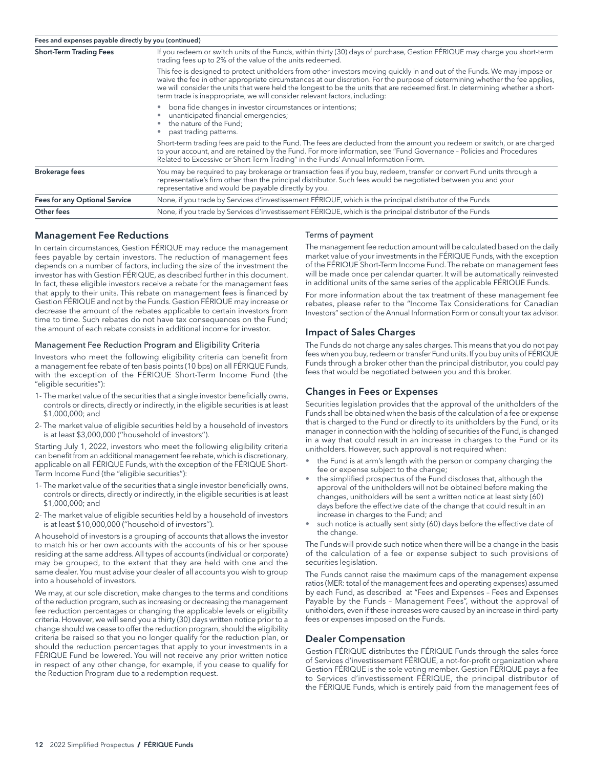| Fees and expenses payable directly by you (continued) | |
|---|---|
| **Short-Term Trading Fees** | If you redeem or switch units of the Funds, within thirty (30) days of purchase, Gestion FÉRIQUE may charge you short-term trading fees up to 2% of the value of the units redeemed.<br><br>This fee is designed to protect unitholders from other investors moving quickly in and out of the Funds. We may impose or waive the fee in other appropriate circumstances at our discretion. For the purpose of determining whether the fee applies, we will consider the units that were held the longest to be the units that are redeemed first. In determining whether a short-term trade is inappropriate, we will consider relevant factors, including:<br><br>• bona fide changes in investor circumstances or intentions;<br>• unanticipated financial emergencies;<br>• the nature of the Fund;<br>• past trading patterns.<br><br>Short-term trading fees are paid to the Fund. The fees are deducted from the amount you redeem or switch, or are charged to your account, and are retained by the Fund. For more information, see "Fund Governance – Policies and Procedures Related to Excessive or Short-Term Trading" in the Funds' Annual Information Form. |
| **Brokerage fees** | You may be required to pay brokerage or transaction fees if you buy, redeem, transfer or convert Fund units through a representative's firm other than the principal distributor. Such fees would be negotiated between you and your representative and would be payable directly by you. |
| **Fees for any Optional Service** | None, if you trade by Services d'investissement FÉRIQUE, which is the principal distributor of the Funds |
| **Other fees** | None, if you trade by Services d'investissement FÉRIQUE, which is the principal distributor of the Funds |

## Management Fee Reductions

In certain circumstances, Gestion FÉRIQUE may reduce the management fees payable by certain investors. The reduction of management fees depends on a number of factors, including the size of the investment the investor has with Gestion FÉRIQUE, as described further in this document. In fact, these eligible investors receive a rebate for the management fees that apply to their units. This rebate on management fees is financed by Gestion FÉRIQUE and not by the Funds. Gestion FÉRIQUE may increase or decrease the amount of the rebates applicable to certain investors from time to time. Such rebates do not have tax consequences on the Fund; the amount of each rebate consists in additional income for investor.

### Management Fee Reduction Program and Eligibility Criteria

Investors who meet the following eligibility criteria can benefit from a management fee rebate of ten basis points (10 bps) on all FÉRIQUE Funds, with the exception of the FÉRIQUE Short-Term Income Fund (the "eligible securities"):

1- The market value of the securities that a single investor beneficially owns, controls or directs, directly or indirectly, in the eligible securities is at least $1,000,000; and

2- The market value of eligible securities held by a household of investors is at least $3,000,000 ("household of investors").

Starting July 1, 2022, investors who meet the following eligibility criteria can benefit from an additional management fee rebate, which is discretionary, applicable on all FÉRIQUE Funds, with the exception of the FÉRIQUE Short-Term Income Fund (the "eligible securities"):

1- The market value of the securities that a single investor beneficially owns, controls or directs, directly or indirectly, in the eligible securities is at least $1,000,000; and

2- The market value of eligible securities held by a household of investors is at least $10,000,000 ("household of investors").

A household of investors is a grouping of accounts that allows the investor to match his or her own accounts with the accounts of his or her spouse residing at the same address. All types of accounts (individual or corporate) may be grouped, to the extent that they are held with one and the same dealer. You must advise your dealer of all accounts you wish to group into a household of investors.

We may, at our sole discretion, make changes to the terms and conditions of the reduction program, such as increasing or decreasing the management fee reduction percentages or changing the applicable levels or eligibility criteria. However, we will send you a thirty (30) days written notice prior to a change should we cease to offer the reduction program, should the eligibility criteria be raised so that you no longer qualify for the reduction plan, or should the reduction percentages that apply to your investments in a FÉRIQUE Fund be lowered. You will not receive any prior written notice in respect of any other change, for example, if you cease to qualify for the Reduction Program due to a redemption request.

### Terms of payment

The management fee reduction amount will be calculated based on the daily market value of your investments in the FÉRIQUE Funds, with the exception of the FÉRIQUE Short-Term Income Fund. The rebate on management fees will be made once per calendar quarter. It will be automatically reinvested in additional units of the same series of the applicable FÉRIQUE Funds.

For more information about the tax treatment of these management fee rebates, please refer to the "Income Tax Considerations for Canadian Investors" section of the Annual Information Form or consult your tax advisor.

## Impact of Sales Charges

The Funds do not charge any sales charges. This means that you do not pay fees when you buy, redeem or transfer Fund units. If you buy units of FÉRIQUE Funds through a broker other than the principal distributor, you could pay fees that would be negotiated between you and this broker.

## Changes in Fees or Expenses

Securities legislation provides that the approval of the unitholders of the Funds shall be obtained when the basis of the calculation of a fee or expense that is charged to the Fund or directly to its unitholders by the Fund, or its manager in connection with the holding of securities of the Fund, is changed in a way that could result in an increase in charges to the Fund or its unitholders. However, such approval is not required when:

- the Fund is at arm's length with the person or company charging the fee or expense subject to the change;
- the simplified prospectus of the Fund discloses that, although the approval of the unitholders will not be obtained before making the changes, unitholders will be sent a written notice at least sixty (60) days before the effective date of the change that could result in an increase in charges to the Fund; and
- such notice is actually sent sixty (60) days before the effective date of the change.

The Funds will provide such notice when there will be a change in the basis of the calculation of a fee or expense subject to such provisions of securities legislation.

The Funds cannot raise the maximum caps of the management expense ratios (MER: total of the management fees and operating expenses) assumed by each Fund, as described at "Fees and Expenses – Fees and Expenses Payable by the Funds – Management Fees", without the approval of unitholders, even if these increases were caused by an increase in third-party fees or expenses imposed on the Funds.

## Dealer Compensation

Gestion FÉRIQUE distributes the FÉRIQUE Funds through the sales force of Services d'investissement FÉRIQUE, a not-for-profit organization where Gestion FÉRIQUE is the sole voting member. Gestion FÉRIQUE pays a fee to Services d'investissement FÉRIQUE, the principal distributor of the FÉRIQUE Funds, which is entirely paid from the management fees of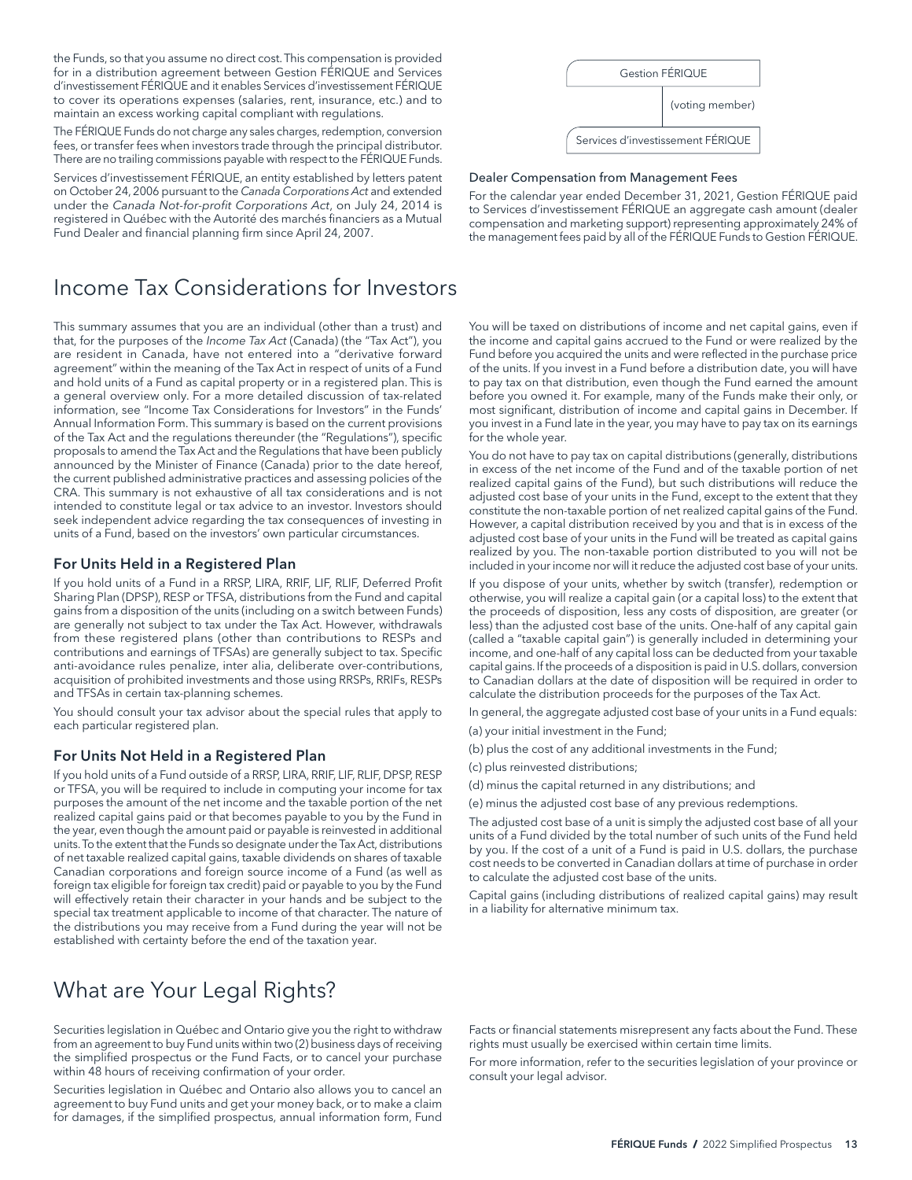the Funds, so that you assume no direct cost. This compensation is provided for in a distribution agreement between Gestion FÉRIQUE and Services d'investissement FÉRIQUE and it enables Services d'investissement FÉRIQUE to cover its operations expenses (salaries, rent, insurance, etc.) and to maintain an excess working capital compliant with regulations.

The FÉRIQUE Funds do not charge any sales charges, redemption, conversion fees, or transfer fees when investors trade through the principal distributor. There are no trailing commissions payable with respect to the FÉRIQUE Funds.

Services d'investissement FÉRIQUE, an entity established by letters patent on October 24, 2006 pursuant to the *Canada Corporations Act* and extended under the *Canada Not-for-profit Corporations Act*, on July 24, 2014 is registered in Québec with the Autorité des marchés financiers as a Mutual Fund Dealer and financial planning firm since April 24, 2007.

Gestion FÉRIQUE

(voting member)

Services d'investissement FÉRIQUE

### Dealer Compensation from Management Fees

For the calendar year ended December 31, 2021, Gestion FÉRIQUE paid to Services d'investissement FÉRIQUE an aggregate cash amount (dealer compensation and marketing support) representing approximately 24% of the management fees paid by all of the FÉRIQUE Funds to Gestion FÉRIQUE.

# Income Tax Considerations for Investors

This summary assumes that you are an individual (other than a trust) and that, for the purposes of the *Income Tax Act* (Canada) (the "Tax Act"), you are resident in Canada, have not entered into a "derivative forward agreement" within the meaning of the Tax Act in respect of units of a Fund and hold units of a Fund as capital property or in a registered plan. This is a general overview only. For a more detailed discussion of tax-related information, see "Income Tax Considerations for Investors" in the Funds' Annual Information Form. This summary is based on the current provisions of the Tax Act and the regulations thereunder (the "Regulations"), specific proposals to amend the Tax Act and the Regulations that have been publicly announced by the Minister of Finance (Canada) prior to the date hereof, the current published administrative practices and assessing policies of the CRA. This summary is not exhaustive of all tax considerations and is not intended to constitute legal or tax advice to an investor. Investors should seek independent advice regarding the tax consequences of investing in units of a Fund, based on the investors' own particular circumstances.

## For Units Held in a Registered Plan

If you hold units of a Fund in a RRSP, LIRA, RRIF, LIF, RLIF, Deferred Profit Sharing Plan (DPSP), RESP or TFSA, distributions from the Fund and capital gains from a disposition of the units (including on a switch between Funds) are generally not subject to tax under the Tax Act. However, withdrawals from these registered plans (other than contributions to RESPs and contributions and earnings of TFSAs) are generally subject to tax. Specific anti-avoidance rules penalize, inter alia, deliberate over-contributions, acquisition of prohibited investments and those using RRSPs, RRIFs, RESPs and TFSAs in certain tax-planning schemes.

You should consult your tax advisor about the special rules that apply to each particular registered plan.

## For Units Not Held in a Registered Plan

If you hold units of a Fund outside of a RRSP, LIRA, RRIF, LIF, RLIF, DPSP, RESP or TFSA, you will be required to include in computing your income for tax purposes the amount of the net income and the taxable portion of the net realized capital gains paid or that becomes payable to you by the Fund in the year, even though the amount paid or payable is reinvested in additional units. To the extent that the Funds so designate under the Tax Act, distributions of net taxable realized capital gains, taxable dividends on shares of taxable Canadian corporations and foreign source income of a Fund (as well as foreign tax eligible for foreign tax credit) paid or payable to you by the Fund will effectively retain their character in your hands and be subject to the special tax treatment applicable to income of that character. The nature of the distributions you may receive from a Fund during the year will not be established with certainty before the end of the taxation year.

You will be taxed on distributions of income and net capital gains, even if the income and capital gains accrued to the Fund or were realized by the Fund before you acquired the units and were reflected in the purchase price of the units. If you invest in a Fund before a distribution date, you will have to pay tax on that distribution, even though the Fund earned the amount before you owned it. For example, many of the Funds make their only, or most significant, distribution of income and capital gains in December. If you invest in a Fund late in the year, you may have to pay tax on its earnings for the whole year.

You do not have to pay tax on capital distributions (generally, distributions in excess of the net income of the Fund and of the taxable portion of net realized capital gains of the Fund), but such distributions will reduce the adjusted cost base of your units in the Fund, except to the extent that they constitute the non-taxable portion of net realized capital gains of the Fund. However, a capital distribution received by you and that is in excess of the adjusted cost base of your units in the Fund will be treated as capital gains realized by you. The non-taxable portion distributed to you will not be included in your income nor will it reduce the adjusted cost base of your units.

If you dispose of your units, whether by switch (transfer), redemption or otherwise, you will realize a capital gain (or a capital loss) to the extent that the proceeds of disposition, less any costs of disposition, are greater (or less) than the adjusted cost base of the units. One-half of any capital gain (called a "taxable capital gain") is generally included in determining your income, and one-half of any capital loss can be deducted from your taxable capital gains. If the proceeds of a disposition is paid in U.S. dollars, conversion to Canadian dollars at the date of disposition will be required in order to calculate the distribution proceeds for the purposes of the Tax Act.

In general, the aggregate adjusted cost base of your units in a Fund equals:

(a) your initial investment in the Fund;

(b) plus the cost of any additional investments in the Fund;

(c) plus reinvested distributions;

(d) minus the capital returned in any distributions; and

(e) minus the adjusted cost base of any previous redemptions.

The adjusted cost base of a unit is simply the adjusted cost base of all your units of a Fund divided by the total number of such units of the Fund held by you. If the cost of a unit of a Fund is paid in U.S. dollars, the purchase cost needs to be converted in Canadian dollars at time of purchase in order to calculate the adjusted cost base of the units.

Capital gains (including distributions of realized capital gains) may result in a liability for alternative minimum tax.

# What are Your Legal Rights?

Securities legislation in Québec and Ontario give you the right to withdraw from an agreement to buy Fund units within two (2) business days of receiving the simplified prospectus or the Fund Facts, or to cancel your purchase within 48 hours of receiving confirmation of your order.

Securities legislation in Québec and Ontario also allows you to cancel an agreement to buy Fund units and get your money back, or to make a claim for damages, if the simplified prospectus, annual information form, Fund Facts or financial statements misrepresent any facts about the Fund. These rights must usually be exercised within certain time limits.

For more information, refer to the securities legislation of your province or consult your legal advisor.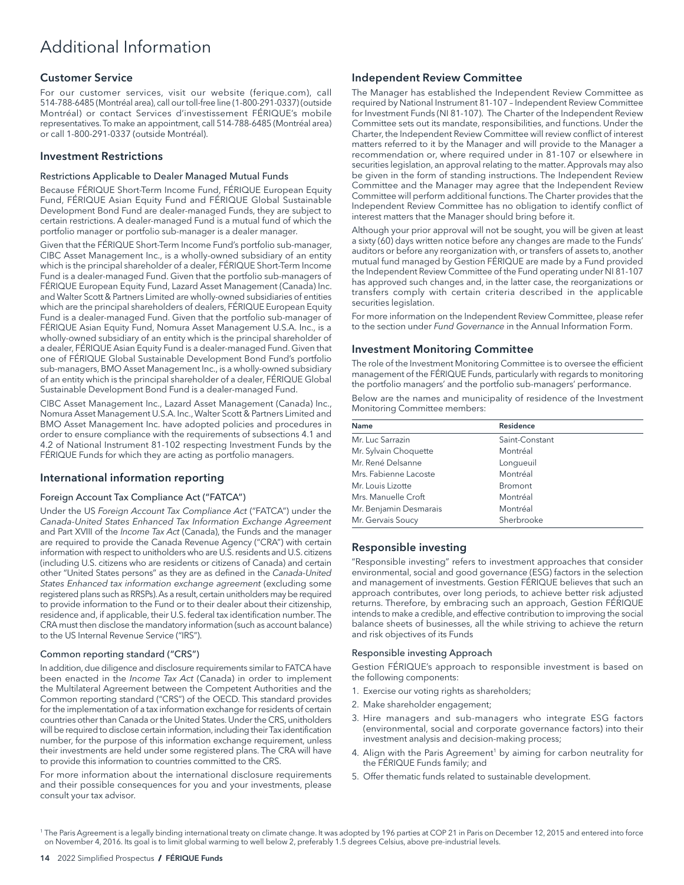# Additional Information

## Customer Service

For our customer services, visit our website (ferique.com), call 514-788-6485 (Montréal area), call our toll-free line (1-800-291-0337) (outside Montréal) or contact Services d'investissement FÉRIQUE's mobile representatives. To make an appointment, call 514-788-6485 (Montréal area) or call 1-800-291-0337 (outside Montréal).

## Investment Restrictions

### Restrictions Applicable to Dealer Managed Mutual Funds

Because FÉRIQUE Short-Term Income Fund, FÉRIQUE European Equity Fund, FÉRIQUE Asian Equity Fund and FÉRIQUE Global Sustainable Development Bond Fund are dealer-managed Funds, they are subject to certain restrictions. A dealer-managed Fund is a mutual fund of which the portfolio manager or portfolio sub-manager is a dealer manager.

Given that the FÉRIQUE Short-Term Income Fund's portfolio sub-manager, CIBC Asset Management Inc., is a wholly-owned subsidiary of an entity which is the principal shareholder of a dealer, FÉRIQUE Short-Term Income Fund is a dealer-managed Fund. Given that the portfolio sub-managers of FÉRIQUE European Equity Fund, Lazard Asset Management (Canada) Inc. and Walter Scott & Partners Limited are wholly-owned subsidiaries of entities which are the principal shareholders of dealers, FÉRIQUE European Equity Fund is a dealer-managed Fund. Given that the portfolio sub-manager of FÉRIQUE Asian Equity Fund, Nomura Asset Management U.S.A. Inc., is a wholly-owned subsidiary of an entity which is the principal shareholder of a dealer, FÉRIQUE Asian Equity Fund is a dealer-managed Fund. Given that one of FÉRIQUE Global Sustainable Development Bond Fund's portfolio sub-managers, BMO Asset Management Inc., is a wholly-owned subsidiary of an entity which is the principal shareholder of a dealer, FÉRIQUE Global Sustainable Development Bond Fund is a dealer-managed Fund.

CIBC Asset Management Inc., Lazard Asset Management (Canada) Inc., Nomura Asset Management U.S.A. Inc., Walter Scott & Partners Limited and BMO Asset Management Inc. have adopted policies and procedures in order to ensure compliance with the requirements of subsections 4.1 and 4.2 of National Instrument 81-102 respecting Investment Funds by the FÉRIQUE Funds for which they are acting as portfolio managers.

## International information reporting

### Foreign Account Tax Compliance Act ("FATCA")

Under the US *Foreign Account Tax Compliance Act* ("FATCA") under the *Canada-United States Enhanced Tax Information Exchange Agreement* and Part XVIII of the *Income Tax Act* (Canada), the Funds and the manager are required to provide the Canada Revenue Agency ("CRA") with certain information with respect to unitholders who are U.S. residents and U.S. citizens (including U.S. citizens who are residents or citizens of Canada) and certain other "United States persons" as they are as defined in the *Canada-United States Enhanced tax information exchange agreement* (excluding some registered plans such as RRSPs). As a result, certain unitholders may be required to provide information to the Fund or to their dealer about their citizenship, residence and, if applicable, their U.S. federal tax identification number. The CRA must then disclose the mandatory information (such as account balance) to the US Internal Revenue Service ("IRS").

### Common reporting standard ("CRS")

In addition, due diligence and disclosure requirements similar to FATCA have been enacted in the *Income Tax Act* (Canada) in order to implement the Multilateral Agreement between the Competent Authorities and the Common reporting standard ("CRS") of the OECD. This standard provides for the implementation of a tax information exchange for residents of certain countries other than Canada or the United States. Under the CRS, unitholders will be required to disclose certain information, including their Tax identification number, for the purpose of this information exchange requirement, unless their investments are held under some registered plans. The CRA will have to provide this information to countries committed to the CRS.

For more information about the international disclosure requirements and their possible consequences for you and your investments, please consult your tax advisor.

## Independent Review Committee

The Manager has established the Independent Review Committee as required by National Instrument 81-107 – Independent Review Committee for Investment Funds (NI 81-107). The Charter of the Independent Review Committee sets out its mandate, responsibilities, and functions. Under the Charter, the Independent Review Committee will review conflict of interest matters referred to it by the Manager and will provide to the Manager a recommendation or, where required under in 81-107 or elsewhere in securities legislation, an approval relating to the matter. Approvals may also be given in the form of standing instructions. The Independent Review Committee and the Manager may agree that the Independent Review Committee will perform additional functions. The Charter provides that the Independent Review Committee has no obligation to identify conflict of interest matters that the Manager should bring before it.

Although your prior approval will not be sought, you will be given at least a sixty (60) days written notice before any changes are made to the Funds' auditors or before any reorganization with, or transfers of assets to, another mutual fund managed by Gestion FÉRIQUE are made by a Fund provided the Independent Review Committee of the Fund operating under NI 81-107 has approved such changes and, in the latter case, the reorganizations or transfers comply with certain criteria described in the applicable securities legislation.

For more information on the Independent Review Committee, please refer to the section under *Fund Governance* in the Annual Information Form.

## Investment Monitoring Committee

The role of the Investment Monitoring Committee is to oversee the efficient management of the FÉRIQUE Funds, particularly with regards to monitoring the portfolio managers' and the portfolio sub-managers' performance.

Below are the names and municipality of residence of the Investment Monitoring Committee members:

| Name | Residence |
|---|---|
| Mr. Luc Sarrazin | Saint-Constant |
| Mr. Sylvain Choquette | Montréal |
| Mr. René Delsanne | Longueuil |
| Mrs. Fabienne Lacoste | Montréal |
| Mr. Louis Lizotte | Bromont |
| Mrs. Manuelle Croft | Montréal |
| Mr. Benjamin Desmarais | Montréal |
| Mr. Gervais Soucy | Sherbrooke |

## Responsible investing

"Responsible investing" refers to investment approaches that consider environmental, social and good governance (ESG) factors in the selection and management of investments. Gestion FÉRIQUE believes that such an approach contributes, over long periods, to achieve better risk adjusted returns. Therefore, by embracing such an approach, Gestion FÉRIQUE intends to make a credible, and effective contribution to improving the social balance sheets of businesses, all the while striving to achieve the return and risk objectives of its Funds

### Responsible investing Approach

Gestion FÉRIQUE's approach to responsible investment is based on the following components:

1. Exercise our voting rights as shareholders;
2. Make shareholder engagement;
3. Hire managers and sub-managers who integrate ESG factors (environmental, social and corporate governance factors) into their investment analysis and decision-making process;
4. Align with the Paris Agreement[1] by aiming for carbon neutrality for the FÉRIQUE Funds family; and
5. Offer thematic funds related to sustainable development.

[1] The Paris Agreement is a legally binding international treaty on climate change. It was adopted by 196 parties at COP 21 in Paris on December 12, 2015 and entered into force on November 4, 2016. Its goal is to limit global warming to well below 2, preferably 1.5 degrees Celsius, above pre-industrial levels.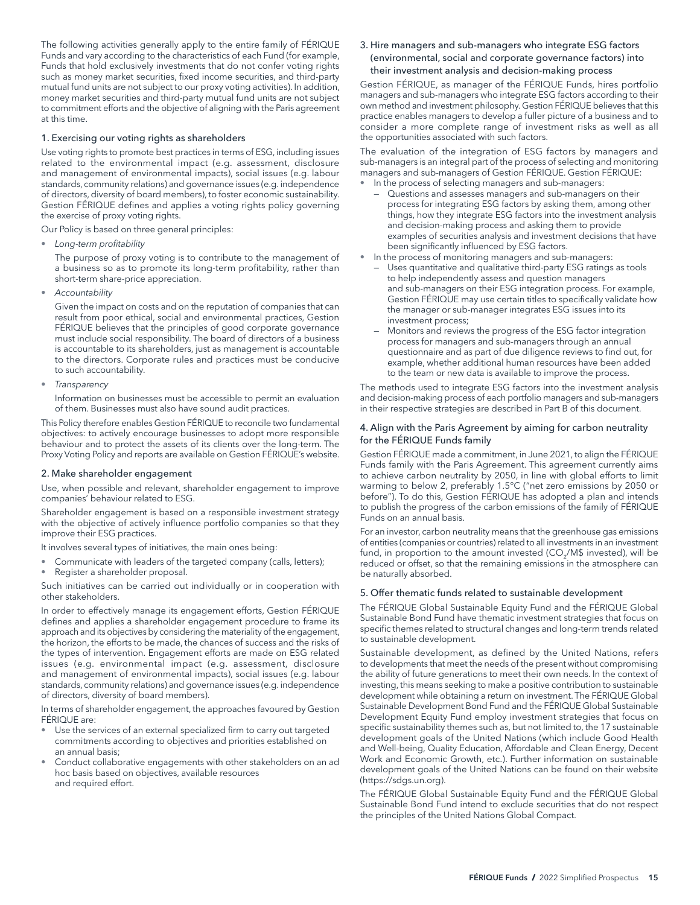The following activities generally apply to the entire family of FÉRIQUE Funds and vary according to the characteristics of each Fund (for example, Funds that hold exclusively investments that do not confer voting rights such as money market securities, fixed income securities, and third-party mutual fund units are not subject to our proxy voting activities). In addition, money market securities and third-party mutual fund units are not subject to commitment efforts and the objective of aligning with the Paris agreement at this time.

### 1. Exercising our voting rights as shareholders

Use voting rights to promote best practices in terms of ESG, including issues related to the environmental impact (e.g. assessment, disclosure and management of environmental impacts), social issues (e.g. labour standards, community relations) and governance issues (e.g. independence of directors, diversity of board members), to foster economic sustainability. Gestion FÉRIQUE defines and applies a voting rights policy governing the exercise of proxy voting rights.

Our Policy is based on three general principles:

- *Long-term profitability*

  The purpose of proxy voting is to contribute to the management of a business so as to promote its long-term profitability, rather than short-term share-price appreciation.

- *Accountability*

  Given the impact on costs and on the reputation of companies that can result from poor ethical, social and environmental practices, Gestion FÉRIQUE believes that the principles of good corporate governance must include social responsibility. The board of directors of a business is accountable to its shareholders, just as management is accountable to the directors. Corporate rules and practices must be conducive to such accountability.

- *Transparency*

  Information on businesses must be accessible to permit an evaluation of them. Businesses must also have sound audit practices.

This Policy therefore enables Gestion FÉRIQUE to reconcile two fundamental objectives: to actively encourage businesses to adopt more responsible behaviour and to protect the assets of its clients over the long-term. The Proxy Voting Policy and reports are available on Gestion FÉRIQUE's website.

### 2. Make shareholder engagement

Use, when possible and relevant, shareholder engagement to improve companies' behaviour related to ESG.

Shareholder engagement is based on a responsible investment strategy with the objective of actively influence portfolio companies so that they improve their ESG practices.

It involves several types of initiatives, the main ones being:

- Communicate with leaders of the targeted company (calls, letters);
- Register a shareholder proposal.

Such initiatives can be carried out individually or in cooperation with other stakeholders.

In order to effectively manage its engagement efforts, Gestion FÉRIQUE defines and applies a shareholder engagement procedure to frame its approach and its objectives by considering the materiality of the engagement, the horizon, the efforts to be made, the chances of success and the risks of the types of intervention. Engagement efforts are made on ESG related issues (e.g. environmental impact (e.g. assessment, disclosure and management of environmental impacts), social issues (e.g. labour standards, community relations) and governance issues (e.g. independence of directors, diversity of board members).

In terms of shareholder engagement, the approaches favoured by Gestion FÉRIQUE are:

- Use the services of an external specialized firm to carry out targeted commitments according to objectives and priorities established on an annual basis;
- Conduct collaborative engagements with other stakeholders on an ad hoc basis based on objectives, available resources and required effort.

### 3. Hire managers and sub-managers who integrate ESG factors (environmental, social and corporate governance factors) into their investment analysis and decision-making process

Gestion FÉRIQUE, as manager of the FÉRIQUE Funds, hires portfolio managers and sub-managers who integrate ESG factors according to their own method and investment philosophy. Gestion FÉRIQUE believes that this practice enables managers to develop a fuller picture of a business and to consider a more complete range of investment risks as well as all the opportunities associated with such factors.

The evaluation of the integration of ESG factors by managers and sub-managers is an integral part of the process of selecting and monitoring managers and sub-managers of Gestion FÉRIQUE. Gestion FÉRIQUE:

- In the process of selecting managers and sub-managers:
  - Questions and assesses managers and sub-managers on their process for integrating ESG factors by asking them, among other things, how they integrate ESG factors into the investment analysis and decision-making process and asking them to provide examples of securities analysis and investment decisions that have been significantly influenced by ESG factors.
- In the process of monitoring managers and sub-managers:
  - Uses quantitative and qualitative third-party ESG ratings as tools to help independently assess and question managers and sub-managers on their ESG integration process. For example, Gestion FÉRIQUE may use certain titles to specifically validate how the manager or sub-manager integrates ESG issues into its investment process;
  - Monitors and reviews the progress of the ESG factor integration process for managers and sub-managers through an annual questionnaire and as part of due diligence reviews to find out, for example, whether additional human resources have been added to the team or new data is available to improve the process.

The methods used to integrate ESG factors into the investment analysis and decision-making process of each portfolio managers and sub-managers in their respective strategies are described in Part B of this document.

### 4. Align with the Paris Agreement by aiming for carbon neutrality for the FÉRIQUE Funds family

Gestion FÉRIQUE made a commitment, in June 2021, to align the FÉRIQUE Funds family with the Paris Agreement. This agreement currently aims to achieve carbon neutrality by 2050, in line with global efforts to limit warming to below 2, preferably 1.5°C ("net zero emissions by 2050 or before"). To do this, Gestion FÉRIQUE has adopted a plan and intends to publish the progress of the carbon emissions of the family of FÉRIQUE Funds on an annual basis.

For an investor, carbon neutrality means that the greenhouse gas emissions of entities (companies or countries) related to all investments in an investment fund, in proportion to the amount invested ($CO_2$/M$ invested), will be reduced or offset, so that the remaining emissions in the atmosphere can be naturally absorbed.

### 5. Offer thematic funds related to sustainable development

The FÉRIQUE Global Sustainable Equity Fund and the FÉRIQUE Global Sustainable Bond Fund have thematic investment strategies that focus on specific themes related to structural changes and long-term trends related to sustainable development.

Sustainable development, as defined by the United Nations, refers to developments that meet the needs of the present without compromising the ability of future generations to meet their own needs. In the context of investing, this means seeking to make a positive contribution to sustainable development while obtaining a return on investment. The FÉRIQUE Global Sustainable Development Bond Fund and the FÉRIQUE Global Sustainable Development Equity Fund employ investment strategies that focus on specific sustainability themes such as, but not limited to, the 17 sustainable development goals of the United Nations (which include Good Health and Well-being, Quality Education, Affordable and Clean Energy, Decent Work and Economic Growth, etc.). Further information on sustainable development goals of the United Nations can be found on their website (https://sdgs.un.org).

The FÉRIQUE Global Sustainable Equity Fund and the FÉRIQUE Global Sustainable Bond Fund intend to exclude securities that do not respect the principles of the United Nations Global Compact.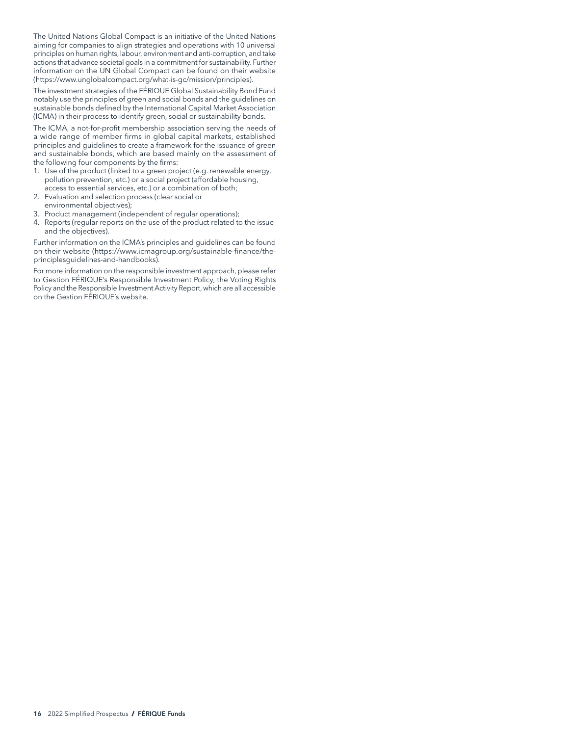The United Nations Global Compact is an initiative of the United Nations aiming for companies to align strategies and operations with 10 universal principles on human rights, labour, environment and anti-corruption, and take actions that advance societal goals in a commitment for sustainability. Further information on the UN Global Compact can be found on their website (https://www.unglobalcompact.org/what-is-gc/mission/principles).

The investment strategies of the FÉRIQUE Global Sustainability Bond Fund notably use the principles of green and social bonds and the guidelines on sustainable bonds defined by the International Capital Market Association (ICMA) in their process to identify green, social or sustainability bonds.

The ICMA, a not-for-profit membership association serving the needs of a wide range of member firms in global capital markets, established principles and guidelines to create a framework for the issuance of green and sustainable bonds, which are based mainly on the assessment of the following four components by the firms:

1. Use of the product (linked to a green project (e.g. renewable energy, pollution prevention, etc.) or a social project (affordable housing, access to essential services, etc.) or a combination of both;
2. Evaluation and selection process (clear social or environmental objectives);
3. Product management (independent of regular operations);
4. Reports (regular reports on the use of the product related to the issue and the objectives).

Further information on the ICMA's principles and guidelines can be found on their website (https://www.icmagroup.org/sustainable-finance/the-principlesguidelines-and-handbooks).

For more information on the responsible investment approach, please refer to Gestion FÉRIQUE's Responsible Investment Policy, the Voting Rights Policy and the Responsible Investment Activity Report, which are all accessible on the Gestion FÉRIQUE's website.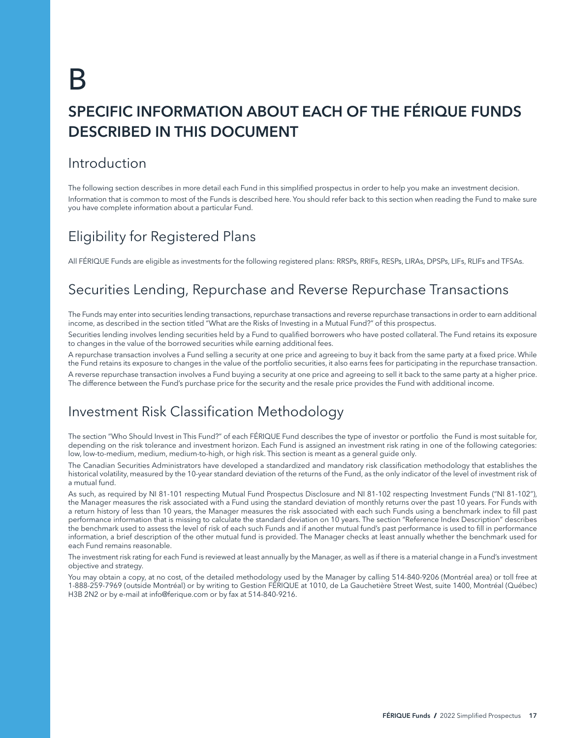# B

# SPECIFIC INFORMATION ABOUT EACH OF THE FÉRIQUE FUNDS DESCRIBED IN THIS DOCUMENT

## Introduction

The following section describes in more detail each Fund in this simplified prospectus in order to help you make an investment decision.

Information that is common to most of the Funds is described here. You should refer back to this section when reading the Fund to make sure you have complete information about a particular Fund.

## Eligibility for Registered Plans

All FÉRIQUE Funds are eligible as investments for the following registered plans: RRSPs, RRIFs, RESPs, LIRAs, DPSPs, LIFs, RLIFs and TFSAs.

## Securities Lending, Repurchase and Reverse Repurchase Transactions

The Funds may enter into securities lending transactions, repurchase transactions and reverse repurchase transactions in order to earn additional income, as described in the section titled "What are the Risks of Investing in a Mutual Fund?" of this prospectus.

Securities lending involves lending securities held by a Fund to qualified borrowers who have posted collateral. The Fund retains its exposure to changes in the value of the borrowed securities while earning additional fees.

A repurchase transaction involves a Fund selling a security at one price and agreeing to buy it back from the same party at a fixed price. While the Fund retains its exposure to changes in the value of the portfolio securities, it also earns fees for participating in the repurchase transaction.

A reverse repurchase transaction involves a Fund buying a security at one price and agreeing to sell it back to the same party at a higher price. The difference between the Fund's purchase price for the security and the resale price provides the Fund with additional income.

## Investment Risk Classification Methodology

The section "Who Should Invest in This Fund?" of each FÉRIQUE Fund describes the type of investor or portfolio the Fund is most suitable for, depending on the risk tolerance and investment horizon. Each Fund is assigned an investment risk rating in one of the following categories: low, low-to-medium, medium, medium-to-high, or high risk. This section is meant as a general guide only.

The Canadian Securities Administrators have developed a standardized and mandatory risk classification methodology that establishes the historical volatility, measured by the 10-year standard deviation of the returns of the Fund, as the only indicator of the level of investment risk of a mutual fund.

As such, as required by NI 81-101 respecting Mutual Fund Prospectus Disclosure and NI 81-102 respecting Investment Funds ("NI 81-102"), the Manager measures the risk associated with a Fund using the standard deviation of monthly returns over the past 10 years. For Funds with a return history of less than 10 years, the Manager measures the risk associated with each such Funds using a benchmark index to fill past performance information that is missing to calculate the standard deviation on 10 years. The section "Reference Index Description" describes the benchmark used to assess the level of risk of each such Funds and if another mutual fund's past performance is used to fill in performance information, a brief description of the other mutual fund is provided. The Manager checks at least annually whether the benchmark used for each Fund remains reasonable.

The investment risk rating for each Fund is reviewed at least annually by the Manager, as well as if there is a material change in a Fund's investment objective and strategy.

You may obtain a copy, at no cost, of the detailed methodology used by the Manager by calling 514-840-9206 (Montréal area) or toll free at 1-888-259-7969 (outside Montréal) or by writing to Gestion FÉRIQUE at 1010, de La Gauchetière Street West, suite 1400, Montréal (Québec) H3B 2N2 or by e-mail at info@ferique.com or by fax at 514-840-9216.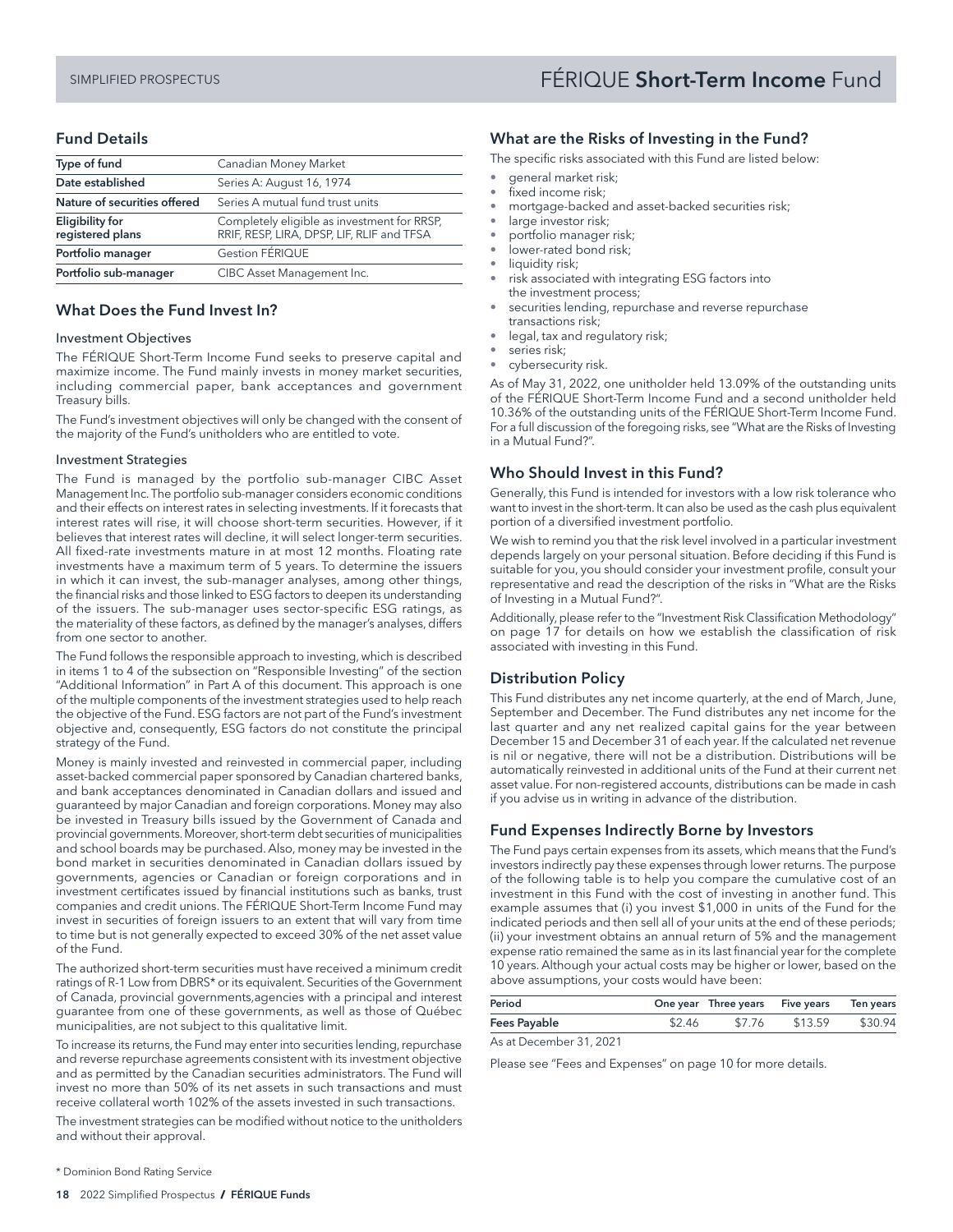# FÉRIQUE **Short-Term Income** Fund

## Fund Details

| | |
|---|---|
| **Type of fund** | Canadian Money Market |
| **Date established** | Series A: August 16, 1974 |
| **Nature of securities offered** | Series A mutual fund trust units |
| **Eligibility for registered plans** | Completely eligible as investment for RRSP, RRIF, RESP, LIRA, DPSP, LIF, RLIF and TFSA |
| **Portfolio manager** | Gestion FÉRIQUE |
| **Portfolio sub-manager** | CIBC Asset Management Inc. |

## What Does the Fund Invest In?

### Investment Objectives

The FÉRIQUE Short-Term Income Fund seeks to preserve capital and maximize income. The Fund mainly invests in money market securities, including commercial paper, bank acceptances and government Treasury bills.

The Fund's investment objectives will only be changed with the consent of the majority of the Fund's unitholders who are entitled to vote.

### Investment Strategies

The Fund is managed by the portfolio sub-manager CIBC Asset Management Inc. The portfolio sub-manager considers economic conditions and their effects on interest rates in selecting investments. If it forecasts that interest rates will rise, it will choose short-term securities. However, if it believes that interest rates will decline, it will select longer-term securities. All fixed-rate investments mature in at most 12 months. Floating rate investments have a maximum term of 5 years. To determine the issuers in which it can invest, the sub-manager analyses, among other things, the financial risks and those linked to ESG factors to deepen its understanding of the issuers. The sub-manager uses sector-specific ESG ratings, as the materiality of these factors, as defined by the manager's analyses, differs from one sector to another.

The Fund follows the responsible approach to investing, which is described in items 1 to 4 of the subsection on "Responsible Investing" of the section "Additional Information" in Part A of this document. This approach is one of the multiple components of the investment strategies used to help reach the objective of the Fund. ESG factors are not part of the Fund's investment objective and, consequently, ESG factors do not constitute the principal strategy of the Fund.

Money is mainly invested and reinvested in commercial paper, including asset-backed commercial paper sponsored by Canadian chartered banks, and bank acceptances denominated in Canadian dollars and issued and guaranteed by major Canadian and foreign corporations. Money may also be invested in Treasury bills issued by the Government of Canada and provincial governments. Moreover, short-term debt securities of municipalities and school boards may be purchased. Also, money may be invested in the bond market in securities denominated in Canadian dollars issued by governments, agencies or Canadian or foreign corporations and in investment certificates issued by financial institutions such as banks, trust companies and credit unions. The FÉRIQUE Short-Term Income Fund may invest in securities of foreign issuers to an extent that will vary from time to time but is not generally expected to exceed 30% of the net asset value of the Fund.

The authorized short-term securities must have received a minimum credit ratings of R-1 Low from DBRS* or its equivalent. Securities of the Government of Canada, provincial governments,agencies with a principal and interest guarantee from one of these governments, as well as those of Québec municipalities, are not subject to this qualitative limit.

To increase its returns, the Fund may enter into securities lending, repurchase and reverse repurchase agreements consistent with its investment objective and as permitted by the Canadian securities administrators. The Fund will invest no more than 50% of its net assets in such transactions and must receive collateral worth 102% of the assets invested in such transactions.

The investment strategies can be modified without notice to the unitholders and without their approval.

\* Dominion Bond Rating Service

## What are the Risks of Investing in the Fund?

The specific risks associated with this Fund are listed below:

- general market risk;
- fixed income risk;
- mortgage-backed and asset-backed securities risk;
- large investor risk;
- portfolio manager risk;
- lower-rated bond risk;
- liquidity risk;
- risk associated with integrating ESG factors into the investment process;
- securities lending, repurchase and reverse repurchase transactions risk;
- legal, tax and regulatory risk;
- series risk;
- cybersecurity risk.

As of May 31, 2022, one unitholder held 13.09% of the outstanding units of the FÉRIQUE Short-Term Income Fund and a second unitholder held 10.36% of the outstanding units of the FÉRIQUE Short-Term Income Fund. For a full discussion of the foregoing risks, see "What are the Risks of Investing in a Mutual Fund?".

## Who Should Invest in this Fund?

Generally, this Fund is intended for investors with a low risk tolerance who want to invest in the short-term. It can also be used as the cash plus equivalent portion of a diversified investment portfolio.

We wish to remind you that the risk level involved in a particular investment depends largely on your personal situation. Before deciding if this Fund is suitable for you, you should consider your investment profile, consult your representative and read the description of the risks in "What are the Risks of Investing in a Mutual Fund?".

Additionally, please refer to the "Investment Risk Classification Methodology" on page 17 for details on how we establish the classification of risk associated with investing in this Fund.

## Distribution Policy

This Fund distributes any net income quarterly, at the end of March, June, September and December. The Fund distributes any net income for the last quarter and any net realized capital gains for the year between December 15 and December 31 of each year. If the calculated net revenue is nil or negative, there will not be a distribution. Distributions will be automatically reinvested in additional units of the Fund at their current net asset value. For non-registered accounts, distributions can be made in cash if you advise us in writing in advance of the distribution.

## Fund Expenses Indirectly Borne by Investors

The Fund pays certain expenses from its assets, which means that the Fund's investors indirectly pay these expenses through lower returns. The purpose of the following table is to help you compare the cumulative cost of an investment in this Fund with the cost of investing in another fund. This example assumes that (i) you invest $1,000 in units of the Fund for the indicated periods and then sell all of your units at the end of these periods; (ii) your investment obtains an annual return of 5% and the management expense ratio remained the same as in its last financial year for the complete 10 years. Although your actual costs may be higher or lower, based on the above assumptions, your costs would have been:

| Period | One year | Three years | Five years | Ten years |
|---|---|---|---|---|
| **Fees Payable** | $2.46 | $7.76 | $13.59 | $30.94 |

As at December 31, 2021

Please see "Fees and Expenses" on page 10 for more details.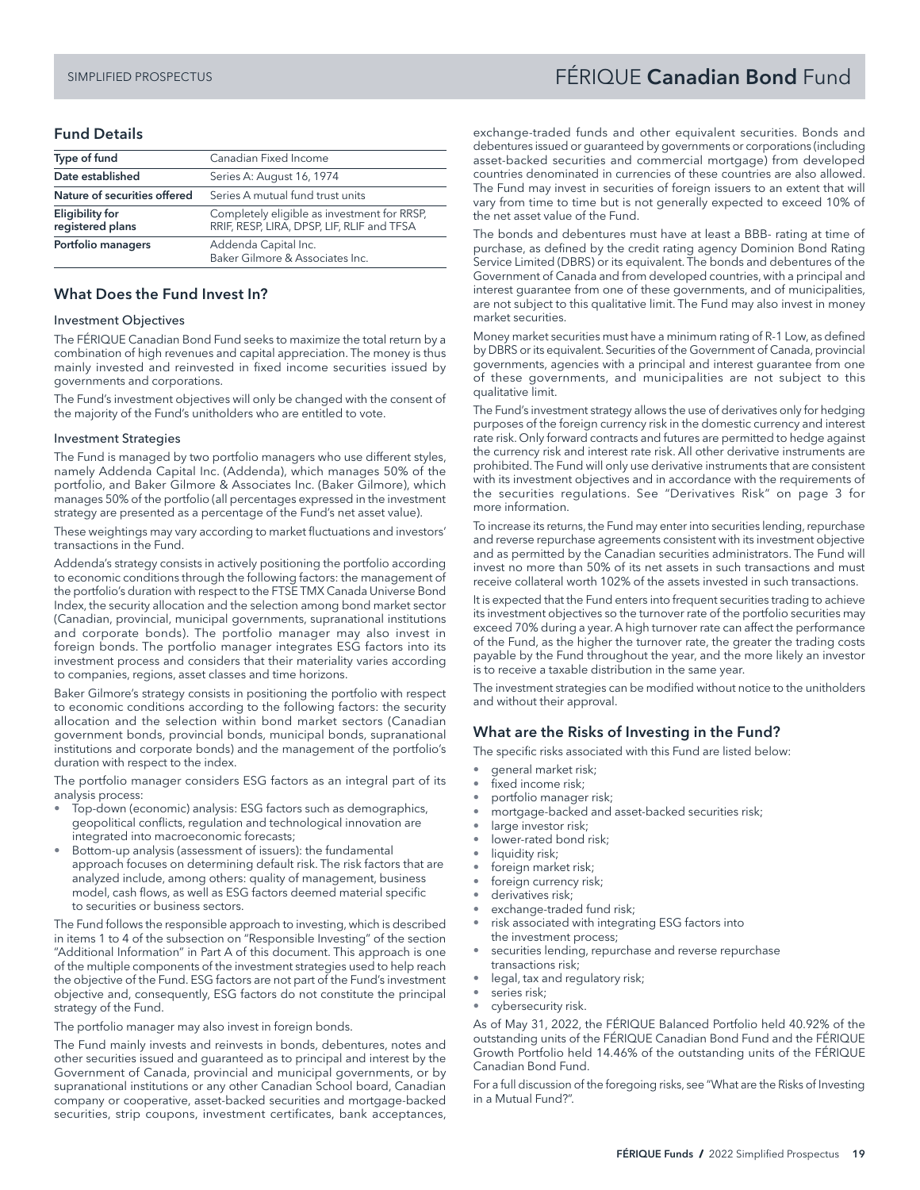# FÉRIQUE **Canadian Bond** Fund

## Fund Details

| Type of fund | Canadian Fixed Income |
|---|---|
| Date established | Series A: August 16, 1974 |
| Nature of securities offered | Series A mutual fund trust units |
| Eligibility for registered plans | Completely eligible as investment for RRSP, RRIF, RESP, LIRA, DPSP, LIF, RLIF and TFSA |
| Portfolio managers | Addenda Capital Inc.<br>Baker Gilmore & Associates Inc. |

## What Does the Fund Invest In?

### Investment Objectives

The FÉRIQUE Canadian Bond Fund seeks to maximize the total return by a combination of high revenues and capital appreciation. The money is thus mainly invested and reinvested in fixed income securities issued by governments and corporations.

The Fund's investment objectives will only be changed with the consent of the majority of the Fund's unitholders who are entitled to vote.

### Investment Strategies

The Fund is managed by two portfolio managers who use different styles, namely Addenda Capital Inc. (Addenda), which manages 50% of the portfolio, and Baker Gilmore & Associates Inc. (Baker Gilmore), which manages 50% of the portfolio (all percentages expressed in the investment strategy are presented as a percentage of the Fund's net asset value).

These weightings may vary according to market fluctuations and investors' transactions in the Fund.

Addenda's strategy consists in actively positioning the portfolio according to economic conditions through the following factors: the management of the portfolio's duration with respect to the FTSE TMX Canada Universe Bond Index, the security allocation and the selection among bond market sector (Canadian, provincial, municipal governments, supranational institutions and corporate bonds). The portfolio manager may also invest in foreign bonds. The portfolio manager integrates ESG factors into its investment process and considers that their materiality varies according to companies, regions, asset classes and time horizons.

Baker Gilmore's strategy consists in positioning the portfolio with respect to economic conditions according to the following factors: the security allocation and the selection within bond market sectors (Canadian government bonds, provincial bonds, municipal bonds, supranational institutions and corporate bonds) and the management of the portfolio's duration with respect to the index.

The portfolio manager considers ESG factors as an integral part of its analysis process:

- Top-down (economic) analysis: ESG factors such as demographics, geopolitical conflicts, regulation and technological innovation are integrated into macroeconomic forecasts;
- Bottom-up analysis (assessment of issuers): the fundamental approach focuses on determining default risk. The risk factors that are analyzed include, among others: quality of management, business model, cash flows, as well as ESG factors deemed material specific to securities or business sectors.

The Fund follows the responsible approach to investing, which is described in items 1 to 4 of the subsection on "Responsible Investing" of the section "Additional Information" in Part A of this document. This approach is one of the multiple components of the investment strategies used to help reach the objective of the Fund. ESG factors are not part of the Fund's investment objective and, consequently, ESG factors do not constitute the principal strategy of the Fund.

The portfolio manager may also invest in foreign bonds.

The Fund mainly invests and reinvests in bonds, debentures, notes and other securities issued and guaranteed as to principal and interest by the Government of Canada, provincial and municipal governments, or by supranational institutions or any other Canadian School board, Canadian company or cooperative, asset-backed securities and mortgage-backed securities, strip coupons, investment certificates, bank acceptances, exchange-traded funds and other equivalent securities. Bonds and debentures issued or guaranteed by governments or corporations (including asset-backed securities and commercial mortgage) from developed countries denominated in currencies of these countries are also allowed. The Fund may invest in securities of foreign issuers to an extent that will vary from time to time but is not generally expected to exceed 10% of the net asset value of the Fund.

The bonds and debentures must have at least a BBB- rating at time of purchase, as defined by the credit rating agency Dominion Bond Rating Service Limited (DBRS) or its equivalent. The bonds and debentures of the Government of Canada and from developed countries, with a principal and interest guarantee from one of these governments, and of municipalities, are not subject to this qualitative limit. The Fund may also invest in money market securities.

Money market securities must have a minimum rating of R-1 Low, as defined by DBRS or its equivalent. Securities of the Government of Canada, provincial governments, agencies with a principal and interest guarantee from one of these governments, and municipalities are not subject to this qualitative limit.

The Fund's investment strategy allows the use of derivatives only for hedging purposes of the foreign currency risk in the domestic currency and interest rate risk. Only forward contracts and futures are permitted to hedge against the currency risk and interest rate risk. All other derivative instruments are prohibited. The Fund will only use derivative instruments that are consistent with its investment objectives and in accordance with the requirements of the securities regulations. See "Derivatives Risk" on page 3 for more information.

To increase its returns, the Fund may enter into securities lending, repurchase and reverse repurchase agreements consistent with its investment objective and as permitted by the Canadian securities administrators. The Fund will invest no more than 50% of its net assets in such transactions and must receive collateral worth 102% of the assets invested in such transactions.

It is expected that the Fund enters into frequent securities trading to achieve its investment objectives so the turnover rate of the portfolio securities may exceed 70% during a year. A high turnover rate can affect the performance of the Fund, as the higher the turnover rate, the greater the trading costs payable by the Fund throughout the year, and the more likely an investor is to receive a taxable distribution in the same year.

The investment strategies can be modified without notice to the unitholders and without their approval.

## What are the Risks of Investing in the Fund?

The specific risks associated with this Fund are listed below:

- general market risk;
- fixed income risk;
- portfolio manager risk;
- mortgage-backed and asset-backed securities risk;
- large investor risk;
- lower-rated bond risk;
- liquidity risk;
- foreign market risk;
- foreign currency risk;
- derivatives risk;
- exchange-traded fund risk;
- risk associated with integrating ESG factors into the investment process;
- securities lending, repurchase and reverse repurchase transactions risk;
- legal, tax and regulatory risk;
- series risk;
- cybersecurity risk.

As of May 31, 2022, the FÉRIQUE Balanced Portfolio held 40.92% of the outstanding units of the FÉRIQUE Canadian Bond Fund and the FÉRIQUE Growth Portfolio held 14.46% of the outstanding units of the FÉRIQUE Canadian Bond Fund.

For a full discussion of the foregoing risks, see "What are the Risks of Investing in a Mutual Fund?".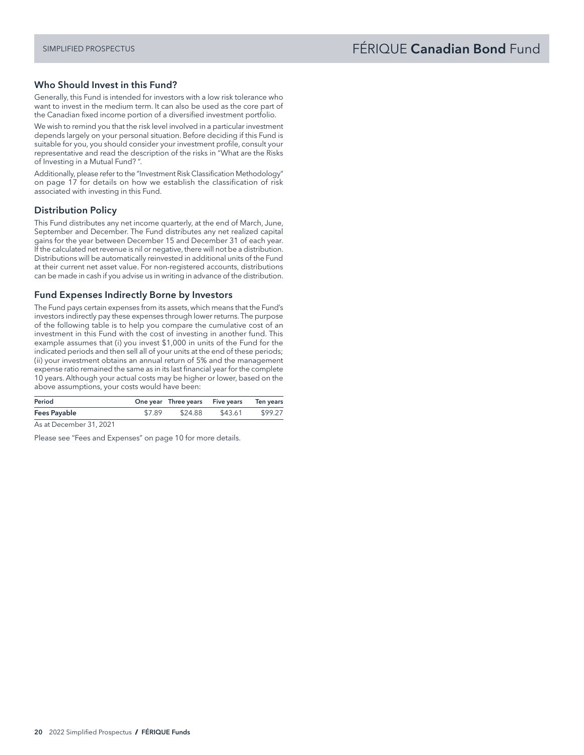## Who Should Invest in this Fund?

Generally, this Fund is intended for investors with a low risk tolerance who want to invest in the medium term. It can also be used as the core part of the Canadian fixed income portion of a diversified investment portfolio.

We wish to remind you that the risk level involved in a particular investment depends largely on your personal situation. Before deciding if this Fund is suitable for you, you should consider your investment profile, consult your representative and read the description of the risks in "What are the Risks of Investing in a Mutual Fund? ".

Additionally, please refer to the "Investment Risk Classification Methodology" on page 17 for details on how we establish the classification of risk associated with investing in this Fund.

## Distribution Policy

This Fund distributes any net income quarterly, at the end of March, June, September and December. The Fund distributes any net realized capital gains for the year between December 15 and December 31 of each year. If the calculated net revenue is nil or negative, there will not be a distribution. Distributions will be automatically reinvested in additional units of the Fund at their current net asset value. For non-registered accounts, distributions can be made in cash if you advise us in writing in advance of the distribution.

## Fund Expenses Indirectly Borne by Investors

The Fund pays certain expenses from its assets, which means that the Fund's investors indirectly pay these expenses through lower returns. The purpose of the following table is to help you compare the cumulative cost of an investment in this Fund with the cost of investing in another fund. This example assumes that (i) you invest $1,000 in units of the Fund for the indicated periods and then sell all of your units at the end of these periods; (ii) your investment obtains an annual return of 5% and the management expense ratio remained the same as in its last financial year for the complete 10 years. Although your actual costs may be higher or lower, based on the above assumptions, your costs would have been:

| Period | One year | Three years | Five years | Ten years |
|---|---|---|---|---|
| **Fees Payable** | $7.89 | $24.88 | $43.61 | $99.27 |

As at December 31, 2021

Please see "Fees and Expenses" on page 10 for more details.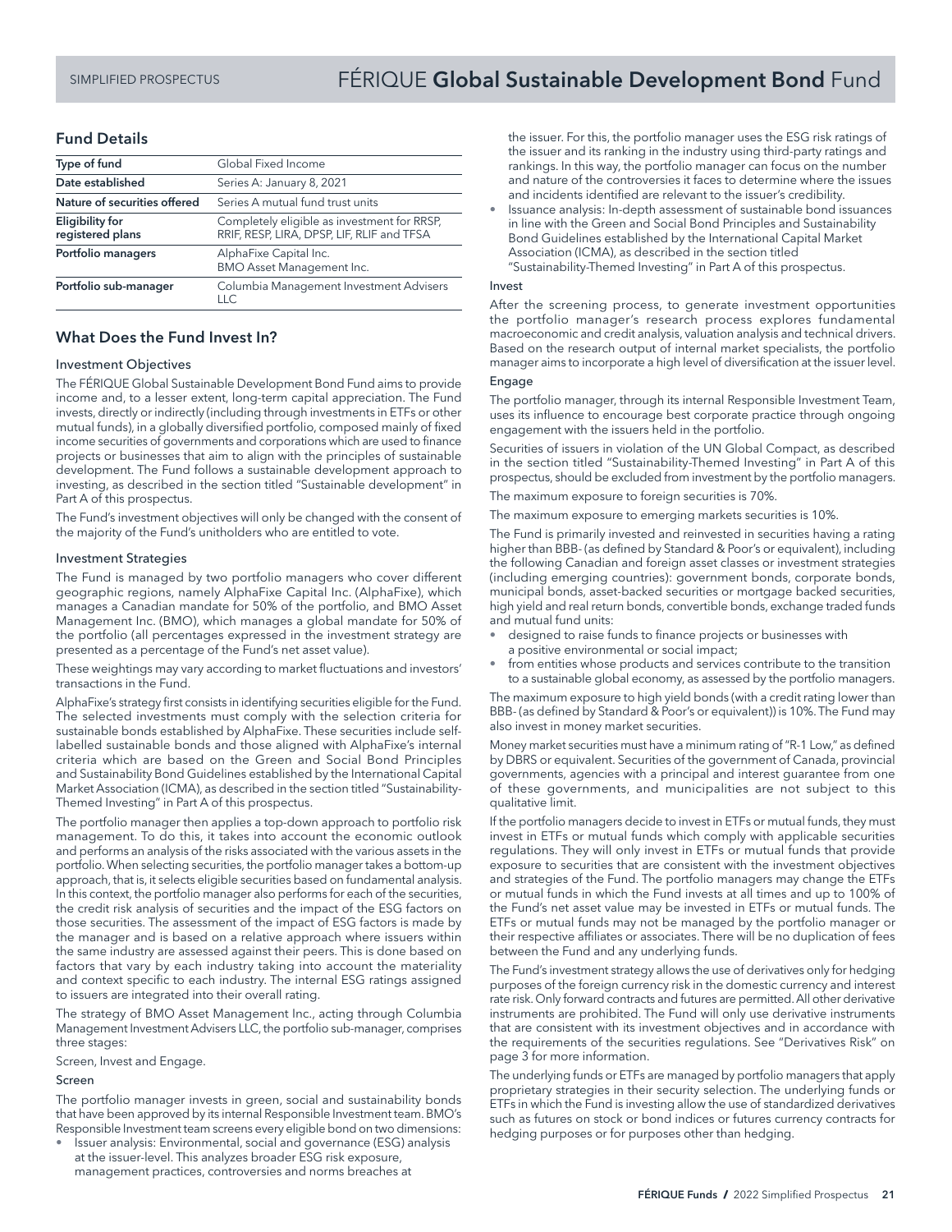# FÉRIQUE **Global Sustainable Development Bond** Fund

## Fund Details

| Type of fund | Global Fixed Income |
|---|---|
| Date established | Series A: January 8, 2021 |
| Nature of securities offered | Series A mutual fund trust units |
| Eligibility for registered plans | Completely eligible as investment for RRSP, RRIF, RESP, LIRA, DPSP, LIF, RLIF and TFSA |
| Portfolio managers | AlphaFixe Capital Inc.<br>BMO Asset Management Inc. |
| Portfolio sub-manager | Columbia Management Investment Advisers LLC |

## What Does the Fund Invest In?

### Investment Objectives

The FÉRIQUE Global Sustainable Development Bond Fund aims to provide income and, to a lesser extent, long-term capital appreciation. The Fund invests, directly or indirectly (including through investments in ETFs or other mutual funds), in a globally diversified portfolio, composed mainly of fixed income securities of governments and corporations which are used to finance projects or businesses that aim to align with the principles of sustainable development. The Fund follows a sustainable development approach to investing, as described in the section titled "Sustainable development" in Part A of this prospectus.

The Fund's investment objectives will only be changed with the consent of the majority of the Fund's unitholders who are entitled to vote.

### Investment Strategies

The Fund is managed by two portfolio managers who cover different geographic regions, namely AlphaFixe Capital Inc. (AlphaFixe), which manages a Canadian mandate for 50% of the portfolio, and BMO Asset Management Inc. (BMO), which manages a global mandate for 50% of the portfolio (all percentages expressed in the investment strategy are presented as a percentage of the Fund's net asset value).

These weightings may vary according to market fluctuations and investors' transactions in the Fund.

AlphaFixe's strategy first consists in identifying securities eligible for the Fund. The selected investments must comply with the selection criteria for sustainable bonds established by AlphaFixe. These securities include self-labelled sustainable bonds and those aligned with AlphaFixe's internal criteria which are based on the Green and Social Bond Principles and Sustainability Bond Guidelines established by the International Capital Market Association (ICMA), as described in the section titled "Sustainability-Themed Investing" in Part A of this prospectus.

The portfolio manager then applies a top-down approach to portfolio risk management. To do this, it takes into account the economic outlook and performs an analysis of the risks associated with the various assets in the portfolio. When selecting securities, the portfolio manager takes a bottom-up approach, that is, it selects eligible securities based on fundamental analysis. In this context, the portfolio manager also performs for each of the securities, the credit risk analysis of securities and the impact of the ESG factors on those securities. The assessment of the impact of ESG factors is made by the manager and is based on a relative approach where issuers within the same industry are assessed against their peers. This is done based on factors that vary by each industry taking into account the materiality and context specific to each industry. The internal ESG ratings assigned to issuers are integrated into their overall rating.

The strategy of BMO Asset Management Inc., acting through Columbia Management Investment Advisers LLC, the portfolio sub-manager, comprises three stages:

Screen, Invest and Engage.

#### Screen

The portfolio manager invests in green, social and sustainability bonds that have been approved by its internal Responsible Investment team. BMO's Responsible Investment team screens every eligible bond on two dimensions:

- Issuer analysis: Environmental, social and governance (ESG) analysis at the issuer-level. This analyzes broader ESG risk exposure, management practices, controversies and norms breaches at the issuer. For this, the portfolio manager uses the ESG risk ratings of the issuer and its ranking in the industry using third-party ratings and rankings. In this way, the portfolio manager can focus on the number and nature of the controversies it faces to determine where the issues and incidents identified are relevant to the issuer's credibility.
- Issuance analysis: In-depth assessment of sustainable bond issuances in line with the Green and Social Bond Principles and Sustainability Bond Guidelines established by the International Capital Market Association (ICMA), as described in the section titled "Sustainability-Themed Investing" in Part A of this prospectus.

#### Invest

After the screening process, to generate investment opportunities the portfolio manager's research process explores fundamental macroeconomic and credit analysis, valuation analysis and technical drivers. Based on the research output of internal market specialists, the portfolio manager aims to incorporate a high level of diversification at the issuer level.

#### Engage

The portfolio manager, through its internal Responsible Investment Team, uses its influence to encourage best corporate practice through ongoing engagement with the issuers held in the portfolio.

Securities of issuers in violation of the UN Global Compact, as described in the section titled "Sustainability-Themed Investing" in Part A of this prospectus, should be excluded from investment by the portfolio managers.

The maximum exposure to foreign securities is 70%.

The maximum exposure to emerging markets securities is 10%.

The Fund is primarily invested and reinvested in securities having a rating higher than BBB- (as defined by Standard & Poor's or equivalent), including the following Canadian and foreign asset classes or investment strategies (including emerging countries): government bonds, corporate bonds, municipal bonds, asset-backed securities or mortgage backed securities, high yield and real return bonds, convertible bonds, exchange traded funds and mutual fund units:

- designed to raise funds to finance projects or businesses with a positive environmental or social impact;
- from entities whose products and services contribute to the transition to a sustainable global economy, as assessed by the portfolio managers.

The maximum exposure to high yield bonds (with a credit rating lower than BBB- (as defined by Standard & Poor's or equivalent)) is 10%. The Fund may also invest in money market securities.

Money market securities must have a minimum rating of "R-1 Low," as defined by DBRS or equivalent. Securities of the government of Canada, provincial governments, agencies with a principal and interest guarantee from one of these governments, and municipalities are not subject to this qualitative limit.

If the portfolio managers decide to invest in ETFs or mutual funds, they must invest in ETFs or mutual funds which comply with applicable securities regulations. They will only invest in ETFs or mutual funds that provide exposure to securities that are consistent with the investment objectives and strategies of the Fund. The portfolio managers may change the ETFs or mutual funds in which the Fund invests at all times and up to 100% of the Fund's net asset value may be invested in ETFs or mutual funds. The ETFs or mutual funds may not be managed by the portfolio manager or their respective affiliates or associates. There will be no duplication of fees between the Fund and any underlying funds.

The Fund's investment strategy allows the use of derivatives only for hedging purposes of the foreign currency risk in the domestic currency and interest rate risk. Only forward contracts and futures are permitted. All other derivative instruments are prohibited. The Fund will only use derivative instruments that are consistent with its investment objectives and in accordance with the requirements of the securities regulations. See "Derivatives Risk" on page 3 for more information.

The underlying funds or ETFs are managed by portfolio managers that apply proprietary strategies in their security selection. The underlying funds or ETFs in which the Fund is investing allow the use of standardized derivatives such as futures on stock or bond indices or futures currency contracts for hedging purposes or for purposes other than hedging.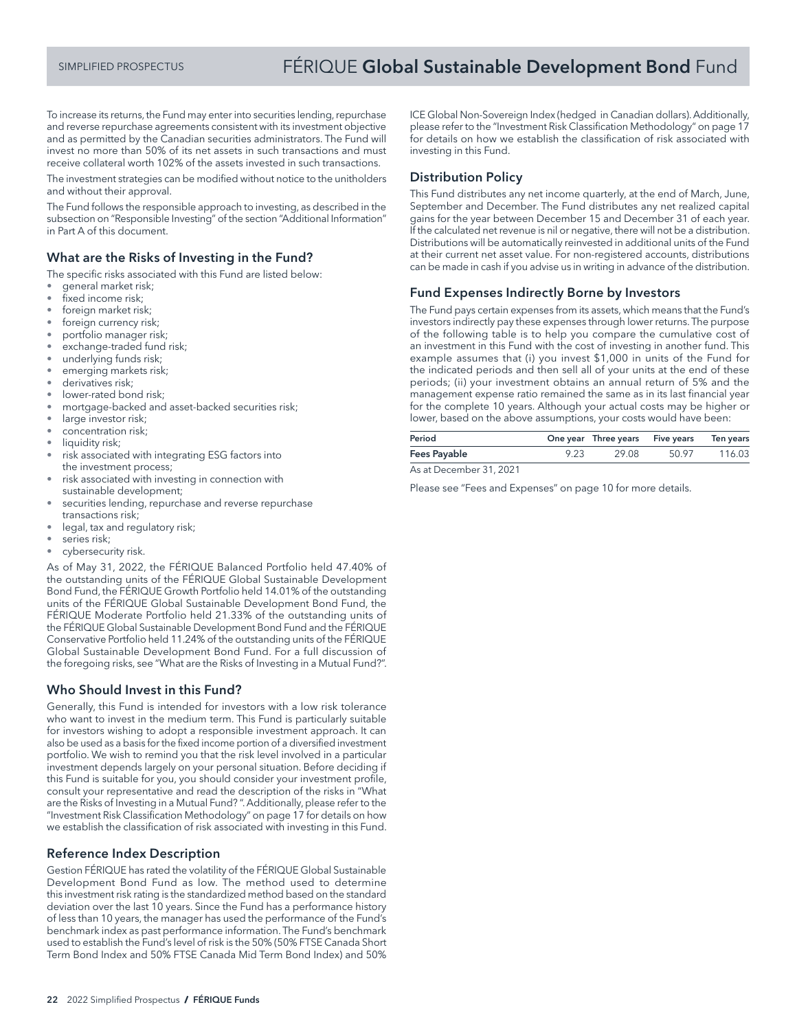To increase its returns, the Fund may enter into securities lending, repurchase and reverse repurchase agreements consistent with its investment objective and as permitted by the Canadian securities administrators. The Fund will invest no more than 50% of its net assets in such transactions and must receive collateral worth 102% of the assets invested in such transactions.

The investment strategies can be modified without notice to the unitholders and without their approval.

The Fund follows the responsible approach to investing, as described in the subsection on "Responsible Investing" of the section "Additional Information" in Part A of this document.

## What are the Risks of Investing in the Fund?

The specific risks associated with this Fund are listed below:

- general market risk;
- fixed income risk;
- foreign market risk;
- foreign currency risk;
- portfolio manager risk;
- exchange-traded fund risk;
- underlying funds risk;
- emerging markets risk;
- derivatives risk;
- lower-rated bond risk;
- mortgage-backed and asset-backed securities risk;
- large investor risk;
- concentration risk;
- liquidity risk;
- risk associated with integrating ESG factors into the investment process;
- risk associated with investing in connection with sustainable development;
- securities lending, repurchase and reverse repurchase transactions risk;
- legal, tax and regulatory risk;
- series risk;
- cybersecurity risk.

As of May 31, 2022, the FÉRIQUE Balanced Portfolio held 47.40% of the outstanding units of the FÉRIQUE Global Sustainable Development Bond Fund, the FÉRIQUE Growth Portfolio held 14.01% of the outstanding units of the FÉRIQUE Global Sustainable Development Bond Fund, the FÉRIQUE Moderate Portfolio held 21.33% of the outstanding units of the FÉRIQUE Global Sustainable Development Bond Fund and the FÉRIQUE Conservative Portfolio held 11.24% of the outstanding units of the FÉRIQUE Global Sustainable Development Bond Fund. For a full discussion of the foregoing risks, see "What are the Risks of Investing in a Mutual Fund?".

## Who Should Invest in this Fund?

Generally, this Fund is intended for investors with a low risk tolerance who want to invest in the medium term. This Fund is particularly suitable for investors wishing to adopt a responsible investment approach. It can also be used as a basis for the fixed income portion of a diversified investment portfolio. We wish to remind you that the risk level involved in a particular investment depends largely on your personal situation. Before deciding if this Fund is suitable for you, you should consider your investment profile, consult your representative and read the description of the risks in "What are the Risks of Investing in a Mutual Fund? ". Additionally, please refer to the "Investment Risk Classification Methodology" on page 17 for details on how we establish the classification of risk associated with investing in this Fund.

## Reference Index Description

Gestion FÉRIQUE has rated the volatility of the FÉRIQUE Global Sustainable Development Bond Fund as low. The method used to determine this investment risk rating is the standardized method based on the standard deviation over the last 10 years. Since the Fund has a performance history of less than 10 years, the manager has used the performance of the Fund's benchmark index as past performance information. The Fund's benchmark used to establish the Fund's level of risk is the 50% (50% FTSE Canada Short Term Bond Index and 50% FTSE Canada Mid Term Bond Index) and 50% ICE Global Non-Sovereign Index (hedged in Canadian dollars). Additionally, please refer to the "Investment Risk Classification Methodology" on page 17 for details on how we establish the classification of risk associated with investing in this Fund.

## Distribution Policy

This Fund distributes any net income quarterly, at the end of March, June, September and December. The Fund distributes any net realized capital gains for the year between December 15 and December 31 of each year. If the calculated net revenue is nil or negative, there will not be a distribution. Distributions will be automatically reinvested in additional units of the Fund at their current net asset value. For non-registered accounts, distributions can be made in cash if you advise us in writing in advance of the distribution.

## Fund Expenses Indirectly Borne by Investors

The Fund pays certain expenses from its assets, which means that the Fund's investors indirectly pay these expenses through lower returns. The purpose of the following table is to help you compare the cumulative cost of an investment in this Fund with the cost of investing in another fund. This example assumes that (i) you invest $1,000 in units of the Fund for the indicated periods and then sell all of your units at the end of these periods; (ii) your investment obtains an annual return of 5% and the management expense ratio remained the same as in its last financial year for the complete 10 years. Although your actual costs may be higher or lower, based on the above assumptions, your costs would have been:

| Period | One year | Three years | Five years | Ten years |
|---|---|---|---|---|
| **Fees Payable** | 9.23 | 29.08 | 50.97 | 116.03 |

As at December 31, 2021

Please see "Fees and Expenses" on page 10 for more details.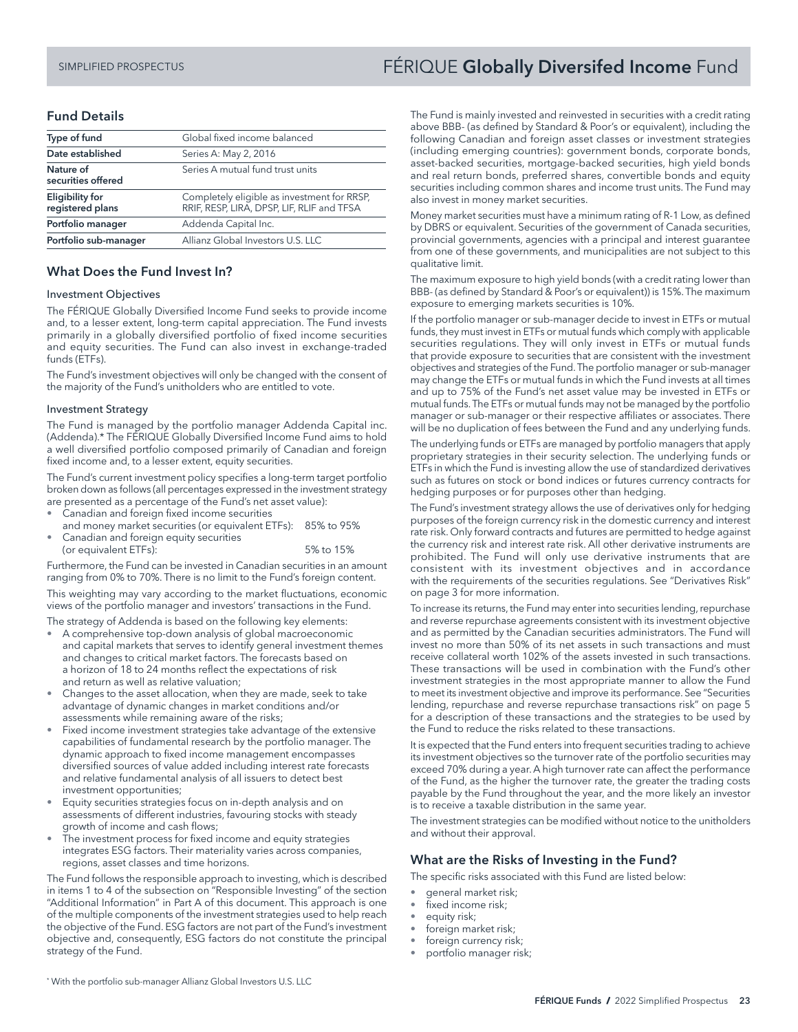# FÉRIQUE **Globally Diversifed Income** Fund

## Fund Details

| Type of fund | Global fixed income balanced |
|---|---|
| Date established | Series A: May 2, 2016 |
| Nature of securities offered | Series A mutual fund trust units |
| Eligibility for registered plans | Completely eligible as investment for RRSP, RRIF, RESP, LIRA, DPSP, LIF, RLIF and TFSA |
| Portfolio manager | Addenda Capital Inc. |
| Portfolio sub-manager | Allianz Global Investors U.S. LLC |

## What Does the Fund Invest In?

### Investment Objectives

The FÉRIQUE Globally Diversified Income Fund seeks to provide income and, to a lesser extent, long-term capital appreciation. The Fund invests primarily in a globally diversified portfolio of fixed income securities and equity securities. The Fund can also invest in exchange-traded funds (ETFs).

The Fund's investment objectives will only be changed with the consent of the majority of the Fund's unitholders who are entitled to vote.

### Investment Strategy

The Fund is managed by the portfolio manager Addenda Capital inc. (Addenda).* The FÉRIQUE Globally Diversified Income Fund aims to hold a well diversified portfolio composed primarily of Canadian and foreign fixed income and, to a lesser extent, equity securities.

The Fund's current investment policy specifies a long-term target portfolio broken down as follows (all percentages expressed in the investment strategy are presented as a percentage of the Fund's net asset value):

- Canadian and foreign fixed income securities and money market securities (or equivalent ETFs): 85% to 95%
- Canadian and foreign equity securities (or equivalent ETFs): 5% to 15%

Furthermore, the Fund can be invested in Canadian securities in an amount ranging from 0% to 70%. There is no limit to the Fund's foreign content.

This weighting may vary according to the market fluctuations, economic views of the portfolio manager and investors' transactions in the Fund.

The strategy of Addenda is based on the following key elements:

- A comprehensive top-down analysis of global macroeconomic and capital markets that serves to identify general investment themes and changes to critical market factors. The forecasts based on a horizon of 18 to 24 months reflect the expectations of risk and return as well as relative valuation;
- Changes to the asset allocation, when they are made, seek to take advantage of dynamic changes in market conditions and/or assessments while remaining aware of the risks;
- Fixed income investment strategies take advantage of the extensive capabilities of fundamental research by the portfolio manager. The dynamic approach to fixed income management encompasses diversified sources of value added including interest rate forecasts and relative fundamental analysis of all issuers to detect best investment opportunities;
- Equity securities strategies focus on in-depth analysis and on assessments of different industries, favouring stocks with steady growth of income and cash flows;
- The investment process for fixed income and equity strategies integrates ESG factors. Their materiality varies across companies, regions, asset classes and time horizons.

The Fund follows the responsible approach to investing, which is described in items 1 to 4 of the subsection on "Responsible Investing" of the section "Additional Information" in Part A of this document. This approach is one of the multiple components of the investment strategies used to help reach the objective of the Fund. ESG factors are not part of the Fund's investment objective and, consequently, ESG factors do not constitute the principal strategy of the Fund.

The Fund is mainly invested and reinvested in securities with a credit rating above BBB- (as defined by Standard & Poor's or equivalent), including the following Canadian and foreign asset classes or investment strategies (including emerging countries): government bonds, corporate bonds, asset-backed securities, mortgage-backed securities, high yield bonds and real return bonds, preferred shares, convertible bonds and equity securities including common shares and income trust units. The Fund may also invest in money market securities.

Money market securities must have a minimum rating of R-1 Low, as defined by DBRS or equivalent. Securities of the government of Canada securities, provincial governments, agencies with a principal and interest guarantee from one of these governments, and municipalities are not subject to this qualitative limit.

The maximum exposure to high yield bonds (with a credit rating lower than BBB- (as defined by Standard & Poor's or equivalent)) is 15%. The maximum exposure to emerging markets securities is 10%.

If the portfolio manager or sub-manager decide to invest in ETFs or mutual funds, they must invest in ETFs or mutual funds which comply with applicable securities regulations. They will only invest in ETFs or mutual funds that provide exposure to securities that are consistent with the investment objectives and strategies of the Fund. The portfolio manager or sub-manager may change the ETFs or mutual funds in which the Fund invests at all times and up to 75% of the Fund's net asset value may be invested in ETFs or mutual funds. The ETFs or mutual funds may not be managed by the portfolio manager or sub-manager or their respective affiliates or associates. There will be no duplication of fees between the Fund and any underlying funds.

The underlying funds or ETFs are managed by portfolio managers that apply proprietary strategies in their security selection. The underlying funds or ETFs in which the Fund is investing allow the use of standardized derivatives such as futures on stock or bond indices or futures currency contracts for hedging purposes or for purposes other than hedging.

The Fund's investment strategy allows the use of derivatives only for hedging purposes of the foreign currency risk in the domestic currency and interest rate risk. Only forward contracts and futures are permitted to hedge against the currency risk and interest rate risk. All other derivative instruments are prohibited. The Fund will only use derivative instruments that are consistent with its investment objectives and in accordance with the requirements of the securities regulations. See "Derivatives Risk" on page 3 for more information.

To increase its returns, the Fund may enter into securities lending, repurchase and reverse repurchase agreements consistent with its investment objective and as permitted by the Canadian securities administrators. The Fund will invest no more than 50% of its net assets in such transactions and must receive collateral worth 102% of the assets invested in such transactions. These transactions will be used in combination with the Fund's other investment strategies in the most appropriate manner to allow the Fund to meet its investment objective and improve its performance. See "Securities lending, repurchase and reverse repurchase transactions risk" on page 5 for a description of these transactions and the strategies to be used by the Fund to reduce the risks related to these transactions.

It is expected that the Fund enters into frequent securities trading to achieve its investment objectives so the turnover rate of the portfolio securities may exceed 70% during a year. A high turnover rate can affect the performance of the Fund, as the higher the turnover rate, the greater the trading costs payable by the Fund throughout the year, and the more likely an investor is to receive a taxable distribution in the same year.

The investment strategies can be modified without notice to the unitholders and without their approval.

## What are the Risks of Investing in the Fund?

The specific risks associated with this Fund are listed below:

- general market risk;
- fixed income risk;
- equity risk;
- foreign market risk;
- foreign currency risk;
- portfolio manager risk;

\* With the portfolio sub-manager Allianz Global Investors U.S. LLC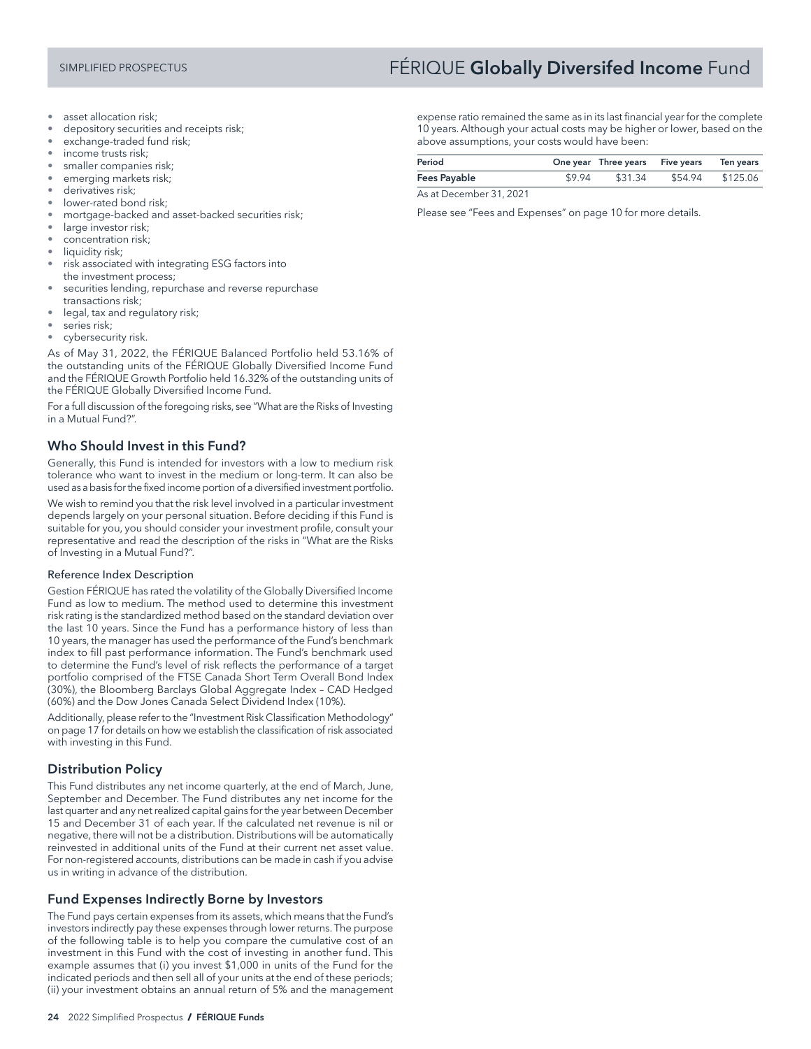- asset allocation risk;
- depository securities and receipts risk;
- exchange-traded fund risk;
- income trusts risk;
- smaller companies risk;
- emerging markets risk;
- derivatives risk;
- lower-rated bond risk;
- mortgage-backed and asset-backed securities risk;
- large investor risk;
- concentration risk;
- liquidity risk;
- risk associated with integrating ESG factors into the investment process;
- securities lending, repurchase and reverse repurchase transactions risk;
- legal, tax and regulatory risk;
- series risk;
- cybersecurity risk.

As of May 31, 2022, the FÉRIQUE Balanced Portfolio held 53.16% of the outstanding units of the FÉRIQUE Globally Diversified Income Fund and the FÉRIQUE Growth Portfolio held 16.32% of the outstanding units of the FÉRIQUE Globally Diversified Income Fund.

For a full discussion of the foregoing risks, see "What are the Risks of Investing in a Mutual Fund?".

## Who Should Invest in this Fund?

Generally, this Fund is intended for investors with a low to medium risk tolerance who want to invest in the medium or long-term. It can also be used as a basis for the fixed income portion of a diversified investment portfolio.

We wish to remind you that the risk level involved in a particular investment depends largely on your personal situation. Before deciding if this Fund is suitable for you, you should consider your investment profile, consult your representative and read the description of the risks in "What are the Risks of Investing in a Mutual Fund?".

### Reference Index Description

Gestion FÉRIQUE has rated the volatility of the Globally Diversified Income Fund as low to medium. The method used to determine this investment risk rating is the standardized method based on the standard deviation over the last 10 years. Since the Fund has a performance history of less than 10 years, the manager has used the performance of the Fund's benchmark index to fill past performance information. The Fund's benchmark used to determine the Fund's level of risk reflects the performance of a target portfolio comprised of the FTSE Canada Short Term Overall Bond Index (30%), the Bloomberg Barclays Global Aggregate Index – CAD Hedged (60%) and the Dow Jones Canada Select Dividend Index (10%).

Additionally, please refer to the "Investment Risk Classification Methodology" on page 17 for details on how we establish the classification of risk associated with investing in this Fund.

## Distribution Policy

This Fund distributes any net income quarterly, at the end of March, June, September and December. The Fund distributes any net income for the last quarter and any net realized capital gains for the year between December 15 and December 31 of each year. If the calculated net revenue is nil or negative, there will not be a distribution. Distributions will be automatically reinvested in additional units of the Fund at their current net asset value. For non-registered accounts, distributions can be made in cash if you advise us in writing in advance of the distribution.

## Fund Expenses Indirectly Borne by Investors

The Fund pays certain expenses from its assets, which means that the Fund's investors indirectly pay these expenses through lower returns. The purpose of the following table is to help you compare the cumulative cost of an investment in this Fund with the cost of investing in another fund. This example assumes that (i) you invest $1,000 in units of the Fund for the indicated periods and then sell all of your units at the end of these periods; (ii) your investment obtains an annual return of 5% and the management expense ratio remained the same as in its last financial year for the complete 10 years. Although your actual costs may be higher or lower, based on the above assumptions, your costs would have been:

| Period | One year | Three years | Five years | Ten years |
|---|---|---|---|---|
| **Fees Payable** | $9.94 | $31.34 | $54.94 | $125.06 |

As at December 31, 2021

Please see "Fees and Expenses" on page 10 for more details.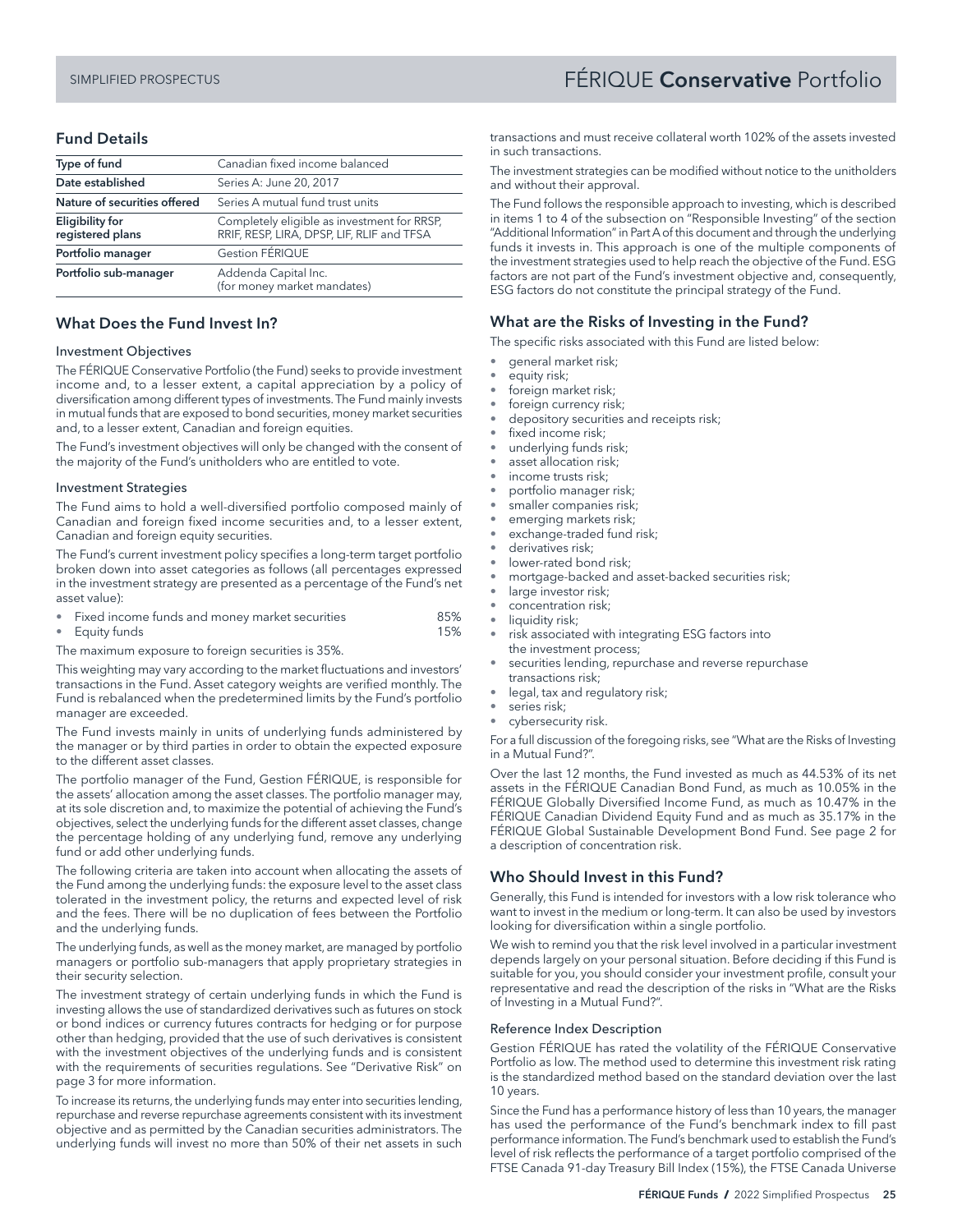# FÉRIQUE **Conservative** Portfolio

## Fund Details

| Type of fund | Canadian fixed income balanced |
|---|---|
| Date established | Series A: June 20, 2017 |
| Nature of securities offered | Series A mutual fund trust units |
| Eligibility for registered plans | Completely eligible as investment for RRSP, RRIF, RESP, LIRA, DPSP, LIF, RLIF and TFSA |
| Portfolio manager | Gestion FÉRIQUE |
| Portfolio sub-manager | Addenda Capital Inc. (for money market mandates) |

## What Does the Fund Invest In?

### Investment Objectives

The FÉRIQUE Conservative Portfolio (the Fund) seeks to provide investment income and, to a lesser extent, a capital appreciation by a policy of diversification among different types of investments. The Fund mainly invests in mutual funds that are exposed to bond securities, money market securities and, to a lesser extent, Canadian and foreign equities.

The Fund's investment objectives will only be changed with the consent of the majority of the Fund's unitholders who are entitled to vote.

### Investment Strategies

The Fund aims to hold a well-diversified portfolio composed mainly of Canadian and foreign fixed income securities and, to a lesser extent, Canadian and foreign equity securities.

The Fund's current investment policy specifies a long-term target portfolio broken down into asset categories as follows (all percentages expressed in the investment strategy are presented as a percentage of the Fund's net asset value):

- Fixed income funds and money market securities 85%
- Equity funds 15%

The maximum exposure to foreign securities is 35%.

This weighting may vary according to the market fluctuations and investors' transactions in the Fund. Asset category weights are verified monthly. The Fund is rebalanced when the predetermined limits by the Fund's portfolio manager are exceeded.

The Fund invests mainly in units of underlying funds administered by the manager or by third parties in order to obtain the expected exposure to the different asset classes.

The portfolio manager of the Fund, Gestion FÉRIQUE, is responsible for the assets' allocation among the asset classes. The portfolio manager may, at its sole discretion and, to maximize the potential of achieving the Fund's objectives, select the underlying funds for the different asset classes, change the percentage holding of any underlying fund, remove any underlying fund or add other underlying funds.

The following criteria are taken into account when allocating the assets of the Fund among the underlying funds: the exposure level to the asset class tolerated in the investment policy, the returns and expected level of risk and the fees. There will be no duplication of fees between the Portfolio and the underlying funds.

The underlying funds, as well as the money market, are managed by portfolio managers or portfolio sub-managers that apply proprietary strategies in their security selection.

The investment strategy of certain underlying funds in which the Fund is investing allows the use of standardized derivatives such as futures on stock or bond indices or currency futures contracts for hedging or for purpose other than hedging, provided that the use of such derivatives is consistent with the investment objectives of the underlying funds and is consistent with the requirements of securities regulations. See "Derivative Risk" on page 3 for more information.

To increase its returns, the underlying funds may enter into securities lending, repurchase and reverse repurchase agreements consistent with its investment objective and as permitted by the Canadian securities administrators. The underlying funds will invest no more than 50% of their net assets in such transactions and must receive collateral worth 102% of the assets invested in such transactions.

The investment strategies can be modified without notice to the unitholders and without their approval.

The Fund follows the responsible approach to investing, which is described in items 1 to 4 of the subsection on "Responsible Investing" of the section "Additional Information" in Part A of this document and through the underlying funds it invests in. This approach is one of the multiple components of the investment strategies used to help reach the objective of the Fund. ESG factors are not part of the Fund's investment objective and, consequently, ESG factors do not constitute the principal strategy of the Fund.

## What are the Risks of Investing in the Fund?

The specific risks associated with this Fund are listed below:

- general market risk;
- equity risk;
- foreign market risk;
- foreign currency risk;
- depository securities and receipts risk;
- fixed income risk;
- underlying funds risk;
- asset allocation risk;
- income trusts risk;
- portfolio manager risk;
- smaller companies risk;
- emerging markets risk;
- exchange-traded fund risk;
- derivatives risk;
- lower-rated bond risk;
- mortgage-backed and asset-backed securities risk;
- large investor risk;
- concentration risk;
- liquidity risk;
- risk associated with integrating ESG factors into the investment process;
- securities lending, repurchase and reverse repurchase transactions risk;
- legal, tax and regulatory risk;
- series risk;
- cybersecurity risk.

For a full discussion of the foregoing risks, see "What are the Risks of Investing in a Mutual Fund?".

Over the last 12 months, the Fund invested as much as 44.53% of its net assets in the FÉRIQUE Canadian Bond Fund, as much as 10.05% in the FÉRIQUE Globally Diversified Income Fund, as much as 10.47% in the FÉRIQUE Canadian Dividend Equity Fund and as much as 35.17% in the FÉRIQUE Global Sustainable Development Bond Fund. See page 2 for a description of concentration risk.

## Who Should Invest in this Fund?

Generally, this Fund is intended for investors with a low risk tolerance who want to invest in the medium or long-term. It can also be used by investors looking for diversification within a single portfolio.

We wish to remind you that the risk level involved in a particular investment depends largely on your personal situation. Before deciding if this Fund is suitable for you, you should consider your investment profile, consult your representative and read the description of the risks in "What are the Risks of Investing in a Mutual Fund?".

### Reference Index Description

Gestion FÉRIQUE has rated the volatility of the FÉRIQUE Conservative Portfolio as low. The method used to determine this investment risk rating is the standardized method based on the standard deviation over the last 10 years.

Since the Fund has a performance history of less than 10 years, the manager has used the performance of the Fund's benchmark index to fill past performance information. The Fund's benchmark used to establish the Fund's level of risk reflects the performance of a target portfolio comprised of the FTSE Canada 91-day Treasury Bill Index (15%), the FTSE Canada Universe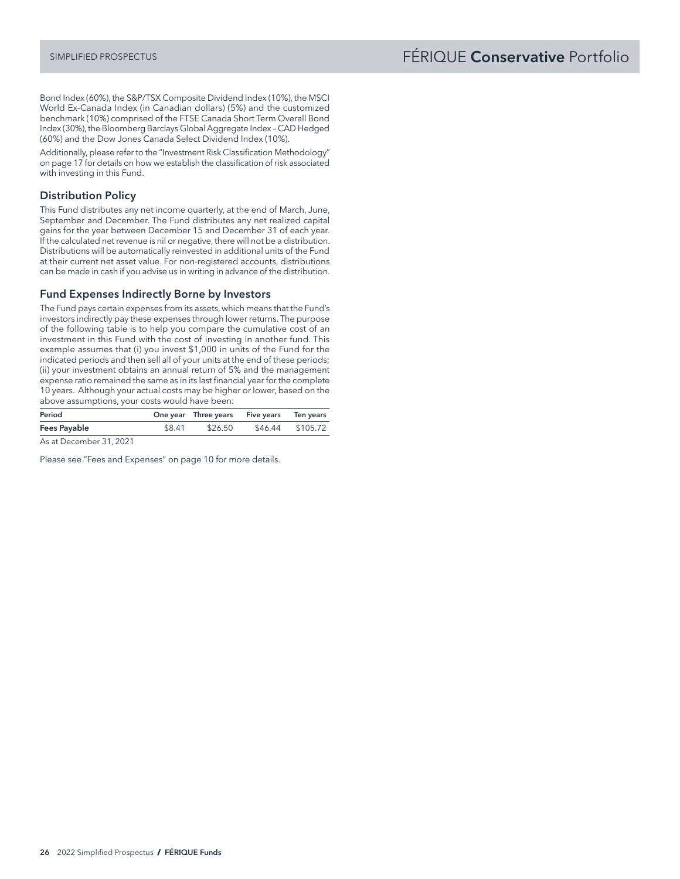Bond Index (60%), the S&P/TSX Composite Dividend Index (10%), the MSCI World Ex-Canada Index (in Canadian dollars) (5%) and the customized benchmark (10%) comprised of the FTSE Canada Short Term Overall Bond Index (30%), the Bloomberg Barclays Global Aggregate Index – CAD Hedged (60%) and the Dow Jones Canada Select Dividend Index (10%).

Additionally, please refer to the "Investment Risk Classification Methodology" on page 17 for details on how we establish the classification of risk associated with investing in this Fund.

## Distribution Policy

This Fund distributes any net income quarterly, at the end of March, June, September and December. The Fund distributes any net realized capital gains for the year between December 15 and December 31 of each year. If the calculated net revenue is nil or negative, there will not be a distribution. Distributions will be automatically reinvested in additional units of the Fund at their current net asset value. For non-registered accounts, distributions can be made in cash if you advise us in writing in advance of the distribution.

## Fund Expenses Indirectly Borne by Investors

The Fund pays certain expenses from its assets, which means that the Fund's investors indirectly pay these expenses through lower returns. The purpose of the following table is to help you compare the cumulative cost of an investment in this Fund with the cost of investing in another fund. This example assumes that (i) you invest $1,000 in units of the Fund for the indicated periods and then sell all of your units at the end of these periods; (ii) your investment obtains an annual return of 5% and the management expense ratio remained the same as in its last financial year for the complete 10 years. Although your actual costs may be higher or lower, based on the above assumptions, your costs would have been:

| Period | One year | Three years | Five years | Ten years |
|---|---|---|---|---|
| **Fees Payable** | $8.41 | $26.50 | $46.44 | $105.72 |

As at December 31, 2021

Please see "Fees and Expenses" on page 10 for more details.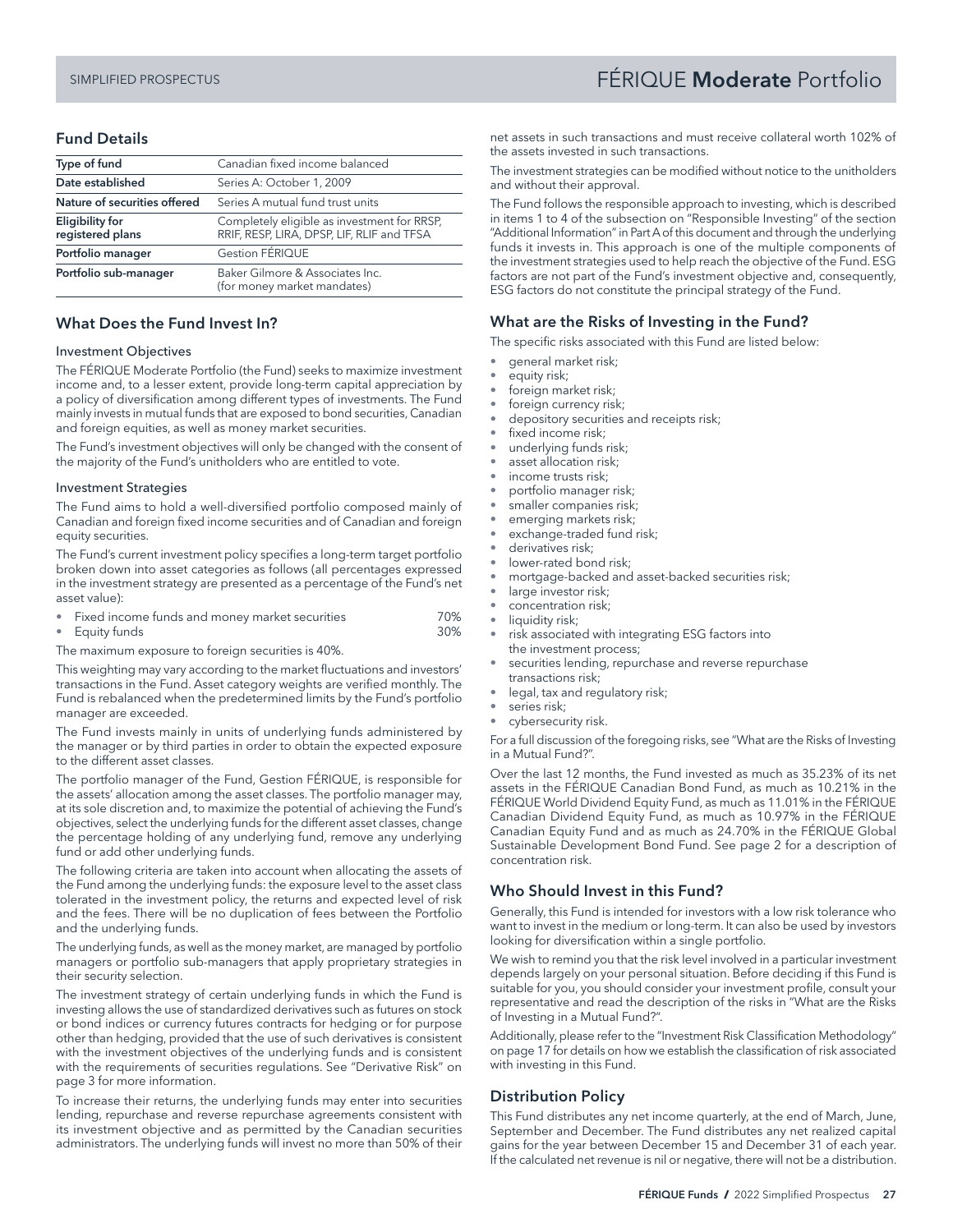# FÉRIQUE **Moderate** Portfolio

## Fund Details

| Type of fund | Canadian fixed income balanced |
|---|---|
| Date established | Series A: October 1, 2009 |
| Nature of securities offered | Series A mutual fund trust units |
| Eligibility for registered plans | Completely eligible as investment for RRSP, RRIF, RESP, LIRA, DPSP, LIF, RLIF and TFSA |
| Portfolio manager | Gestion FÉRIQUE |
| Portfolio sub-manager | Baker Gilmore & Associates Inc. (for money market mandates) |

## What Does the Fund Invest In?

### Investment Objectives

The FÉRIQUE Moderate Portfolio (the Fund) seeks to maximize investment income and, to a lesser extent, provide long-term capital appreciation by a policy of diversification among different types of investments. The Fund mainly invests in mutual funds that are exposed to bond securities, Canadian and foreign equities, as well as money market securities.

The Fund's investment objectives will only be changed with the consent of the majority of the Fund's unitholders who are entitled to vote.

### Investment Strategies

The Fund aims to hold a well-diversified portfolio composed mainly of Canadian and foreign fixed income securities and of Canadian and foreign equity securities.

The Fund's current investment policy specifies a long-term target portfolio broken down into asset categories as follows (all percentages expressed in the investment strategy are presented as a percentage of the Fund's net asset value):

- Fixed income funds and money market securities 70%
- Equity funds 30%

The maximum exposure to foreign securities is 40%.

This weighting may vary according to the market fluctuations and investors' transactions in the Fund. Asset category weights are verified monthly. The Fund is rebalanced when the predetermined limits by the Fund's portfolio manager are exceeded.

The Fund invests mainly in units of underlying funds administered by the manager or by third parties in order to obtain the expected exposure to the different asset classes.

The portfolio manager of the Fund, Gestion FÉRIQUE, is responsible for the assets' allocation among the asset classes. The portfolio manager may, at its sole discretion and, to maximize the potential of achieving the Fund's objectives, select the underlying funds for the different asset classes, change the percentage holding of any underlying fund, remove any underlying fund or add other underlying funds.

The following criteria are taken into account when allocating the assets of the Fund among the underlying funds: the exposure level to the asset class tolerated in the investment policy, the returns and expected level of risk and the fees. There will be no duplication of fees between the Portfolio and the underlying funds.

The underlying funds, as well as the money market, are managed by portfolio managers or portfolio sub-managers that apply proprietary strategies in their security selection.

The investment strategy of certain underlying funds in which the Fund is investing allows the use of standardized derivatives such as futures on stock or bond indices or currency futures contracts for hedging or for purpose other than hedging, provided that the use of such derivatives is consistent with the investment objectives of the underlying funds and is consistent with the requirements of securities regulations. See "Derivative Risk" on page 3 for more information.

To increase their returns, the underlying funds may enter into securities lending, repurchase and reverse repurchase agreements consistent with its investment objective and as permitted by the Canadian securities administrators. The underlying funds will invest no more than 50% of their net assets in such transactions and must receive collateral worth 102% of the assets invested in such transactions.

The investment strategies can be modified without notice to the unitholders and without their approval.

The Fund follows the responsible approach to investing, which is described in items 1 to 4 of the subsection on "Responsible Investing" of the section "Additional Information" in Part A of this document and through the underlying funds it invests in. This approach is one of the multiple components of the investment strategies used to help reach the objective of the Fund. ESG factors are not part of the Fund's investment objective and, consequently, ESG factors do not constitute the principal strategy of the Fund.

## What are the Risks of Investing in the Fund?

The specific risks associated with this Fund are listed below:

- general market risk;
- equity risk;
- foreign market risk;
- foreign currency risk;
- depository securities and receipts risk;
- fixed income risk;
- underlying funds risk;
- asset allocation risk;
- income trusts risk;
- portfolio manager risk;
- smaller companies risk;
- emerging markets risk;
- exchange-traded fund risk;
- derivatives risk;
- lower-rated bond risk;
- mortgage-backed and asset-backed securities risk;
- large investor risk;
- concentration risk;
- liquidity risk;
- risk associated with integrating ESG factors into the investment process;
- securities lending, repurchase and reverse repurchase transactions risk;
- legal, tax and regulatory risk;
- series risk;
- cybersecurity risk.

For a full discussion of the foregoing risks, see "What are the Risks of Investing in a Mutual Fund?".

Over the last 12 months, the Fund invested as much as 35.23% of its net assets in the FÉRIQUE Canadian Bond Fund, as much as 10.21% in the FÉRIQUE World Dividend Equity Fund, as much as 11.01% in the FÉRIQUE Canadian Dividend Equity Fund, as much as 10.97% in the FÉRIQUE Canadian Equity Fund and as much as 24.70% in the FÉRIQUE Global Sustainable Development Bond Fund. See page 2 for a description of concentration risk.

## Who Should Invest in this Fund?

Generally, this Fund is intended for investors with a low risk tolerance who want to invest in the medium or long-term. It can also be used by investors looking for diversification within a single portfolio.

We wish to remind you that the risk level involved in a particular investment depends largely on your personal situation. Before deciding if this Fund is suitable for you, you should consider your investment profile, consult your representative and read the description of the risks in "What are the Risks of Investing in a Mutual Fund?".

Additionally, please refer to the "Investment Risk Classification Methodology" on page 17 for details on how we establish the classification of risk associated with investing in this Fund.

## Distribution Policy

This Fund distributes any net income quarterly, at the end of March, June, September and December. The Fund distributes any net realized capital gains for the year between December 15 and December 31 of each year. If the calculated net revenue is nil or negative, there will not be a distribution.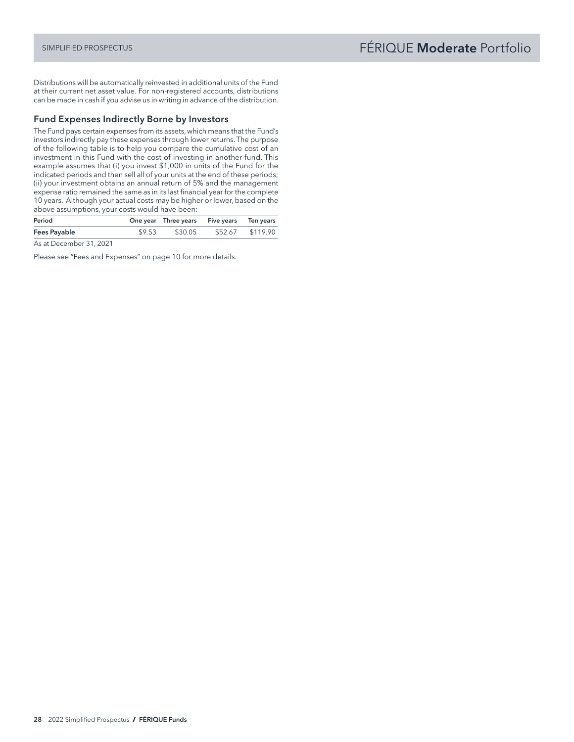Distributions will be automatically reinvested in additional units of the Fund at their current net asset value. For non-registered accounts, distributions can be made in cash if you advise us in writing in advance of the distribution.

### Fund Expenses Indirectly Borne by Investors

The Fund pays certain expenses from its assets, which means that the Fund's investors indirectly pay these expenses through lower returns. The purpose of the following table is to help you compare the cumulative cost of an investment in this Fund with the cost of investing in another fund. This example assumes that (i) you invest $1,000 in units of the Fund for the indicated periods and then sell all of your units at the end of these periods; (ii) your investment obtains an annual return of 5% and the management expense ratio remained the same as in its last financial year for the complete 10 years. Although your actual costs may be higher or lower, based on the above assumptions, your costs would have been:

| Period | One year | Three years | Five years | Ten years |
|---|---|---|---|---|
| **Fees Payable** | $9.53 | $30.05 | $52.67 | $119.90 |

As at December 31, 2021

Please see "Fees and Expenses" on page 10 for more details.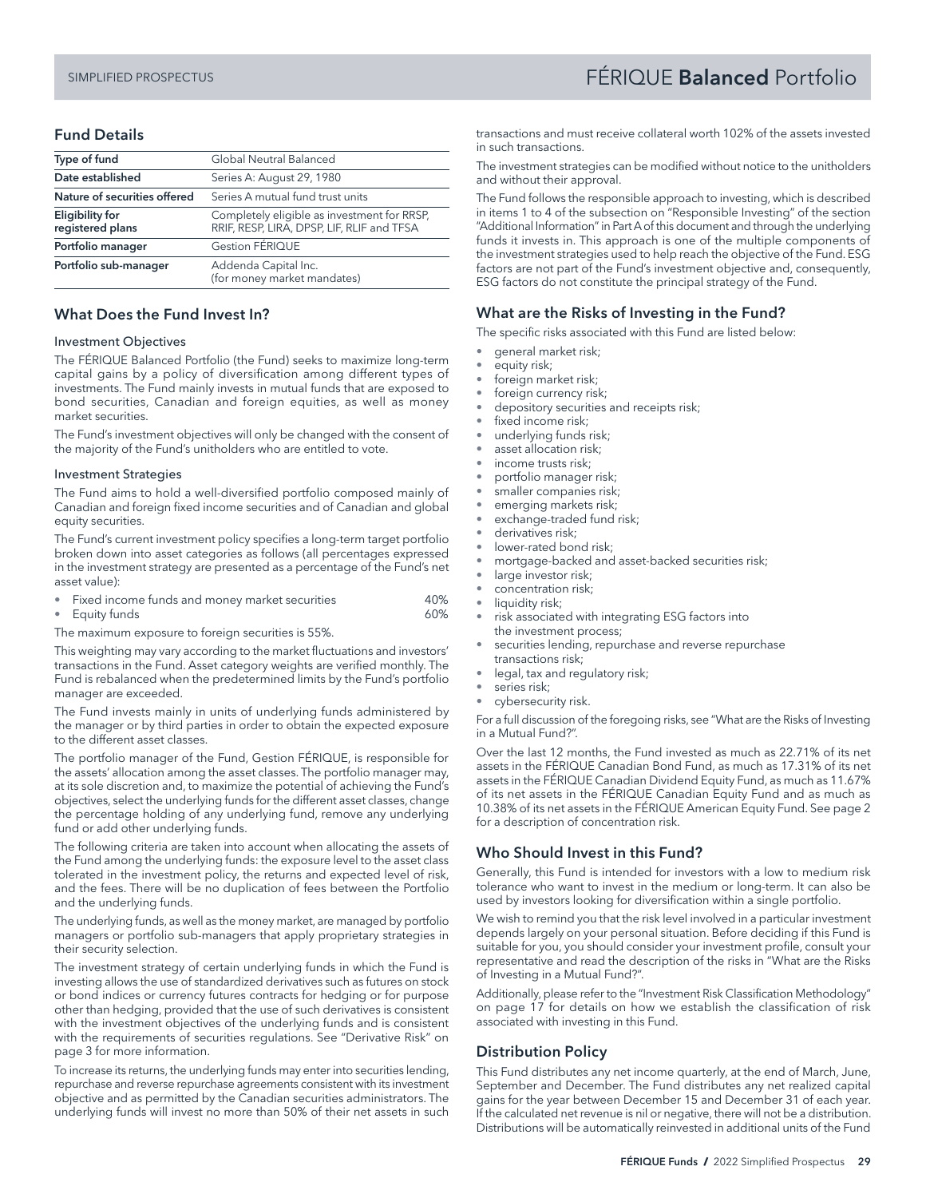# FÉRIQUE **Balanced** Portfolio

## Fund Details

| Type of fund | Global Neutral Balanced |
|---|---|
| Date established | Series A: August 29, 1980 |
| Nature of securities offered | Series A mutual fund trust units |
| Eligibility for registered plans | Completely eligible as investment for RRSP, RRIF, RESP, LIRA, DPSP, LIF, RLIF and TFSA |
| Portfolio manager | Gestion FÉRIQUE |
| Portfolio sub-manager | Addenda Capital Inc. (for money market mandates) |

## What Does the Fund Invest In?

### Investment Objectives

The FÉRIQUE Balanced Portfolio (the Fund) seeks to maximize long-term capital gains by a policy of diversification among different types of investments. The Fund mainly invests in mutual funds that are exposed to bond securities, Canadian and foreign equities, as well as money market securities.

The Fund's investment objectives will only be changed with the consent of the majority of the Fund's unitholders who are entitled to vote.

### Investment Strategies

The Fund aims to hold a well-diversified portfolio composed mainly of Canadian and foreign fixed income securities and of Canadian and global equity securities.

The Fund's current investment policy specifies a long-term target portfolio broken down into asset categories as follows (all percentages expressed in the investment strategy are presented as a percentage of the Fund's net asset value):

- Fixed income funds and money market securities 40%
- Equity funds 60%

The maximum exposure to foreign securities is 55%.

This weighting may vary according to the market fluctuations and investors' transactions in the Fund. Asset category weights are verified monthly. The Fund is rebalanced when the predetermined limits by the Fund's portfolio manager are exceeded.

The Fund invests mainly in units of underlying funds administered by the manager or by third parties in order to obtain the expected exposure to the different asset classes.

The portfolio manager of the Fund, Gestion FÉRIQUE, is responsible for the assets' allocation among the asset classes. The portfolio manager may, at its sole discretion and, to maximize the potential of achieving the Fund's objectives, select the underlying funds for the different asset classes, change the percentage holding of any underlying fund, remove any underlying fund or add other underlying funds.

The following criteria are taken into account when allocating the assets of the Fund among the underlying funds: the exposure level to the asset class tolerated in the investment policy, the returns and expected level of risk, and the fees. There will be no duplication of fees between the Portfolio and the underlying funds.

The underlying funds, as well as the money market, are managed by portfolio managers or portfolio sub-managers that apply proprietary strategies in their security selection.

The investment strategy of certain underlying funds in which the Fund is investing allows the use of standardized derivatives such as futures on stock or bond indices or currency futures contracts for hedging or for purpose other than hedging, provided that the use of such derivatives is consistent with the investment objectives of the underlying funds and is consistent with the requirements of securities regulations. See "Derivative Risk" on page 3 for more information.

To increase its returns, the underlying funds may enter into securities lending, repurchase and reverse repurchase agreements consistent with its investment objective and as permitted by the Canadian securities administrators. The underlying funds will invest no more than 50% of their net assets in such transactions and must receive collateral worth 102% of the assets invested in such transactions.

The investment strategies can be modified without notice to the unitholders and without their approval.

The Fund follows the responsible approach to investing, which is described in items 1 to 4 of the subsection on "Responsible Investing" of the section "Additional Information" in Part A of this document and through the underlying funds it invests in. This approach is one of the multiple components of the investment strategies used to help reach the objective of the Fund. ESG factors are not part of the Fund's investment objective and, consequently, ESG factors do not constitute the principal strategy of the Fund.

## What are the Risks of Investing in the Fund?

The specific risks associated with this Fund are listed below:

- general market risk;
- equity risk;
- foreign market risk;
- foreign currency risk;
- depository securities and receipts risk;
- fixed income risk;
- underlying funds risk;
- asset allocation risk;
- income trusts risk;
- portfolio manager risk;
- smaller companies risk;
- emerging markets risk;
- exchange-traded fund risk;
- derivatives risk;
- lower-rated bond risk;
- mortgage-backed and asset-backed securities risk;
- large investor risk;
- concentration risk;
- liquidity risk;
- risk associated with integrating ESG factors into the investment process;
- securities lending, repurchase and reverse repurchase transactions risk;
- legal, tax and regulatory risk;
- series risk;
- cybersecurity risk.

For a full discussion of the foregoing risks, see "What are the Risks of Investing in a Mutual Fund?".

Over the last 12 months, the Fund invested as much as 22.71% of its net assets in the FÉRIQUE Canadian Bond Fund, as much as 17.31% of its net assets in the FÉRIQUE Canadian Dividend Equity Fund, as much as 11.67% of its net assets in the FÉRIQUE Canadian Equity Fund and as much as 10.38% of its net assets in the FÉRIQUE American Equity Fund. See page 2 for a description of concentration risk.

## Who Should Invest in this Fund?

Generally, this Fund is intended for investors with a low to medium risk tolerance who want to invest in the medium or long-term. It can also be used by investors looking for diversification within a single portfolio.

We wish to remind you that the risk level involved in a particular investment depends largely on your personal situation. Before deciding if this Fund is suitable for you, you should consider your investment profile, consult your representative and read the description of the risks in "What are the Risks of Investing in a Mutual Fund?".

Additionally, please refer to the "Investment Risk Classification Methodology" on page 17 for details on how we establish the classification of risk associated with investing in this Fund.

## Distribution Policy

This Fund distributes any net income quarterly, at the end of March, June, September and December. The Fund distributes any net realized capital gains for the year between December 15 and December 31 of each year. If the calculated net revenue is nil or negative, there will not be a distribution. Distributions will be automatically reinvested in additional units of the Fund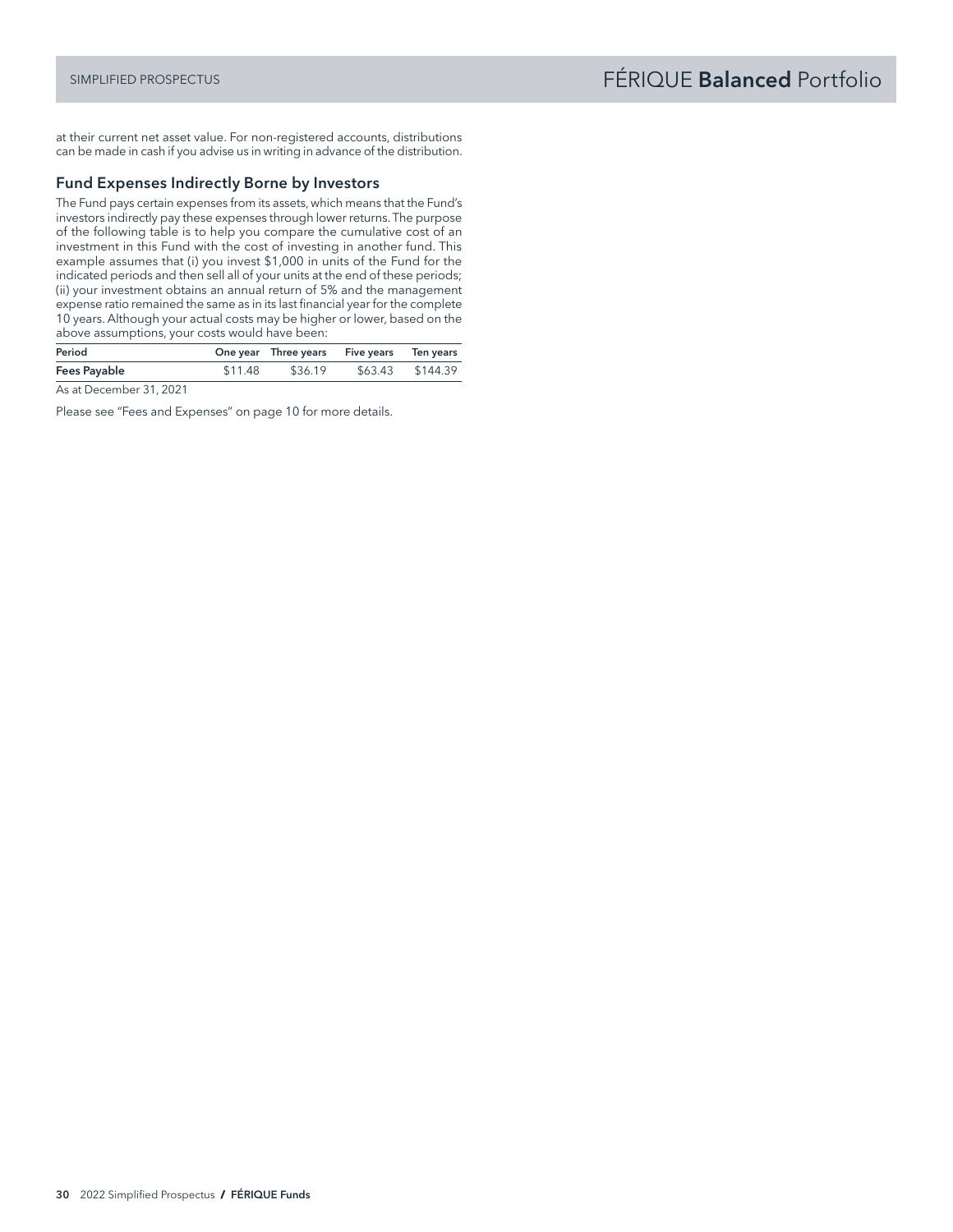at their current net asset value. For non-registered accounts, distributions can be made in cash if you advise us in writing in advance of the distribution.

### Fund Expenses Indirectly Borne by Investors

The Fund pays certain expenses from its assets, which means that the Fund's investors indirectly pay these expenses through lower returns. The purpose of the following table is to help you compare the cumulative cost of an investment in this Fund with the cost of investing in another fund. This example assumes that (i) you invest $1,000 in units of the Fund for the indicated periods and then sell all of your units at the end of these periods; (ii) your investment obtains an annual return of 5% and the management expense ratio remained the same as in its last financial year for the complete 10 years. Although your actual costs may be higher or lower, based on the above assumptions, your costs would have been:

| Period | One year | Three years | Five years | Ten years |
|---|---|---|---|---|
| **Fees Payable** | $11.48 | $36.19 | $63.43 | $144.39 |

As at December 31, 2021

Please see "Fees and Expenses" on page 10 for more details.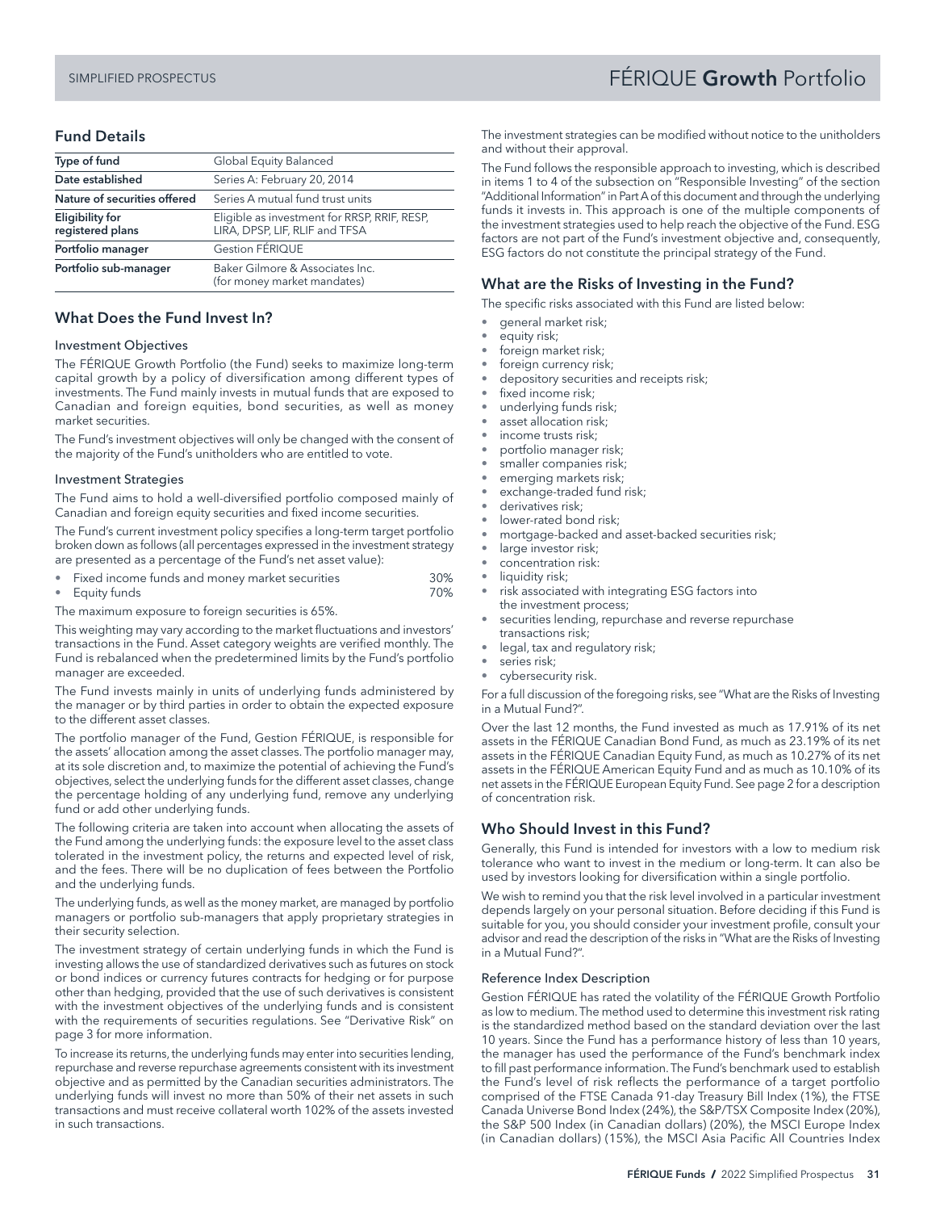# FÉRIQUE **Growth** Portfolio

## Fund Details

| Type of fund | Global Equity Balanced |
|---|---|
| Date established | Series A: February 20, 2014 |
| Nature of securities offered | Series A mutual fund trust units |
| Eligibility for registered plans | Eligible as investment for RRSP, RRIF, RESP, LIRA, DPSP, LIF, RLIF and TFSA |
| Portfolio manager | Gestion FÉRIQUE |
| Portfolio sub-manager | Baker Gilmore & Associates Inc. (for money market mandates) |

## What Does the Fund Invest In?

### Investment Objectives

The FÉRIQUE Growth Portfolio (the Fund) seeks to maximize long-term capital growth by a policy of diversification among different types of investments. The Fund mainly invests in mutual funds that are exposed to Canadian and foreign equities, bond securities, as well as money market securities.

The Fund's investment objectives will only be changed with the consent of the majority of the Fund's unitholders who are entitled to vote.

### Investment Strategies

The Fund aims to hold a well-diversified portfolio composed mainly of Canadian and foreign equity securities and fixed income securities.

The Fund's current investment policy specifies a long-term target portfolio broken down as follows (all percentages expressed in the investment strategy are presented as a percentage of the Fund's net asset value):

- Fixed income funds and money market securities 30%
- Equity funds 70%

The maximum exposure to foreign securities is 65%.

This weighting may vary according to the market fluctuations and investors' transactions in the Fund. Asset category weights are verified monthly. The Fund is rebalanced when the predetermined limits by the Fund's portfolio manager are exceeded.

The Fund invests mainly in units of underlying funds administered by the manager or by third parties in order to obtain the expected exposure to the different asset classes.

The portfolio manager of the Fund, Gestion FÉRIQUE, is responsible for the assets' allocation among the asset classes. The portfolio manager may, at its sole discretion and, to maximize the potential of achieving the Fund's objectives, select the underlying funds for the different asset classes, change the percentage holding of any underlying fund, remove any underlying fund or add other underlying funds.

The following criteria are taken into account when allocating the assets of the Fund among the underlying funds: the exposure level to the asset class tolerated in the investment policy, the returns and expected level of risk, and the fees. There will be no duplication of fees between the Portfolio and the underlying funds.

The underlying funds, as well as the money market, are managed by portfolio managers or portfolio sub-managers that apply proprietary strategies in their security selection.

The investment strategy of certain underlying funds in which the Fund is investing allows the use of standardized derivatives such as futures on stock or bond indices or currency futures contracts for hedging or for purpose other than hedging, provided that the use of such derivatives is consistent with the investment objectives of the underlying funds and is consistent with the requirements of securities regulations. See "Derivative Risk" on page 3 for more information.

To increase its returns, the underlying funds may enter into securities lending, repurchase and reverse repurchase agreements consistent with its investment objective and as permitted by the Canadian securities administrators. The underlying funds will invest no more than 50% of their net assets in such transactions and must receive collateral worth 102% of the assets invested in such transactions.

The investment strategies can be modified without notice to the unitholders and without their approval.

The Fund follows the responsible approach to investing, which is described in items 1 to 4 of the subsection on "Responsible Investing" of the section "Additional Information" in Part A of this document and through the underlying funds it invests in. This approach is one of the multiple components of the investment strategies used to help reach the objective of the Fund. ESG factors are not part of the Fund's investment objective and, consequently, ESG factors do not constitute the principal strategy of the Fund.

## What are the Risks of Investing in the Fund?

The specific risks associated with this Fund are listed below:

- general market risk;
- equity risk;
- foreign market risk;
- foreign currency risk;
- depository securities and receipts risk;
- fixed income risk;
- underlying funds risk;
- asset allocation risk;
- income trusts risk;
- portfolio manager risk;
- smaller companies risk;
- emerging markets risk;
- exchange-traded fund risk;
- derivatives risk;
- lower-rated bond risk;
- mortgage-backed and asset-backed securities risk;
- large investor risk;
- concentration risk:
- liquidity risk;
- risk associated with integrating ESG factors into the investment process;
- securities lending, repurchase and reverse repurchase transactions risk;
- legal, tax and regulatory risk;
- series risk;
- cybersecurity risk.

For a full discussion of the foregoing risks, see "What are the Risks of Investing in a Mutual Fund?".

Over the last 12 months, the Fund invested as much as 17.91% of its net assets in the FÉRIQUE Canadian Bond Fund, as much as 23.19% of its net assets in the FÉRIQUE Canadian Equity Fund, as much as 10.27% of its net assets in the FÉRIQUE American Equity Fund and as much as 10.10% of its net assets in the FÉRIQUE European Equity Fund. See page 2 for a description of concentration risk.

## Who Should Invest in this Fund?

Generally, this Fund is intended for investors with a low to medium risk tolerance who want to invest in the medium or long-term. It can also be used by investors looking for diversification within a single portfolio.

We wish to remind you that the risk level involved in a particular investment depends largely on your personal situation. Before deciding if this Fund is suitable for you, you should consider your investment profile, consult your advisor and read the description of the risks in "What are the Risks of Investing in a Mutual Fund?".

### Reference Index Description

Gestion FÉRIQUE has rated the volatility of the FÉRIQUE Growth Portfolio as low to medium. The method used to determine this investment risk rating is the standardized method based on the standard deviation over the last 10 years. Since the Fund has a performance history of less than 10 years, the manager has used the performance of the Fund's benchmark index to fill past performance information. The Fund's benchmark used to establish the Fund's level of risk reflects the performance of a target portfolio comprised of the FTSE Canada 91-day Treasury Bill Index (1%), the FTSE Canada Universe Bond Index (24%), the S&P/TSX Composite Index (20%), the S&P 500 Index (in Canadian dollars) (20%), the MSCI Europe Index (in Canadian dollars) (15%), the MSCI Asia Pacific All Countries Index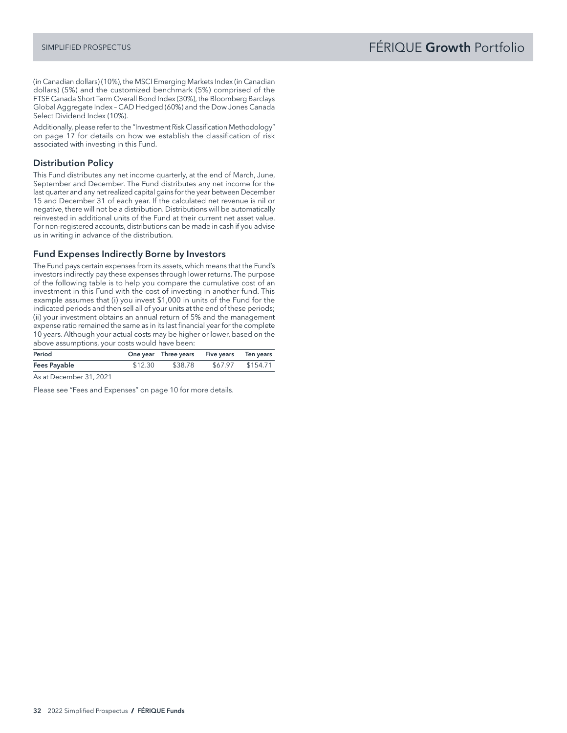(in Canadian dollars) (10%), the MSCI Emerging Markets Index (in Canadian dollars) (5%) and the customized benchmark (5%) comprised of the FTSE Canada Short Term Overall Bond Index (30%), the Bloomberg Barclays Global Aggregate Index – CAD Hedged (60%) and the Dow Jones Canada Select Dividend Index (10%).

Additionally, please refer to the "Investment Risk Classification Methodology" on page 17 for details on how we establish the classification of risk associated with investing in this Fund.

### Distribution Policy

This Fund distributes any net income quarterly, at the end of March, June, September and December. The Fund distributes any net income for the last quarter and any net realized capital gains for the year between December 15 and December 31 of each year. If the calculated net revenue is nil or negative, there will not be a distribution. Distributions will be automatically reinvested in additional units of the Fund at their current net asset value. For non-registered accounts, distributions can be made in cash if you advise us in writing in advance of the distribution.

### Fund Expenses Indirectly Borne by Investors

The Fund pays certain expenses from its assets, which means that the Fund's investors indirectly pay these expenses through lower returns. The purpose of the following table is to help you compare the cumulative cost of an investment in this Fund with the cost of investing in another fund. This example assumes that (i) you invest $1,000 in units of the Fund for the indicated periods and then sell all of your units at the end of these periods; (ii) your investment obtains an annual return of 5% and the management expense ratio remained the same as in its last financial year for the complete 10 years. Although your actual costs may be higher or lower, based on the above assumptions, your costs would have been:

| Period | One year | Three years | Five years | Ten years |
|---|---|---|---|---|
| **Fees Payable** | $12.30 | $38.78 | $67.97 | $154.71 |

As at December 31, 2021

Please see "Fees and Expenses" on page 10 for more details.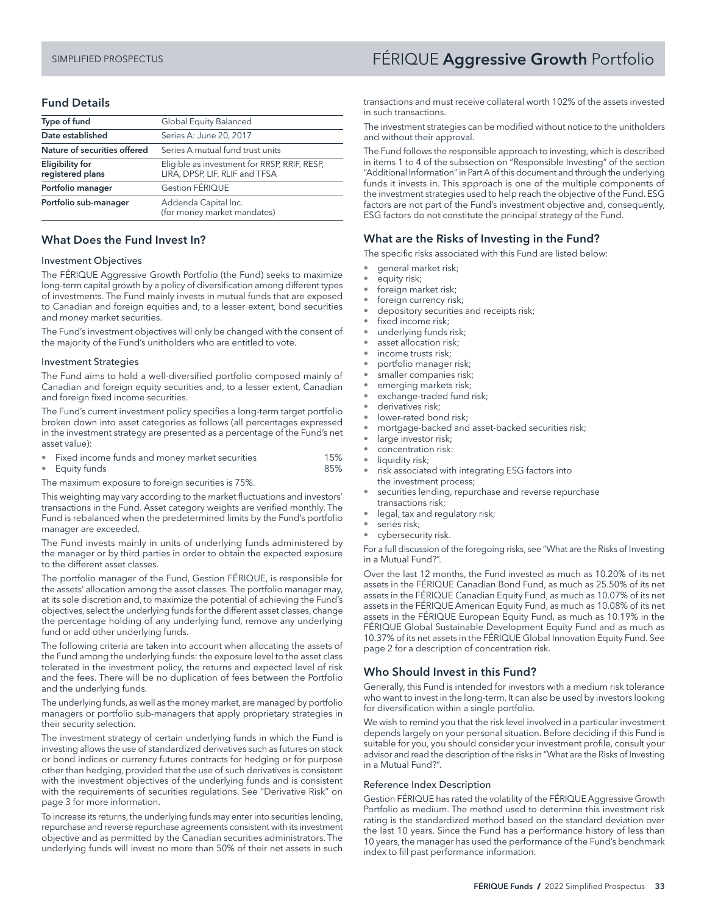# FÉRIQUE **Aggressive Growth** Portfolio

## Fund Details

| Type of fund | Global Equity Balanced |
|---|---|
| Date established | Series A: June 20, 2017 |
| Nature of securities offered | Series A mutual fund trust units |
| Eligibility for registered plans | Eligible as investment for RRSP, RRIF, RESP, LIRA, DPSP, LIF, RLIF and TFSA |
| Portfolio manager | Gestion FÉRIQUE |
| Portfolio sub-manager | Addenda Capital Inc. (for money market mandates) |

## What Does the Fund Invest In?

### Investment Objectives

The FÉRIQUE Aggressive Growth Portfolio (the Fund) seeks to maximize long-term capital growth by a policy of diversification among different types of investments. The Fund mainly invests in mutual funds that are exposed to Canadian and foreign equities and, to a lesser extent, bond securities and money market securities.

The Fund's investment objectives will only be changed with the consent of the majority of the Fund's unitholders who are entitled to vote.

### Investment Strategies

The Fund aims to hold a well-diversified portfolio composed mainly of Canadian and foreign equity securities and, to a lesser extent, Canadian and foreign fixed income securities.

The Fund's current investment policy specifies a long-term target portfolio broken down into asset categories as follows (all percentages expressed in the investment strategy are presented as a percentage of the Fund's net asset value):

- Fixed income funds and money market securities 15%
- Equity funds 85%

The maximum exposure to foreign securities is 75%.

This weighting may vary according to the market fluctuations and investors' transactions in the Fund. Asset category weights are verified monthly. The Fund is rebalanced when the predetermined limits by the Fund's portfolio manager are exceeded.

The Fund invests mainly in units of underlying funds administered by the manager or by third parties in order to obtain the expected exposure to the different asset classes.

The portfolio manager of the Fund, Gestion FÉRIQUE, is responsible for the assets' allocation among the asset classes. The portfolio manager may, at its sole discretion and, to maximize the potential of achieving the Fund's objectives, select the underlying funds for the different asset classes, change the percentage holding of any underlying fund, remove any underlying fund or add other underlying funds.

The following criteria are taken into account when allocating the assets of the Fund among the underlying funds: the exposure level to the asset class tolerated in the investment policy, the returns and expected level of risk and the fees. There will be no duplication of fees between the Portfolio and the underlying funds.

The underlying funds, as well as the money market, are managed by portfolio managers or portfolio sub-managers that apply proprietary strategies in their security selection.

The investment strategy of certain underlying funds in which the Fund is investing allows the use of standardized derivatives such as futures on stock or bond indices or currency futures contracts for hedging or for purpose other than hedging, provided that the use of such derivatives is consistent with the investment objectives of the underlying funds and is consistent with the requirements of securities regulations. See "Derivative Risk" on page 3 for more information.

To increase its returns, the underlying funds may enter into securities lending, repurchase and reverse repurchase agreements consistent with its investment objective and as permitted by the Canadian securities administrators. The underlying funds will invest no more than 50% of their net assets in such transactions and must receive collateral worth 102% of the assets invested in such transactions.

The investment strategies can be modified without notice to the unitholders and without their approval.

The Fund follows the responsible approach to investing, which is described in items 1 to 4 of the subsection on "Responsible Investing" of the section "Additional Information" in Part A of this document and through the underlying funds it invests in. This approach is one of the multiple components of the investment strategies used to help reach the objective of the Fund. ESG factors are not part of the Fund's investment objective and, consequently, ESG factors do not constitute the principal strategy of the Fund.

## What are the Risks of Investing in the Fund?

The specific risks associated with this Fund are listed below:

- general market risk;
- equity risk;
- foreign market risk;
- foreign currency risk;
- depository securities and receipts risk;
- fixed income risk;
- underlying funds risk;
- asset allocation risk;
- income trusts risk;
- portfolio manager risk;
- smaller companies risk;
- emerging markets risk;
- exchange-traded fund risk;
- derivatives risk;
- lower-rated bond risk;
- mortgage-backed and asset-backed securities risk;
- large investor risk;
- concentration risk:
- liquidity risk;
- risk associated with integrating ESG factors into the investment process;
- securities lending, repurchase and reverse repurchase transactions risk;
- legal, tax and regulatory risk;
- series risk;
- cybersecurity risk.

For a full discussion of the foregoing risks, see "What are the Risks of Investing in a Mutual Fund?".

Over the last 12 months, the Fund invested as much as 10.20% of its net assets in the FÉRIQUE Canadian Bond Fund, as much as 25.50% of its net assets in the FÉRIQUE Canadian Equity Fund, as much as 10.07% of its net assets in the FÉRIQUE American Equity Fund, as much as 10.08% of its net assets in the FÉRIQUE European Equity Fund, as much as 10.19% in the FÉRIQUE Global Sustainable Development Equity Fund and as much as 10.37% of its net assets in the FÉRIQUE Global Innovation Equity Fund. See page 2 for a description of concentration risk.

## Who Should Invest in this Fund?

Generally, this Fund is intended for investors with a medium risk tolerance who want to invest in the long-term. It can also be used by investors looking for diversification within a single portfolio.

We wish to remind you that the risk level involved in a particular investment depends largely on your personal situation. Before deciding if this Fund is suitable for you, you should consider your investment profile, consult your advisor and read the description of the risks in "What are the Risks of Investing in a Mutual Fund?".

### Reference Index Description

Gestion FÉRIQUE has rated the volatility of the FÉRIQUE Aggressive Growth Portfolio as medium. The method used to determine this investment risk rating is the standardized method based on the standard deviation over the last 10 years. Since the Fund has a performance history of less than 10 years, the manager has used the performance of the Fund's benchmark index to fill past performance information.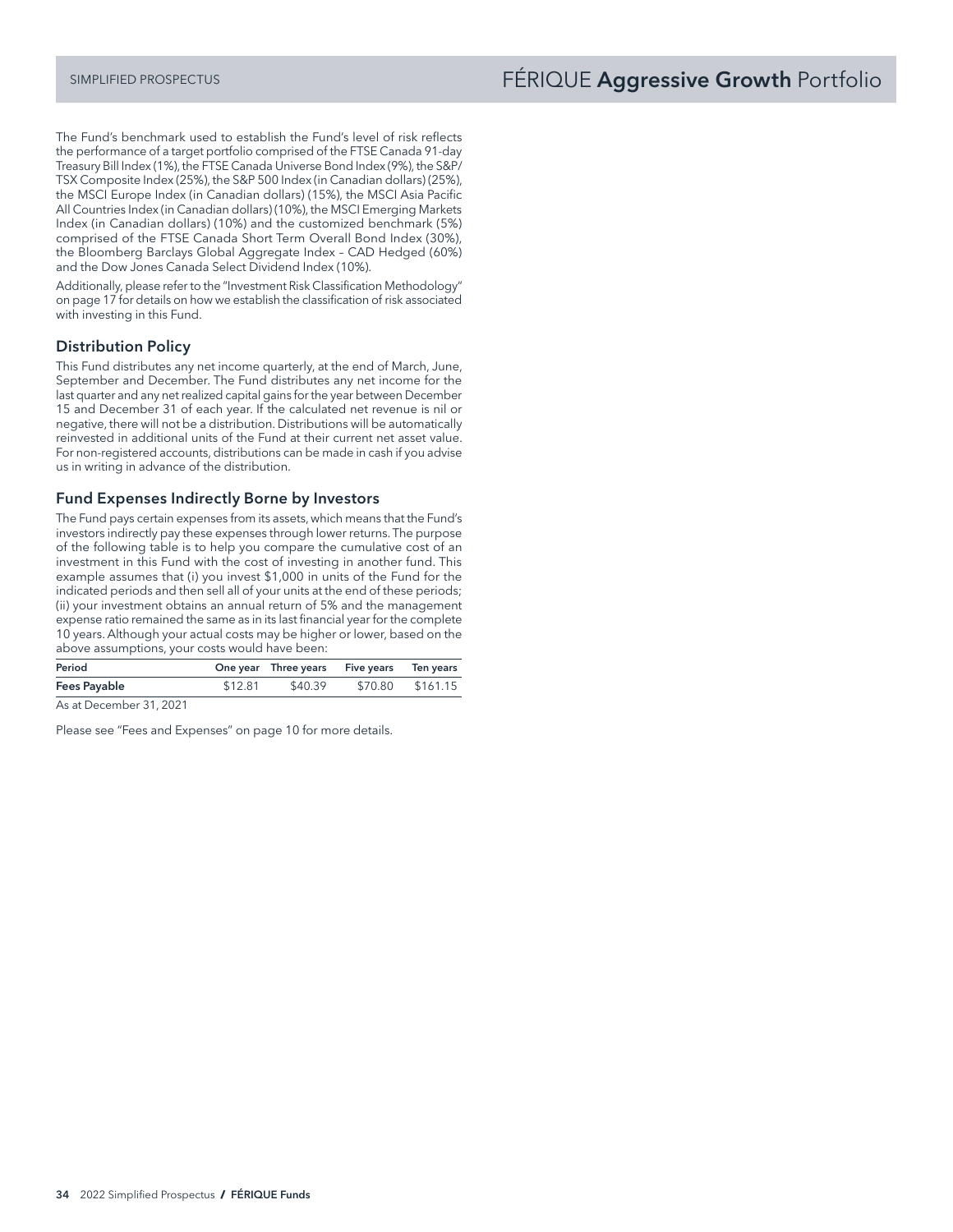The Fund's benchmark used to establish the Fund's level of risk reflects the performance of a target portfolio comprised of the FTSE Canada 91-day Treasury Bill Index (1%), the FTSE Canada Universe Bond Index (9%), the S&P/TSX Composite Index (25%), the S&P 500 Index (in Canadian dollars) (25%), the MSCI Europe Index (in Canadian dollars) (15%), the MSCI Asia Pacific All Countries Index (in Canadian dollars) (10%), the MSCI Emerging Markets Index (in Canadian dollars) (10%) and the customized benchmark (5%) comprised of the FTSE Canada Short Term Overall Bond Index (30%), the Bloomberg Barclays Global Aggregate Index – CAD Hedged (60%) and the Dow Jones Canada Select Dividend Index (10%).

Additionally, please refer to the "Investment Risk Classification Methodology" on page 17 for details on how we establish the classification of risk associated with investing in this Fund.

### Distribution Policy

This Fund distributes any net income quarterly, at the end of March, June, September and December. The Fund distributes any net income for the last quarter and any net realized capital gains for the year between December 15 and December 31 of each year. If the calculated net revenue is nil or negative, there will not be a distribution. Distributions will be automatically reinvested in additional units of the Fund at their current net asset value. For non-registered accounts, distributions can be made in cash if you advise us in writing in advance of the distribution.

### Fund Expenses Indirectly Borne by Investors

The Fund pays certain expenses from its assets, which means that the Fund's investors indirectly pay these expenses through lower returns. The purpose of the following table is to help you compare the cumulative cost of an investment in this Fund with the cost of investing in another fund. This example assumes that (i) you invest $1,000 in units of the Fund for the indicated periods and then sell all of your units at the end of these periods; (ii) your investment obtains an annual return of 5% and the management expense ratio remained the same as in its last financial year for the complete 10 years. Although your actual costs may be higher or lower, based on the above assumptions, your costs would have been:

| Period | One year | Three years | Five years | Ten years |
|---|---|---|---|---|
| **Fees Payable** | $12.81 | $40.39 | $70.80 | $161.15 |

As at December 31, 2021

Please see "Fees and Expenses" on page 10 for more details.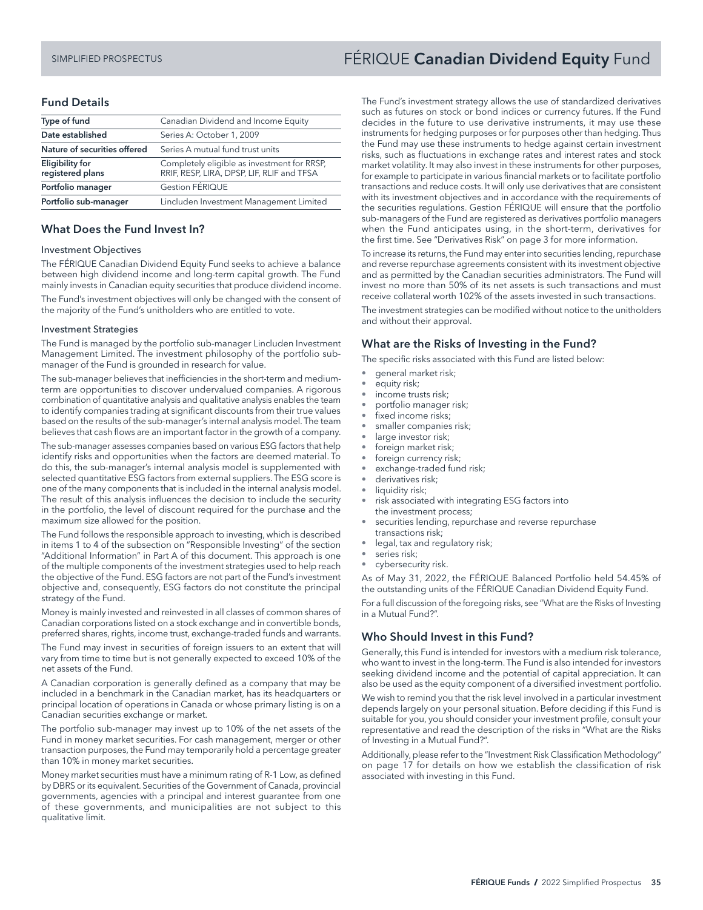# FÉRIQUE **Canadian Dividend Equity** Fund

## Fund Details

| Type of fund | Canadian Dividend and Income Equity |
|---|---|
| Date established | Series A: October 1, 2009 |
| Nature of securities offered | Series A mutual fund trust units |
| Eligibility for registered plans | Completely eligible as investment for RRSP, RRIF, RESP, LIRA, DPSP, LIF, RLIF and TFSA |
| Portfolio manager | Gestion FÉRIQUE |
| Portfolio sub-manager | Lincluden Investment Management Limited |

## What Does the Fund Invest In?

### Investment Objectives

The FÉRIQUE Canadian Dividend Equity Fund seeks to achieve a balance between high dividend income and long-term capital growth. The Fund mainly invests in Canadian equity securities that produce dividend income.

The Fund's investment objectives will only be changed with the consent of the majority of the Fund's unitholders who are entitled to vote.

### Investment Strategies

The Fund is managed by the portfolio sub-manager Lincluden Investment Management Limited. The investment philosophy of the portfolio sub-manager of the Fund is grounded in research for value.

The sub-manager believes that inefficiencies in the short-term and medium-term are opportunities to discover undervalued companies. A rigorous combination of quantitative analysis and qualitative analysis enables the team to identify companies trading at significant discounts from their true values based on the results of the sub-manager's internal analysis model. The team believes that cash flows are an important factor in the growth of a company.

The sub-manager assesses companies based on various ESG factors that help identify risks and opportunities when the factors are deemed material. To do this, the sub-manager's internal analysis model is supplemented with selected quantitative ESG factors from external suppliers. The ESG score is one of the many components that is included in the internal analysis model. The result of this analysis influences the decision to include the security in the portfolio, the level of discount required for the purchase and the maximum size allowed for the position.

The Fund follows the responsible approach to investing, which is described in items 1 to 4 of the subsection on "Responsible Investing" of the section "Additional Information" in Part A of this document. This approach is one of the multiple components of the investment strategies used to help reach the objective of the Fund. ESG factors are not part of the Fund's investment objective and, consequently, ESG factors do not constitute the principal strategy of the Fund.

Money is mainly invested and reinvested in all classes of common shares of Canadian corporations listed on a stock exchange and in convertible bonds, preferred shares, rights, income trust, exchange-traded funds and warrants.

The Fund may invest in securities of foreign issuers to an extent that will vary from time to time but is not generally expected to exceed 10% of the net assets of the Fund.

A Canadian corporation is generally defined as a company that may be included in a benchmark in the Canadian market, has its headquarters or principal location of operations in Canada or whose primary listing is on a Canadian securities exchange or market.

The portfolio sub-manager may invest up to 10% of the net assets of the Fund in money market securities. For cash management, merger or other transaction purposes, the Fund may temporarily hold a percentage greater than 10% in money market securities.

Money market securities must have a minimum rating of R-1 Low, as defined by DBRS or its equivalent. Securities of the Government of Canada, provincial governments, agencies with a principal and interest guarantee from one of these governments, and municipalities are not subject to this qualitative limit.

The Fund's investment strategy allows the use of standardized derivatives such as futures on stock or bond indices or currency futures. If the Fund decides in the future to use derivative instruments, it may use these instruments for hedging purposes or for purposes other than hedging. Thus the Fund may use these instruments to hedge against certain investment risks, such as fluctuations in exchange rates and interest rates and stock market volatility. It may also invest in these instruments for other purposes, for example to participate in various financial markets or to facilitate portfolio transactions and reduce costs. It will only use derivatives that are consistent with its investment objectives and in accordance with the requirements of the securities regulations. Gestion FÉRIQUE will ensure that the portfolio sub-managers of the Fund are registered as derivatives portfolio managers when the Fund anticipates using, in the short-term, derivatives for the first time. See "Derivatives Risk" on page 3 for more information.

To increase its returns, the Fund may enter into securities lending, repurchase and reverse repurchase agreements consistent with its investment objective and as permitted by the Canadian securities administrators. The Fund will invest no more than 50% of its net assets is such transactions and must receive collateral worth 102% of the assets invested in such transactions.

The investment strategies can be modified without notice to the unitholders and without their approval.

## What are the Risks of Investing in the Fund?

The specific risks associated with this Fund are listed below:

- general market risk;
- equity risk;
- income trusts risk;
- portfolio manager risk;
- fixed income risks;
- smaller companies risk;
- large investor risk;
- foreign market risk;
- foreign currency risk;
- exchange-traded fund risk;
- derivatives risk;
- liquidity risk;
- risk associated with integrating ESG factors into the investment process;
- securities lending, repurchase and reverse repurchase transactions risk;
- legal, tax and regulatory risk;
- series risk;
- cybersecurity risk.

As of May 31, 2022, the FÉRIQUE Balanced Portfolio held 54.45% of the outstanding units of the FÉRIQUE Canadian Dividend Equity Fund.

For a full discussion of the foregoing risks, see "What are the Risks of Investing in a Mutual Fund?".

## Who Should Invest in this Fund?

Generally, this Fund is intended for investors with a medium risk tolerance, who want to invest in the long-term. The Fund is also intended for investors seeking dividend income and the potential of capital appreciation. It can also be used as the equity component of a diversified investment portfolio.

We wish to remind you that the risk level involved in a particular investment depends largely on your personal situation. Before deciding if this Fund is suitable for you, you should consider your investment profile, consult your representative and read the description of the risks in "What are the Risks of Investing in a Mutual Fund?".

Additionally, please refer to the "Investment Risk Classification Methodology" on page 17 for details on how we establish the classification of risk associated with investing in this Fund.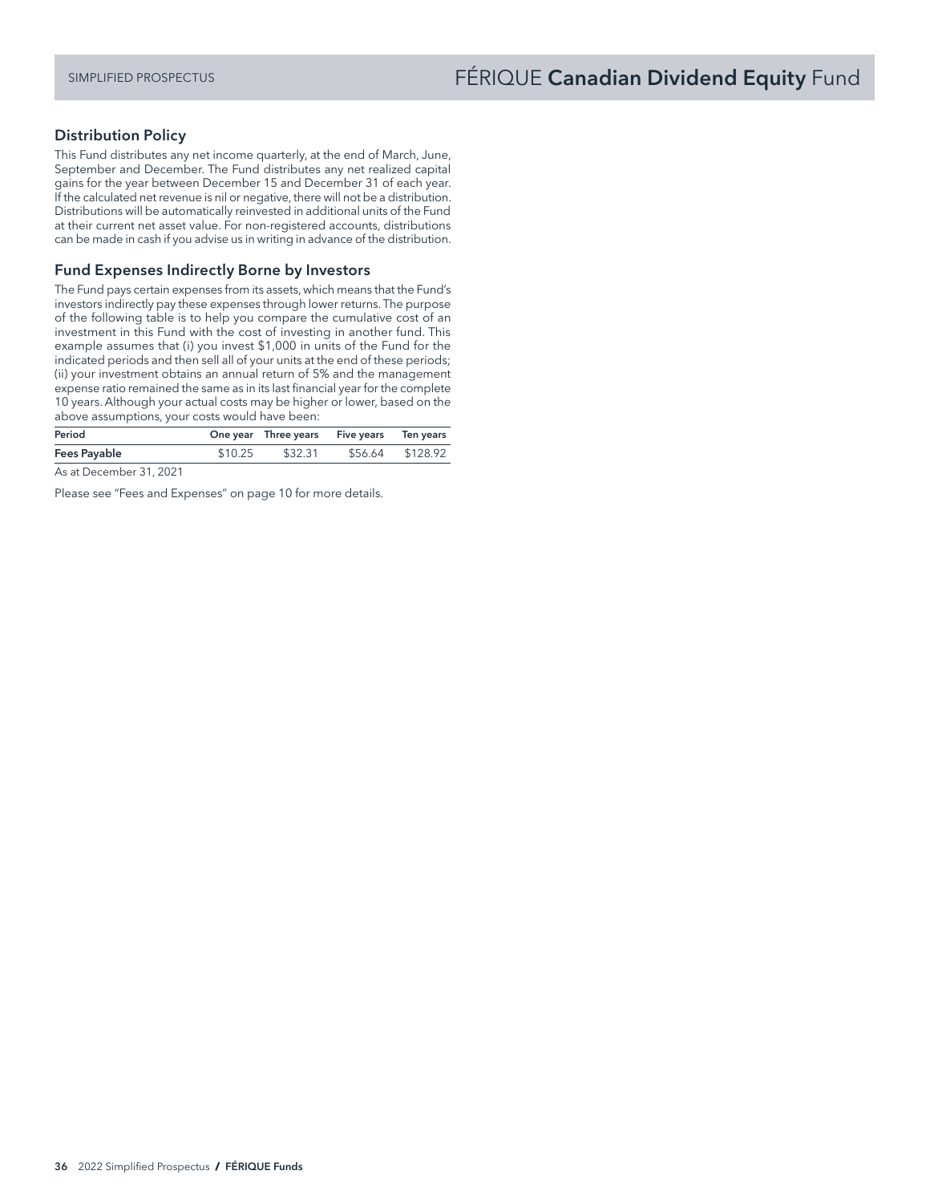## Distribution Policy

This Fund distributes any net income quarterly, at the end of March, June, September and December. The Fund distributes any net realized capital gains for the year between December 15 and December 31 of each year. If the calculated net revenue is nil or negative, there will not be a distribution. Distributions will be automatically reinvested in additional units of the Fund at their current net asset value. For non-registered accounts, distributions can be made in cash if you advise us in writing in advance of the distribution.

## Fund Expenses Indirectly Borne by Investors

The Fund pays certain expenses from its assets, which means that the Fund's investors indirectly pay these expenses through lower returns. The purpose of the following table is to help you compare the cumulative cost of an investment in this Fund with the cost of investing in another fund. This example assumes that (i) you invest $1,000 in units of the Fund for the indicated periods and then sell all of your units at the end of these periods; (ii) your investment obtains an annual return of 5% and the management expense ratio remained the same as in its last financial year for the complete 10 years. Although your actual costs may be higher or lower, based on the above assumptions, your costs would have been:

| Period | One year | Three years | Five years | Ten years |
|---|---|---|---|---|
| Fees Payable | $10.25 | $32.31 | $56.64 | $128.92 |

As at December 31, 2021

Please see "Fees and Expenses" on page 10 for more details.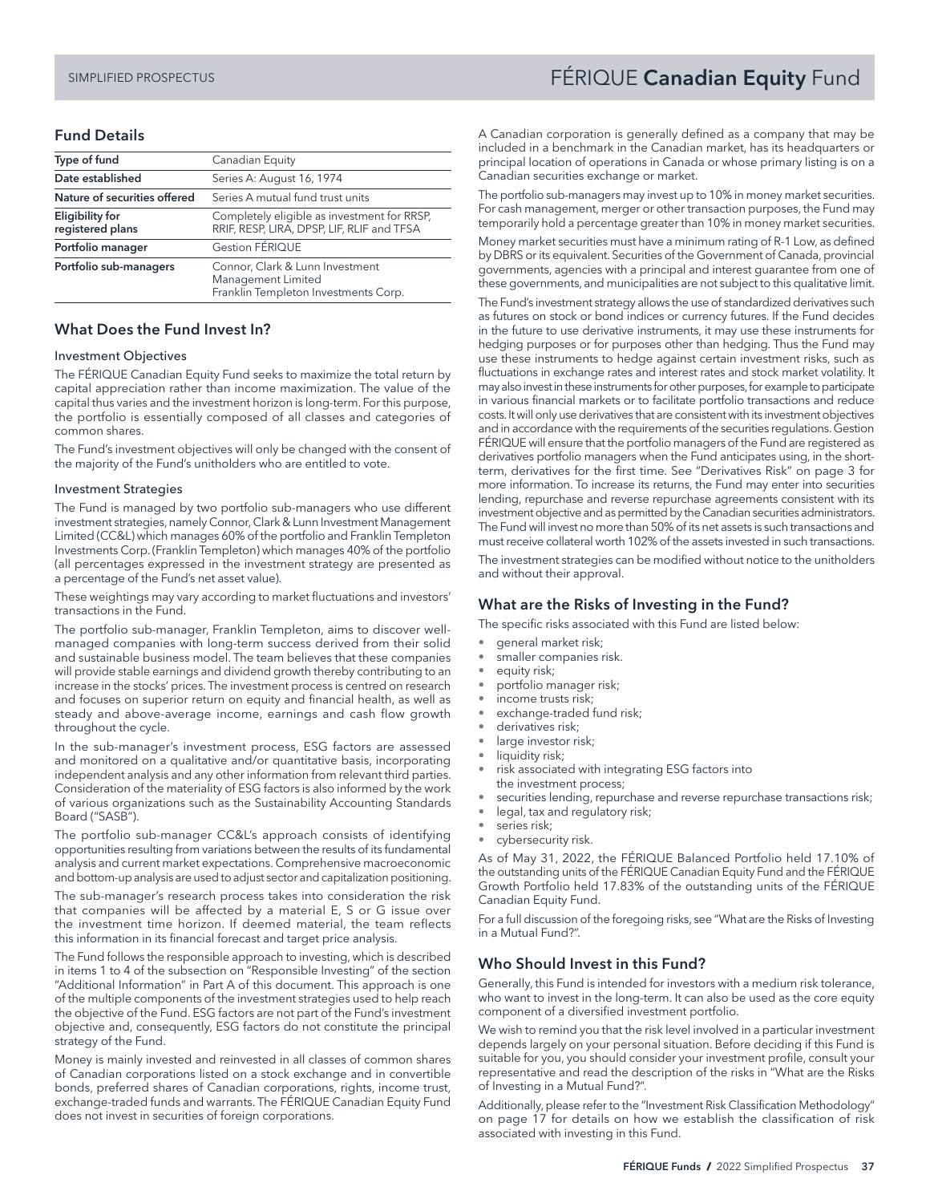# FÉRIQUE **Canadian Equity** Fund

## Fund Details

| Type of fund | Canadian Equity |
|---|---|
| Date established | Series A: August 16, 1974 |
| Nature of securities offered | Series A mutual fund trust units |
| Eligibility for registered plans | Completely eligible as investment for RRSP, RRIF, RESP, LIRA, DPSP, LIF, RLIF and TFSA |
| Portfolio manager | Gestion FÉRIQUE |
| Portfolio sub-managers | Connor, Clark & Lunn Investment Management Limited<br>Franklin Templeton Investments Corp. |

## What Does the Fund Invest In?

### Investment Objectives

The FÉRIQUE Canadian Equity Fund seeks to maximize the total return by capital appreciation rather than income maximization. The value of the capital thus varies and the investment horizon is long-term. For this purpose, the portfolio is essentially composed of all classes and categories of common shares.

The Fund's investment objectives will only be changed with the consent of the majority of the Fund's unitholders who are entitled to vote.

### Investment Strategies

The Fund is managed by two portfolio sub-managers who use different investment strategies, namely Connor, Clark & Lunn Investment Management Limited (CC&L) which manages 60% of the portfolio and Franklin Templeton Investments Corp. (Franklin Templeton) which manages 40% of the portfolio (all percentages expressed in the investment strategy are presented as a percentage of the Fund's net asset value).

These weightings may vary according to market fluctuations and investors' transactions in the Fund.

The portfolio sub-manager, Franklin Templeton, aims to discover well-managed companies with long-term success derived from their solid and sustainable business model. The team believes that these companies will provide stable earnings and dividend growth thereby contributing to an increase in the stocks' prices. The investment process is centred on research and focuses on superior return on equity and financial health, as well as steady and above-average income, earnings and cash flow growth throughout the cycle.

In the sub-manager's investment process, ESG factors are assessed and monitored on a qualitative and/or quantitative basis, incorporating independent analysis and any other information from relevant third parties. Consideration of the materiality of ESG factors is also informed by the work of various organizations such as the Sustainability Accounting Standards Board ("SASB").

The portfolio sub-manager CC&L's approach consists of identifying opportunities resulting from variations between the results of its fundamental analysis and current market expectations. Comprehensive macroeconomic and bottom-up analysis are used to adjust sector and capitalization positioning.

The sub-manager's research process takes into consideration the risk that companies will be affected by a material E, S or G issue over the investment time horizon. If deemed material, the team reflects this information in its financial forecast and target price analysis.

The Fund follows the responsible approach to investing, which is described in items 1 to 4 of the subsection on "Responsible Investing" of the section "Additional Information" in Part A of this document. This approach is one of the multiple components of the investment strategies used to help reach the objective of the Fund. ESG factors are not part of the Fund's investment objective and, consequently, ESG factors do not constitute the principal strategy of the Fund.

Money is mainly invested and reinvested in all classes of common shares of Canadian corporations listed on a stock exchange and in convertible bonds, preferred shares of Canadian corporations, rights, income trust, exchange-traded funds and warrants. The FÉRIQUE Canadian Equity Fund does not invest in securities of foreign corporations.

A Canadian corporation is generally defined as a company that may be included in a benchmark in the Canadian market, has its headquarters or principal location of operations in Canada or whose primary listing is on a Canadian securities exchange or market.

The portfolio sub-managers may invest up to 10% in money market securities. For cash management, merger or other transaction purposes, the Fund may temporarily hold a percentage greater than 10% in money market securities.

Money market securities must have a minimum rating of R-1 Low, as defined by DBRS or its equivalent. Securities of the Government of Canada, provincial governments, agencies with a principal and interest guarantee from one of these governments, and municipalities are not subject to this qualitative limit.

The Fund's investment strategy allows the use of standardized derivatives such as futures on stock or bond indices or currency futures. If the Fund decides in the future to use derivative instruments, it may use these instruments for hedging purposes or for purposes other than hedging. Thus the Fund may use these instruments to hedge against certain investment risks, such as fluctuations in exchange rates and interest rates and stock market volatility. It may also invest in these instruments for other purposes, for example to participate in various financial markets or to facilitate portfolio transactions and reduce costs. It will only use derivatives that are consistent with its investment objectives and in accordance with the requirements of the securities regulations. Gestion FÉRIQUE will ensure that the portfolio managers of the Fund are registered as derivatives portfolio managers when the Fund anticipates using, in the short-term, derivatives for the first time. See "Derivatives Risk" on page 3 for more information. To increase its returns, the Fund may enter into securities lending, repurchase and reverse repurchase agreements consistent with its investment objective and as permitted by the Canadian securities administrators. The Fund will invest no more than 50% of its net assets is such transactions and must receive collateral worth 102% of the assets invested in such transactions.

The investment strategies can be modified without notice to the unitholders and without their approval.

## What are the Risks of Investing in the Fund?

The specific risks associated with this Fund are listed below:

- general market risk;
- smaller companies risk.
- equity risk;
- portfolio manager risk;
- income trusts risk;
- exchange-traded fund risk;
- derivatives risk;
- large investor risk;
- liquidity risk;
- risk associated with integrating ESG factors into the investment process;
- securities lending, repurchase and reverse repurchase transactions risk;
- legal, tax and regulatory risk;
- series risk;
- cybersecurity risk.

As of May 31, 2022, the FÉRIQUE Balanced Portfolio held 17.10% of the outstanding units of the FÉRIQUE Canadian Equity Fund and the FÉRIQUE Growth Portfolio held 17.83% of the outstanding units of the FÉRIQUE Canadian Equity Fund.

For a full discussion of the foregoing risks, see "What are the Risks of Investing in a Mutual Fund?".

## Who Should Invest in this Fund?

Generally, this Fund is intended for investors with a medium risk tolerance, who want to invest in the long-term. It can also be used as the core equity component of a diversified investment portfolio.

We wish to remind you that the risk level involved in a particular investment depends largely on your personal situation. Before deciding if this Fund is suitable for you, you should consider your investment profile, consult your representative and read the description of the risks in "What are the Risks of Investing in a Mutual Fund?".

Additionally, please refer to the "Investment Risk Classification Methodology" on page 17 for details on how we establish the classification of risk associated with investing in this Fund.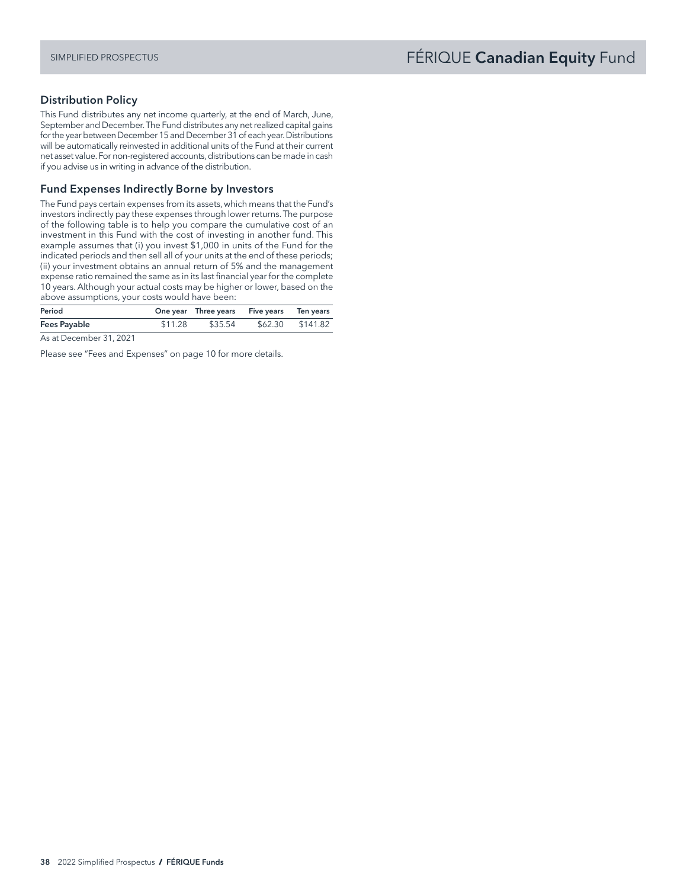## Distribution Policy

This Fund distributes any net income quarterly, at the end of March, June, September and December. The Fund distributes any net realized capital gains for the year between December 15 and December 31 of each year. Distributions will be automatically reinvested in additional units of the Fund at their current net asset value. For non-registered accounts, distributions can be made in cash if you advise us in writing in advance of the distribution.

## Fund Expenses Indirectly Borne by Investors

The Fund pays certain expenses from its assets, which means that the Fund's investors indirectly pay these expenses through lower returns. The purpose of the following table is to help you compare the cumulative cost of an investment in this Fund with the cost of investing in another fund. This example assumes that (i) you invest $1,000 in units of the Fund for the indicated periods and then sell all of your units at the end of these periods; (ii) your investment obtains an annual return of 5% and the management expense ratio remained the same as in its last financial year for the complete 10 years. Although your actual costs may be higher or lower, based on the above assumptions, your costs would have been:

| Period | One year | Three years | Five years | Ten years |
|---|---|---|---|---|
| **Fees Payable** | $11.28 | $35.54 | $62.30 | $141.82 |

As at December 31, 2021

Please see "Fees and Expenses" on page 10 for more details.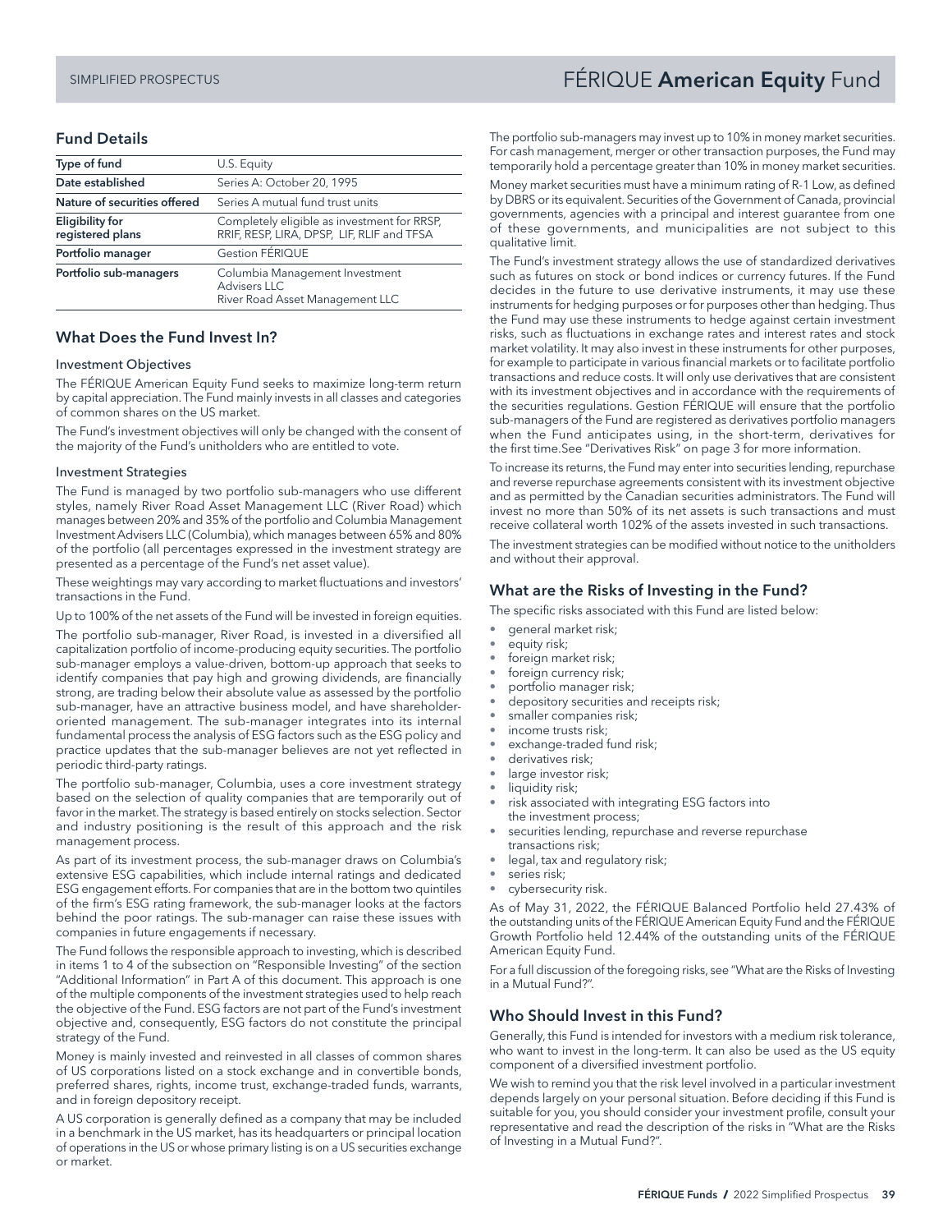# FÉRIQUE **American Equity** Fund

## Fund Details

| Type of fund | U.S. Equity |
|---|---|
| Date established | Series A: October 20, 1995 |
| Nature of securities offered | Series A mutual fund trust units |
| Eligibility for registered plans | Completely eligible as investment for RRSP, RRIF, RESP, LIRA, DPSP, LIF, RLIF and TFSA |
| Portfolio manager | Gestion FÉRIQUE |
| Portfolio sub-managers | Columbia Management Investment Advisers LLC<br>River Road Asset Management LLC |

## What Does the Fund Invest In?

### Investment Objectives

The FÉRIQUE American Equity Fund seeks to maximize long-term return by capital appreciation. The Fund mainly invests in all classes and categories of common shares on the US market.

The Fund's investment objectives will only be changed with the consent of the majority of the Fund's unitholders who are entitled to vote.

### Investment Strategies

The Fund is managed by two portfolio sub-managers who use different styles, namely River Road Asset Management LLC (River Road) which manages between 20% and 35% of the portfolio and Columbia Management Investment Advisers LLC (Columbia), which manages between 65% and 80% of the portfolio (all percentages expressed in the investment strategy are presented as a percentage of the Fund's net asset value).

These weightings may vary according to market fluctuations and investors' transactions in the Fund.

Up to 100% of the net assets of the Fund will be invested in foreign equities.

The portfolio sub-manager, River Road, is invested in a diversified all capitalization portfolio of income-producing equity securities. The portfolio sub-manager employs a value-driven, bottom-up approach that seeks to identify companies that pay high and growing dividends, are financially strong, are trading below their absolute value as assessed by the portfolio sub-manager, have an attractive business model, and have shareholder-oriented management. The sub-manager integrates into its internal fundamental process the analysis of ESG factors such as the ESG policy and practice updates that the sub-manager believes are not yet reflected in periodic third-party ratings.

The portfolio sub-manager, Columbia, uses a core investment strategy based on the selection of quality companies that are temporarily out of favor in the market. The strategy is based entirely on stocks selection. Sector and industry positioning is the result of this approach and the risk management process.

As part of its investment process, the sub-manager draws on Columbia's extensive ESG capabilities, which include internal ratings and dedicated ESG engagement efforts. For companies that are in the bottom two quintiles of the firm's ESG rating framework, the sub-manager looks at the factors behind the poor ratings. The sub-manager can raise these issues with companies in future engagements if necessary.

The Fund follows the responsible approach to investing, which is described in items 1 to 4 of the subsection on "Responsible Investing" of the section "Additional Information" in Part A of this document. This approach is one of the multiple components of the investment strategies used to help reach the objective of the Fund. ESG factors are not part of the Fund's investment objective and, consequently, ESG factors do not constitute the principal strategy of the Fund.

Money is mainly invested and reinvested in all classes of common shares of US corporations listed on a stock exchange and in convertible bonds, preferred shares, rights, income trust, exchange-traded funds, warrants, and in foreign depository receipt.

A US corporation is generally defined as a company that may be included in a benchmark in the US market, has its headquarters or principal location of operations in the US or whose primary listing is on a US securities exchange or market.

The portfolio sub-managers may invest up to 10% in money market securities. For cash management, merger or other transaction purposes, the Fund may temporarily hold a percentage greater than 10% in money market securities.

Money market securities must have a minimum rating of R-1 Low, as defined by DBRS or its equivalent. Securities of the Government of Canada, provincial governments, agencies with a principal and interest guarantee from one of these governments, and municipalities are not subject to this qualitative limit.

The Fund's investment strategy allows the use of standardized derivatives such as futures on stock or bond indices or currency futures. If the Fund decides in the future to use derivative instruments, it may use these instruments for hedging purposes or for purposes other than hedging. Thus the Fund may use these instruments to hedge against certain investment risks, such as fluctuations in exchange rates and interest rates and stock market volatility. It may also invest in these instruments for other purposes, for example to participate in various financial markets or to facilitate portfolio transactions and reduce costs. It will only use derivatives that are consistent with its investment objectives and in accordance with the requirements of the securities regulations. Gestion FÉRIQUE will ensure that the portfolio sub-managers of the Fund are registered as derivatives portfolio managers when the Fund anticipates using, in the short-term, derivatives for the first time.See "Derivatives Risk" on page 3 for more information.

To increase its returns, the Fund may enter into securities lending, repurchase and reverse repurchase agreements consistent with its investment objective and as permitted by the Canadian securities administrators. The Fund will invest no more than 50% of its net assets is such transactions and must receive collateral worth 102% of the assets invested in such transactions.

The investment strategies can be modified without notice to the unitholders and without their approval.

## What are the Risks of Investing in the Fund?

The specific risks associated with this Fund are listed below:

- general market risk;
- equity risk;
- foreign market risk;
- foreign currency risk;
- portfolio manager risk;
- depository securities and receipts risk;
- smaller companies risk;
- income trusts risk;
- exchange-traded fund risk;
- derivatives risk;
- large investor risk;
- liquidity risk;
- risk associated with integrating ESG factors into the investment process;
- securities lending, repurchase and reverse repurchase transactions risk;
- legal, tax and regulatory risk;
- series risk;
- cybersecurity risk.

As of May 31, 2022, the FÉRIQUE Balanced Portfolio held 27.43% of the outstanding units of the FÉRIQUE American Equity Fund and the FÉRIQUE Growth Portfolio held 12.44% of the outstanding units of the FÉRIQUE American Equity Fund.

For a full discussion of the foregoing risks, see "What are the Risks of Investing in a Mutual Fund?".

## Who Should Invest in this Fund?

Generally, this Fund is intended for investors with a medium risk tolerance, who want to invest in the long-term. It can also be used as the US equity component of a diversified investment portfolio.

We wish to remind you that the risk level involved in a particular investment depends largely on your personal situation. Before deciding if this Fund is suitable for you, you should consider your investment profile, consult your representative and read the description of the risks in "What are the Risks of Investing in a Mutual Fund?".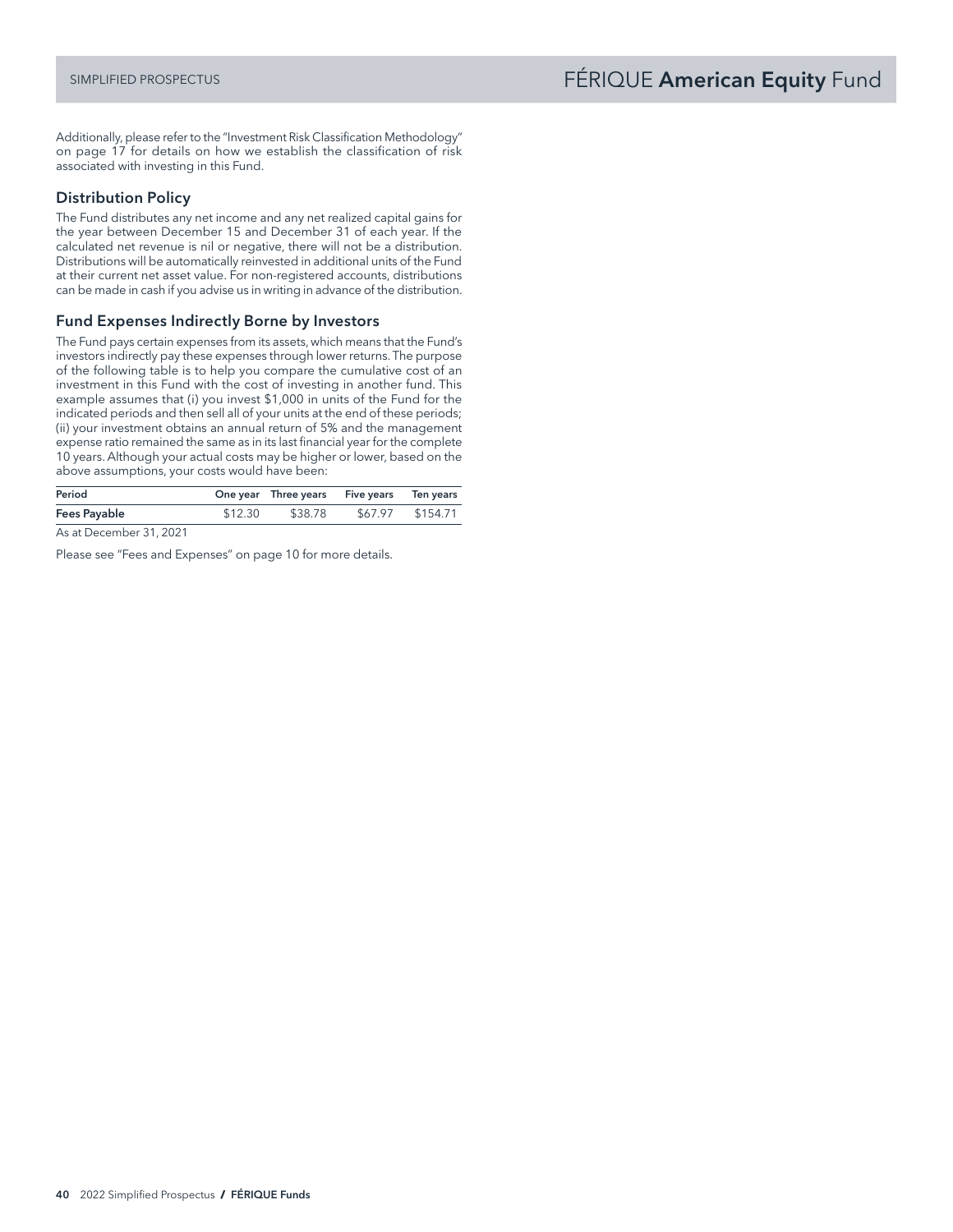Additionally, please refer to the "Investment Risk Classification Methodology" on page 17 for details on how we establish the classification of risk associated with investing in this Fund.

## Distribution Policy

The Fund distributes any net income and any net realized capital gains for the year between December 15 and December 31 of each year. If the calculated net revenue is nil or negative, there will not be a distribution. Distributions will be automatically reinvested in additional units of the Fund at their current net asset value. For non-registered accounts, distributions can be made in cash if you advise us in writing in advance of the distribution.

## Fund Expenses Indirectly Borne by Investors

The Fund pays certain expenses from its assets, which means that the Fund's investors indirectly pay these expenses through lower returns. The purpose of the following table is to help you compare the cumulative cost of an investment in this Fund with the cost of investing in another fund. This example assumes that (i) you invest $1,000 in units of the Fund for the indicated periods and then sell all of your units at the end of these periods; (ii) your investment obtains an annual return of 5% and the management expense ratio remained the same as in its last financial year for the complete 10 years. Although your actual costs may be higher or lower, based on the above assumptions, your costs would have been:

| Period | One year | Three years | Five years | Ten years |
|---|---|---|---|---|
| **Fees Payable** | $12.30 | $38.78 | $67.97 | $154.71 |

As at December 31, 2021

Please see "Fees and Expenses" on page 10 for more details.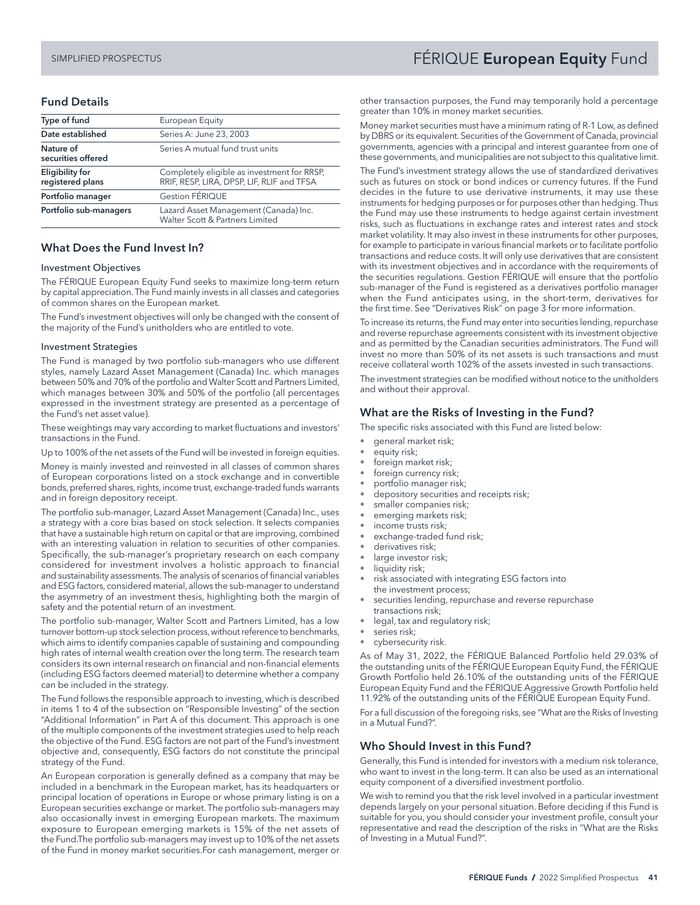# FÉRIQUE **European Equity** Fund

## Fund Details

| Type of fund | European Equity |
|---|---|
| Date established | Series A: June 23, 2003 |
| Nature of securities offered | Series A mutual fund trust units |
| Eligibility for registered plans | Completely eligible as investment for RRSP, RRIF, RESP, LIRA, DPSP, LIF, RLIF and TFSA |
| Portfolio manager | Gestion FÉRIQUE |
| Portfolio sub-managers | Lazard Asset Management (Canada) Inc. Walter Scott & Partners Limited |

## What Does the Fund Invest In?

### Investment Objectives

The FÉRIQUE European Equity Fund seeks to maximize long-term return by capital appreciation. The Fund mainly invests in all classes and categories of common shares on the European market.

The Fund's investment objectives will only be changed with the consent of the majority of the Fund's unitholders who are entitled to vote.

### Investment Strategies

The Fund is managed by two portfolio sub-managers who use different styles, namely Lazard Asset Management (Canada) Inc. which manages between 50% and 70% of the portfolio and Walter Scott and Partners Limited, which manages between 30% and 50% of the portfolio (all percentages expressed in the investment strategy are presented as a percentage of the Fund's net asset value).

These weightings may vary according to market fluctuations and investors' transactions in the Fund.

Up to 100% of the net assets of the Fund will be invested in foreign equities.

Money is mainly invested and reinvested in all classes of common shares of European corporations listed on a stock exchange and in convertible bonds, preferred shares, rights, income trust, exchange-traded funds warrants and in foreign depository receipt.

The portfolio sub-manager, Lazard Asset Management (Canada) Inc., uses a strategy with a core bias based on stock selection. It selects companies that have a sustainable high return on capital or that are improving, combined with an interesting valuation in relation to securities of other companies. Specifically, the sub-manager's proprietary research on each company considered for investment involves a holistic approach to financial and sustainability assessments. The analysis of scenarios of financial variables and ESG factors, considered material, allows the sub-manager to understand the asymmetry of an investment thesis, highlighting both the margin of safety and the potential return of an investment.

The portfolio sub-manager, Walter Scott and Partners Limited, has a low turnover bottom-up stock selection process, without reference to benchmarks, which aims to identify companies capable of sustaining and compounding high rates of internal wealth creation over the long term. The research team considers its own internal research on financial and non-financial elements (including ESG factors deemed material) to determine whether a company can be included in the strategy.

The Fund follows the responsible approach to investing, which is described in items 1 to 4 of the subsection on "Responsible Investing" of the section "Additional Information" in Part A of this document. This approach is one of the multiple components of the investment strategies used to help reach the objective of the Fund. ESG factors are not part of the Fund's investment objective and, consequently, ESG factors do not constitute the principal strategy of the Fund.

An European corporation is generally defined as a company that may be included in a benchmark in the European market, has its headquarters or principal location of operations in Europe or whose primary listing is on a European securities exchange or market. The portfolio sub-managers may also occasionally invest in emerging European markets. The maximum exposure to European emerging markets is 15% of the net assets of the Fund.The portfolio sub-managers may invest up to 10% of the net assets of the Fund in money market securities.For cash management, merger or other transaction purposes, the Fund may temporarily hold a percentage greater than 10% in money market securities.

Money market securities must have a minimum rating of R-1 Low, as defined by DBRS or its equivalent. Securities of the Government of Canada, provincial governments, agencies with a principal and interest guarantee from one of these governments, and municipalities are not subject to this qualitative limit.

The Fund's investment strategy allows the use of standardized derivatives such as futures on stock or bond indices or currency futures. If the Fund decides in the future to use derivative instruments, it may use these instruments for hedging purposes or for purposes other than hedging. Thus the Fund may use these instruments to hedge against certain investment risks, such as fluctuations in exchange rates and interest rates and stock market volatility. It may also invest in these instruments for other purposes, for example to participate in various financial markets or to facilitate portfolio transactions and reduce costs. It will only use derivatives that are consistent with its investment objectives and in accordance with the requirements of the securities regulations. Gestion FÉRIQUE will ensure that the portfolio sub-manager of the Fund is registered as a derivatives portfolio manager when the Fund anticipates using, in the short-term, derivatives for the first time. See "Derivatives Risk" on page 3 for more information.

To increase its returns, the Fund may enter into securities lending, repurchase and reverse repurchase agreements consistent with its investment objective and as permitted by the Canadian securities administrators. The Fund will invest no more than 50% of its net assets is such transactions and must receive collateral worth 102% of the assets invested in such transactions.

The investment strategies can be modified without notice to the unitholders and without their approval.

## What are the Risks of Investing in the Fund?

The specific risks associated with this Fund are listed below:

- general market risk;
- equity risk;
- foreign market risk;
- foreign currency risk;
- portfolio manager risk;
- depository securities and receipts risk;
- smaller companies risk;
- emerging markets risk;
- income trusts risk;
- exchange-traded fund risk;
- derivatives risk;
- large investor risk;
- liquidity risk;
- risk associated with integrating ESG factors into the investment process;
- securities lending, repurchase and reverse repurchase transactions risk;
- legal, tax and regulatory risk;
- series risk;
- cybersecurity risk.

As of May 31, 2022, the FÉRIQUE Balanced Portfolio held 29.03% of the outstanding units of the FÉRIQUE European Equity Fund, the FÉRIQUE Growth Portfolio held 26.10% of the outstanding units of the FÉRIQUE European Equity Fund and the FÉRIQUE Aggressive Growth Portfolio held 11.92% of the outstanding units of the FÉRIQUE European Equity Fund.

For a full discussion of the foregoing risks, see "What are the Risks of Investing in a Mutual Fund?".

## Who Should Invest in this Fund?

Generally, this Fund is intended for investors with a medium risk tolerance, who want to invest in the long-term. It can also be used as an international equity component of a diversified investment portfolio.

We wish to remind you that the risk level involved in a particular investment depends largely on your personal situation. Before deciding if this Fund is suitable for you, you should consider your investment profile, consult your representative and read the description of the risks in "What are the Risks of Investing in a Mutual Fund?".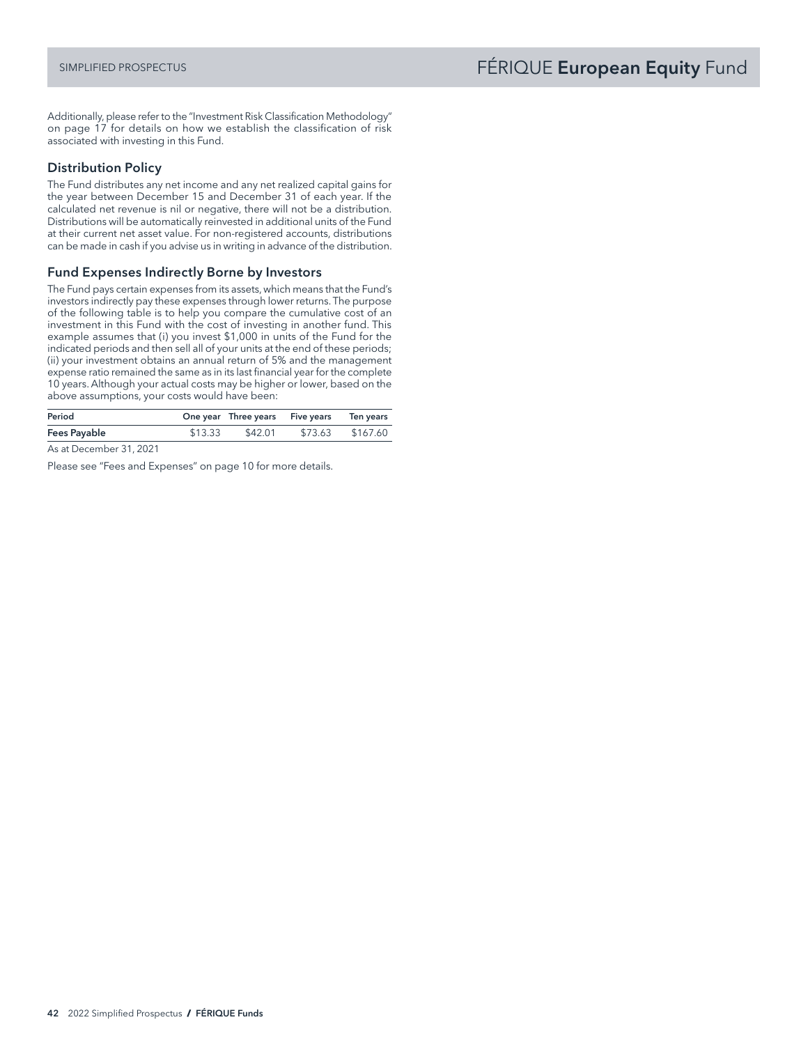Additionally, please refer to the "Investment Risk Classification Methodology" on page 17 for details on how we establish the classification of risk associated with investing in this Fund.

## Distribution Policy

The Fund distributes any net income and any net realized capital gains for the year between December 15 and December 31 of each year. If the calculated net revenue is nil or negative, there will not be a distribution. Distributions will be automatically reinvested in additional units of the Fund at their current net asset value. For non-registered accounts, distributions can be made in cash if you advise us in writing in advance of the distribution.

## Fund Expenses Indirectly Borne by Investors

The Fund pays certain expenses from its assets, which means that the Fund's investors indirectly pay these expenses through lower returns. The purpose of the following table is to help you compare the cumulative cost of an investment in this Fund with the cost of investing in another fund. This example assumes that (i) you invest $1,000 in units of the Fund for the indicated periods and then sell all of your units at the end of these periods; (ii) your investment obtains an annual return of 5% and the management expense ratio remained the same as in its last financial year for the complete 10 years. Although your actual costs may be higher or lower, based on the above assumptions, your costs would have been:

| Period | One year | Three years | Five years | Ten years |
|---|---|---|---|---|
| **Fees Payable** | $13.33 | $42.01 | $73.63 | $167.60 |

As at December 31, 2021

Please see "Fees and Expenses" on page 10 for more details.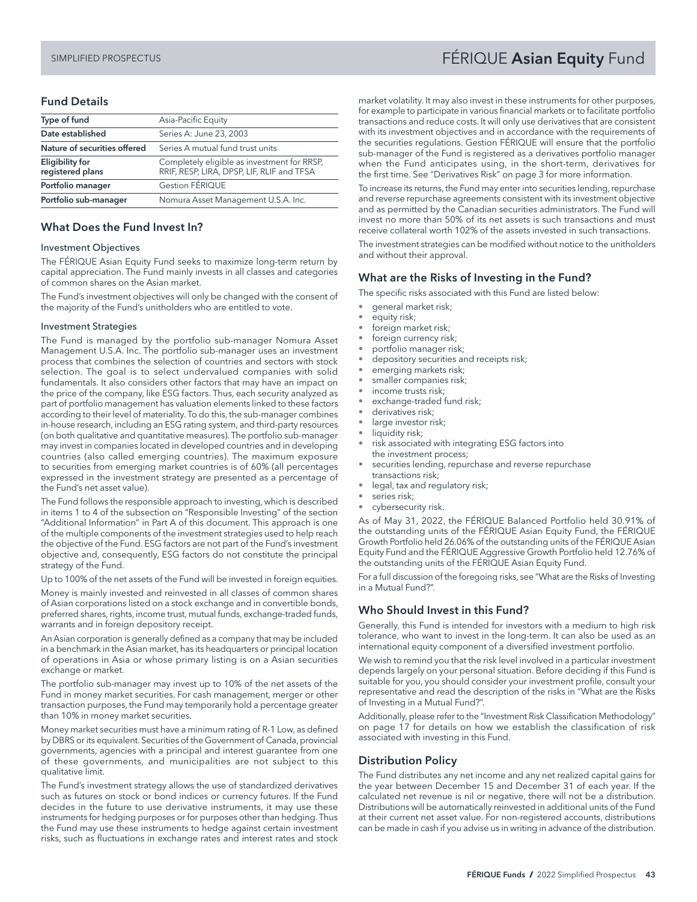# FÉRIQUE **Asian Equity** Fund

## Fund Details

| Type of fund | Asia-Pacific Equity |
|---|---|
| Date established | Series A: June 23, 2003 |
| Nature of securities offered | Series A mutual fund trust units |
| Eligibility for registered plans | Completely eligible as investment for RRSP, RRIF, RESP, LIRA, DPSP, LIF, RLIF and TFSA |
| Portfolio manager | Gestion FÉRIQUE |
| Portfolio sub-manager | Nomura Asset Management U.S.A. Inc. |

## What Does the Fund Invest In?

### Investment Objectives

The FÉRIQUE Asian Equity Fund seeks to maximize long-term return by capital appreciation. The Fund mainly invests in all classes and categories of common shares on the Asian market.

The Fund's investment objectives will only be changed with the consent of the majority of the Fund's unitholders who are entitled to vote.

### Investment Strategies

The Fund is managed by the portfolio sub-manager Nomura Asset Management U.S.A. Inc. The portfolio sub-manager uses an investment process that combines the selection of countries and sectors with stock selection. The goal is to select undervalued companies with solid fundamentals. It also considers other factors that may have an impact on the price of the company, like ESG factors. Thus, each security analyzed as part of portfolio management has valuation elements linked to these factors according to their level of materiality. To do this, the sub-manager combines in-house research, including an ESG rating system, and third-party resources (on both qualitative and quantitative measures). The portfolio sub-manager may invest in companies located in developed countries and in developing countries (also called emerging countries). The maximum exposure to securities from emerging market countries is of 60% (all percentages expressed in the investment strategy are presented as a percentage of the Fund's net asset value).

The Fund follows the responsible approach to investing, which is described in items 1 to 4 of the subsection on "Responsible Investing" of the section "Additional Information" in Part A of this document. This approach is one of the multiple components of the investment strategies used to help reach the objective of the Fund. ESG factors are not part of the Fund's investment objective and, consequently, ESG factors do not constitute the principal strategy of the Fund.

Up to 100% of the net assets of the Fund will be invested in foreign equities.

Money is mainly invested and reinvested in all classes of common shares of Asian corporations listed on a stock exchange and in convertible bonds, preferred shares, rights, income trust, mutual funds, exchange-traded funds, warrants and in foreign depository receipt.

An Asian corporation is generally defined as a company that may be included in a benchmark in the Asian market, has its headquarters or principal location of operations in Asia or whose primary listing is on a Asian securities exchange or market.

The portfolio sub-manager may invest up to 10% of the net assets of the Fund in money market securities. For cash management, merger or other transaction purposes, the Fund may temporarily hold a percentage greater than 10% in money market securities.

Money market securities must have a minimum rating of R-1 Low, as defined by DBRS or its equivalent. Securities of the Government of Canada, provincial governments, agencies with a principal and interest guarantee from one of these governments, and municipalities are not subject to this qualitative limit.

The Fund's investment strategy allows the use of standardized derivatives such as futures on stock or bond indices or currency futures. If the Fund decides in the future to use derivative instruments, it may use these instruments for hedging purposes or for purposes other than hedging. Thus the Fund may use these instruments to hedge against certain investment risks, such as fluctuations in exchange rates and interest rates and stock market volatility. It may also invest in these instruments for other purposes, for example to participate in various financial markets or to facilitate portfolio transactions and reduce costs. It will only use derivatives that are consistent with its investment objectives and in accordance with the requirements of the securities regulations. Gestion FÉRIQUE will ensure that the portfolio sub-manager of the Fund is registered as a derivatives portfolio manager when the Fund anticipates using, in the short-term, derivatives for the first time. See "Derivatives Risk" on page 3 for more information.

To increase its returns, the Fund may enter into securities lending, repurchase and reverse repurchase agreements consistent with its investment objective and as permitted by the Canadian securities administrators. The Fund will invest no more than 50% of its net assets is such transactions and must receive collateral worth 102% of the assets invested in such transactions.

The investment strategies can be modified without notice to the unitholders and without their approval.

## What are the Risks of Investing in the Fund?

The specific risks associated with this Fund are listed below:

- general market risk;
- equity risk;
- foreign market risk;
- foreign currency risk;
- portfolio manager risk;
- depository securities and receipts risk;
- emerging markets risk;
- smaller companies risk;
- income trusts risk;
- exchange-traded fund risk;
- derivatives risk;
- large investor risk;
- liquidity risk;
- risk associated with integrating ESG factors into the investment process;
- securities lending, repurchase and reverse repurchase transactions risk;
- legal, tax and regulatory risk;
- series risk;
- cybersecurity risk.

As of May 31, 2022, the FÉRIQUE Balanced Portfolio held 30.91% of the outstanding units of the FÉRIQUE Asian Equity Fund, the FÉRIQUE Growth Portfolio held 26.06% of the outstanding units of the FÉRIQUE Asian Equity Fund and the FÉRIQUE Aggressive Growth Portfolio held 12.76% of the outstanding units of the FÉRIQUE Asian Equity Fund.

For a full discussion of the foregoing risks, see "What are the Risks of Investing in a Mutual Fund?".

## Who Should Invest in this Fund?

Generally, this Fund is intended for investors with a medium to high risk tolerance, who want to invest in the long-term. It can also be used as an international equity component of a diversified investment portfolio.

We wish to remind you that the risk level involved in a particular investment depends largely on your personal situation. Before deciding if this Fund is suitable for you, you should consider your investment profile, consult your representative and read the description of the risks in "What are the Risks of Investing in a Mutual Fund?".

Additionally, please refer to the "Investment Risk Classification Methodology" on page 17 for details on how we establish the classification of risk associated with investing in this Fund.

## Distribution Policy

The Fund distributes any net income and any net realized capital gains for the year between December 15 and December 31 of each year. If the calculated net revenue is nil or negative, there will not be a distribution. Distributions will be automatically reinvested in additional units of the Fund at their current net asset value. For non-registered accounts, distributions can be made in cash if you advise us in writing in advance of the distribution.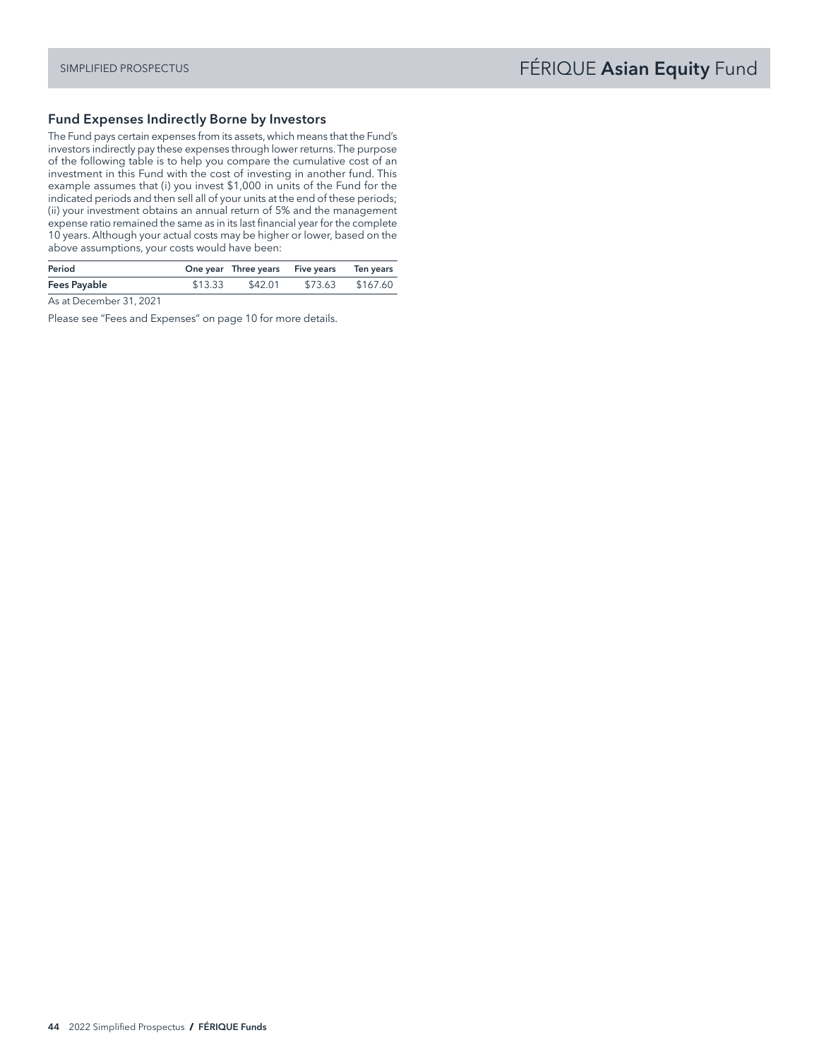## Fund Expenses Indirectly Borne by Investors

The Fund pays certain expenses from its assets, which means that the Fund's investors indirectly pay these expenses through lower returns. The purpose of the following table is to help you compare the cumulative cost of an investment in this Fund with the cost of investing in another fund. This example assumes that (i) you invest $1,000 in units of the Fund for the indicated periods and then sell all of your units at the end of these periods; (ii) your investment obtains an annual return of 5% and the management expense ratio remained the same as in its last financial year for the complete 10 years. Although your actual costs may be higher or lower, based on the above assumptions, your costs would have been:

| Period | One year | Three years | Five years | Ten years |
|---|---|---|---|---|
| **Fees Payable** | $13.33 | $42.01 | $73.63 | $167.60 |

As at December 31, 2021

Please see "Fees and Expenses" on page 10 for more details.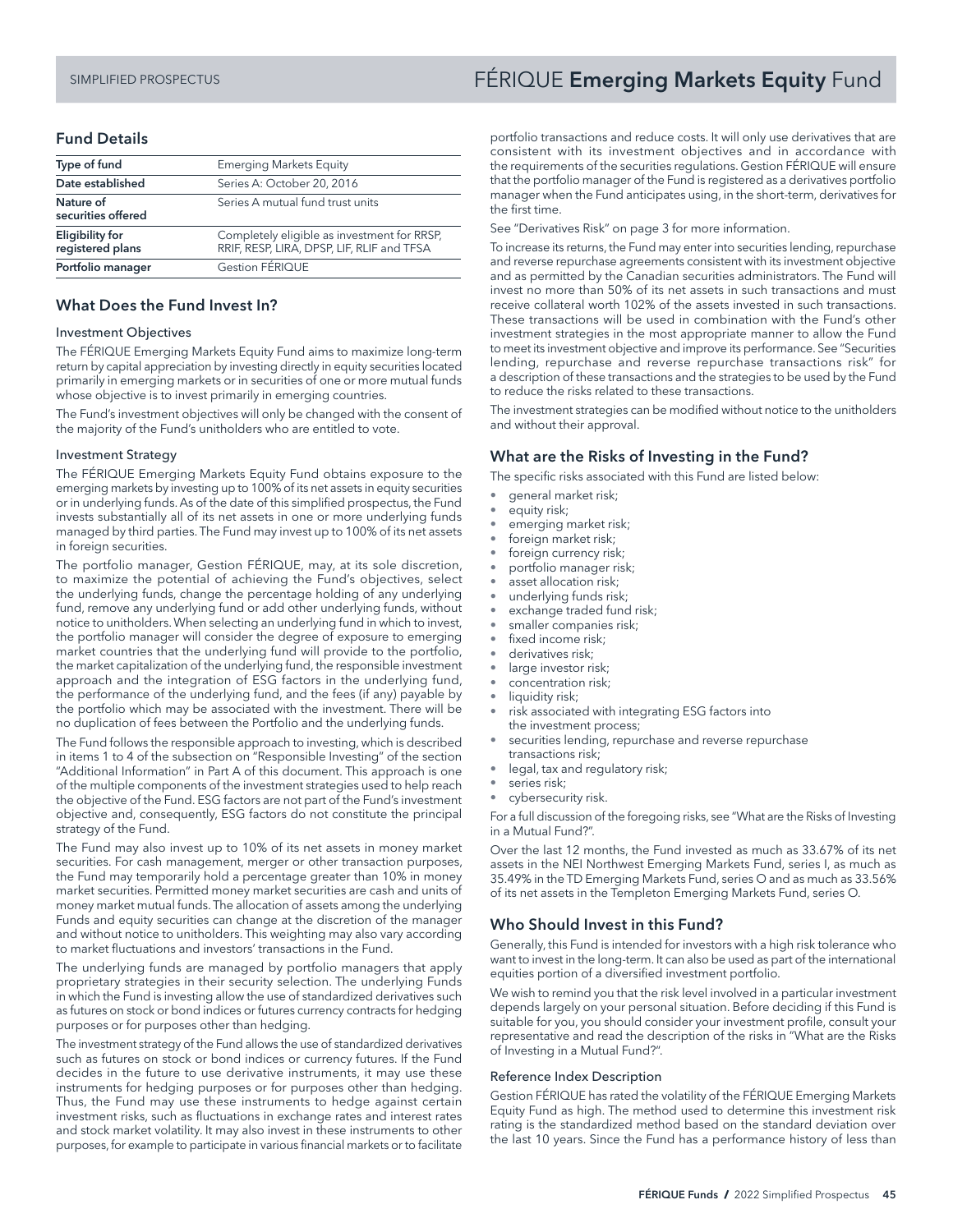# FÉRIQUE **Emerging Markets Equity** Fund

## Fund Details

| Type of fund | Emerging Markets Equity |
|---|---|
| Date established | Series A: October 20, 2016 |
| Nature of securities offered | Series A mutual fund trust units |
| Eligibility for registered plans | Completely eligible as investment for RRSP, RRIF, RESP, LIRA, DPSP, LIF, RLIF and TFSA |
| Portfolio manager | Gestion FÉRIQUE |

## What Does the Fund Invest In?

### Investment Objectives

The FÉRIQUE Emerging Markets Equity Fund aims to maximize long-term return by capital appreciation by investing directly in equity securities located primarily in emerging markets or in securities of one or more mutual funds whose objective is to invest primarily in emerging countries.

The Fund's investment objectives will only be changed with the consent of the majority of the Fund's unitholders who are entitled to vote.

### Investment Strategy

The FÉRIQUE Emerging Markets Equity Fund obtains exposure to the emerging markets by investing up to 100% of its net assets in equity securities or in underlying funds. As of the date of this simplified prospectus, the Fund invests substantially all of its net assets in one or more underlying funds managed by third parties. The Fund may invest up to 100% of its net assets in foreign securities.

The portfolio manager, Gestion FÉRIQUE, may, at its sole discretion, to maximize the potential of achieving the Fund's objectives, select the underlying funds, change the percentage holding of any underlying fund, remove any underlying fund or add other underlying funds, without notice to unitholders. When selecting an underlying fund in which to invest, the portfolio manager will consider the degree of exposure to emerging market countries that the underlying fund will provide to the portfolio, the market capitalization of the underlying fund, the responsible investment approach and the integration of ESG factors in the underlying fund, the performance of the underlying fund, and the fees (if any) payable by the portfolio which may be associated with the investment. There will be no duplication of fees between the Portfolio and the underlying funds.

The Fund follows the responsible approach to investing, which is described in items 1 to 4 of the subsection on "Responsible Investing" of the section "Additional Information" in Part A of this document. This approach is one of the multiple components of the investment strategies used to help reach the objective of the Fund. ESG factors are not part of the Fund's investment objective and, consequently, ESG factors do not constitute the principal strategy of the Fund.

The Fund may also invest up to 10% of its net assets in money market securities. For cash management, merger or other transaction purposes, the Fund may temporarily hold a percentage greater than 10% in money market securities. Permitted money market securities are cash and units of money market mutual funds. The allocation of assets among the underlying Funds and equity securities can change at the discretion of the manager and without notice to unitholders. This weighting may also vary according to market fluctuations and investors' transactions in the Fund.

The underlying funds are managed by portfolio managers that apply proprietary strategies in their security selection. The underlying Funds in which the Fund is investing allow the use of standardized derivatives such as futures on stock or bond indices or futures currency contracts for hedging purposes or for purposes other than hedging.

The investment strategy of the Fund allows the use of standardized derivatives such as futures on stock or bond indices or currency futures. If the Fund decides in the future to use derivative instruments, it may use these instruments for hedging purposes or for purposes other than hedging. Thus, the Fund may use these instruments to hedge against certain investment risks, such as fluctuations in exchange rates and interest rates and stock market volatility. It may also invest in these instruments to other purposes, for example to participate in various financial markets or to facilitate portfolio transactions and reduce costs. It will only use derivatives that are consistent with its investment objectives and in accordance with the requirements of the securities regulations. Gestion FÉRIQUE will ensure that the portfolio manager of the Fund is registered as a derivatives portfolio manager when the Fund anticipates using, in the short-term, derivatives for the first time.

See "Derivatives Risk" on page 3 for more information.

To increase its returns, the Fund may enter into securities lending, repurchase and reverse repurchase agreements consistent with its investment objective and as permitted by the Canadian securities administrators. The Fund will invest no more than 50% of its net assets in such transactions and must receive collateral worth 102% of the assets invested in such transactions. These transactions will be used in combination with the Fund's other investment strategies in the most appropriate manner to allow the Fund to meet its investment objective and improve its performance. See "Securities lending, repurchase and reverse repurchase transactions risk" for a description of these transactions and the strategies to be used by the Fund to reduce the risks related to these transactions.

The investment strategies can be modified without notice to the unitholders and without their approval.

## What are the Risks of Investing in the Fund?

The specific risks associated with this Fund are listed below:

- general market risk;
- equity risk;
- emerging market risk;
- foreign market risk;
- foreign currency risk;
- portfolio manager risk;
- asset allocation risk;
- underlying funds risk;
- exchange traded fund risk;
- smaller companies risk;
- fixed income risk;
- derivatives risk;
- large investor risk;
- concentration risk;
- liquidity risk;
- risk associated with integrating ESG factors into the investment process;
- securities lending, repurchase and reverse repurchase transactions risk;
- legal, tax and regulatory risk;
- series risk;
- cybersecurity risk.

For a full discussion of the foregoing risks, see "What are the Risks of Investing in a Mutual Fund?".

Over the last 12 months, the Fund invested as much as 33.67% of its net assets in the NEI Northwest Emerging Markets Fund, series I, as much as 35.49% in the TD Emerging Markets Fund, series O and as much as 33.56% of its net assets in the Templeton Emerging Markets Fund, series O.

## Who Should Invest in this Fund?

Generally, this Fund is intended for investors with a high risk tolerance who want to invest in the long-term. It can also be used as part of the international equities portion of a diversified investment portfolio.

We wish to remind you that the risk level involved in a particular investment depends largely on your personal situation. Before deciding if this Fund is suitable for you, you should consider your investment profile, consult your representative and read the description of the risks in "What are the Risks of Investing in a Mutual Fund?".

### Reference Index Description

Gestion FÉRIQUE has rated the volatility of the FÉRIQUE Emerging Markets Equity Fund as high. The method used to determine this investment risk rating is the standardized method based on the standard deviation over the last 10 years. Since the Fund has a performance history of less than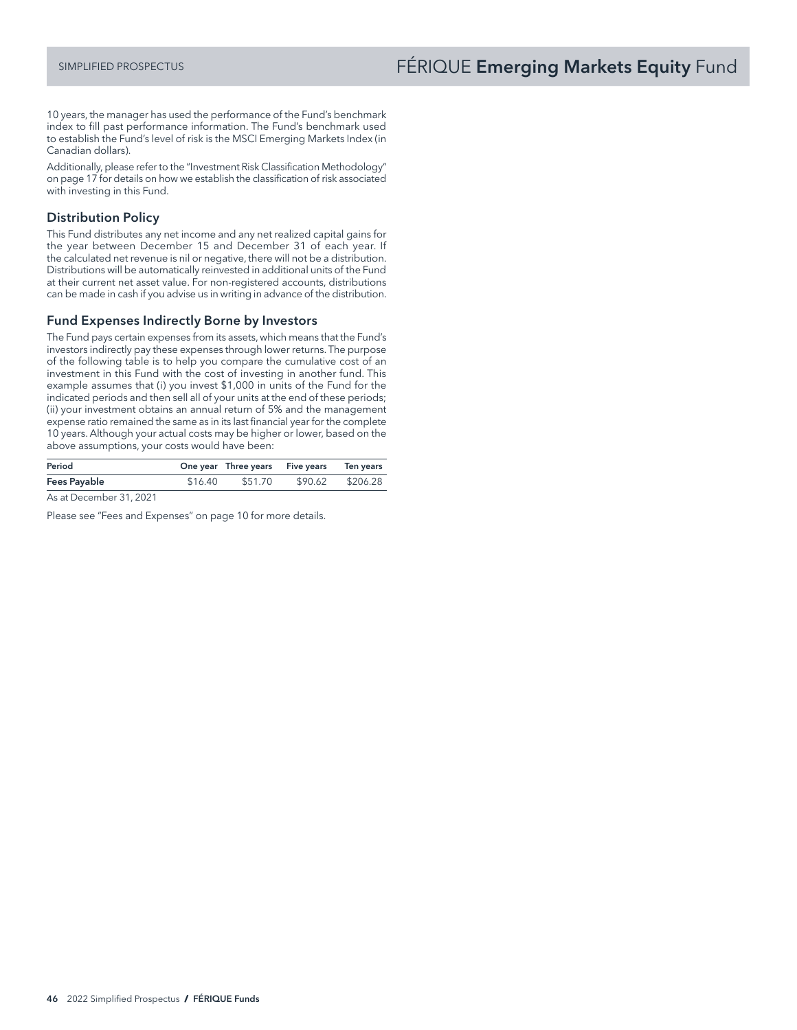10 years, the manager has used the performance of the Fund's benchmark index to fill past performance information. The Fund's benchmark used to establish the Fund's level of risk is the MSCI Emerging Markets Index (in Canadian dollars).

Additionally, please refer to the "Investment Risk Classification Methodology" on page 17 for details on how we establish the classification of risk associated with investing in this Fund.

## Distribution Policy

This Fund distributes any net income and any net realized capital gains for the year between December 15 and December 31 of each year. If the calculated net revenue is nil or negative, there will not be a distribution. Distributions will be automatically reinvested in additional units of the Fund at their current net asset value. For non-registered accounts, distributions can be made in cash if you advise us in writing in advance of the distribution.

## Fund Expenses Indirectly Borne by Investors

The Fund pays certain expenses from its assets, which means that the Fund's investors indirectly pay these expenses through lower returns. The purpose of the following table is to help you compare the cumulative cost of an investment in this Fund with the cost of investing in another fund. This example assumes that (i) you invest $1,000 in units of the Fund for the indicated periods and then sell all of your units at the end of these periods; (ii) your investment obtains an annual return of 5% and the management expense ratio remained the same as in its last financial year for the complete 10 years. Although your actual costs may be higher or lower, based on the above assumptions, your costs would have been:

| Period | One year | Three years | Five years | Ten years |
|---|---|---|---|---|
| **Fees Payable** | $16.40 | $51.70 | $90.62 | $206.28 |

As at December 31, 2021

Please see "Fees and Expenses" on page 10 for more details.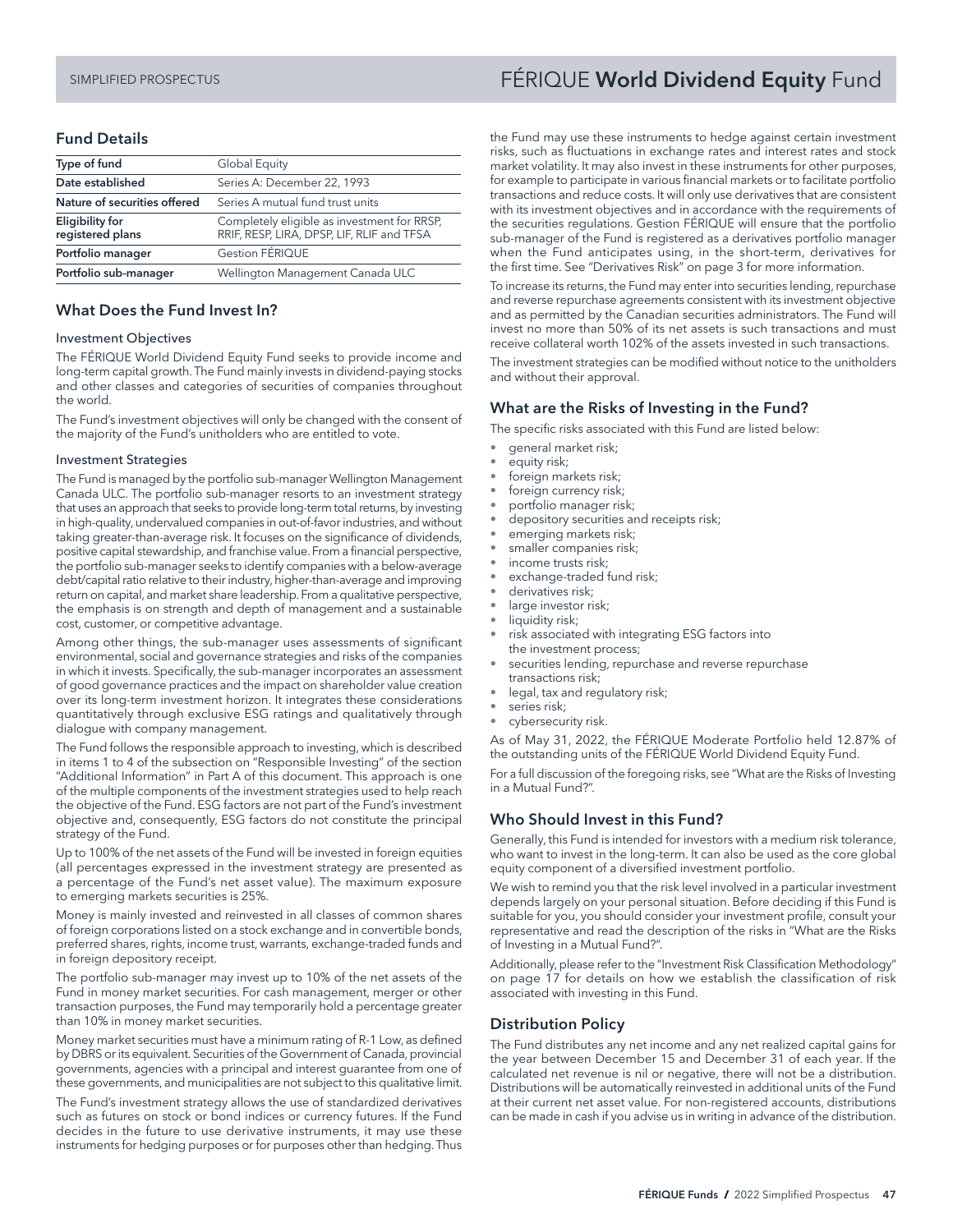# FÉRIQUE **World Dividend Equity** Fund

## Fund Details

| Type of fund | Global Equity |
|---|---|
| Date established | Series A: December 22, 1993 |
| Nature of securities offered | Series A mutual fund trust units |
| Eligibility for registered plans | Completely eligible as investment for RRSP, RRIF, RESP, LIRA, DPSP, LIF, RLIF and TFSA |
| Portfolio manager | Gestion FÉRIQUE |
| Portfolio sub-manager | Wellington Management Canada ULC |

## What Does the Fund Invest In?

### Investment Objectives

The FÉRIQUE World Dividend Equity Fund seeks to provide income and long-term capital growth. The Fund mainly invests in dividend-paying stocks and other classes and categories of securities of companies throughout the world.

The Fund's investment objectives will only be changed with the consent of the majority of the Fund's unitholders who are entitled to vote.

### Investment Strategies

The Fund is managed by the portfolio sub-manager Wellington Management Canada ULC. The portfolio sub-manager resorts to an investment strategy that uses an approach that seeks to provide long-term total returns, by investing in high-quality, undervalued companies in out-of-favor industries, and without taking greater-than-average risk. It focuses on the significance of dividends, positive capital stewardship, and franchise value. From a financial perspective, the portfolio sub-manager seeks to identify companies with a below-average debt/capital ratio relative to their industry, higher-than-average and improving return on capital, and market share leadership. From a qualitative perspective, the emphasis is on strength and depth of management and a sustainable cost, customer, or competitive advantage.

Among other things, the sub-manager uses assessments of significant environmental, social and governance strategies and risks of the companies in which it invests. Specifically, the sub-manager incorporates an assessment of good governance practices and the impact on shareholder value creation over its long-term investment horizon. It integrates these considerations quantitatively through exclusive ESG ratings and qualitatively through dialogue with company management.

The Fund follows the responsible approach to investing, which is described in items 1 to 4 of the subsection on "Responsible Investing" of the section "Additional Information" in Part A of this document. This approach is one of the multiple components of the investment strategies used to help reach the objective of the Fund. ESG factors are not part of the Fund's investment objective and, consequently, ESG factors do not constitute the principal strategy of the Fund.

Up to 100% of the net assets of the Fund will be invested in foreign equities (all percentages expressed in the investment strategy are presented as a percentage of the Fund's net asset value). The maximum exposure to emerging markets securities is 25%.

Money is mainly invested and reinvested in all classes of common shares of foreign corporations listed on a stock exchange and in convertible bonds, preferred shares, rights, income trust, warrants, exchange-traded funds and in foreign depository receipt.

The portfolio sub-manager may invest up to 10% of the net assets of the Fund in money market securities. For cash management, merger or other transaction purposes, the Fund may temporarily hold a percentage greater than 10% in money market securities.

Money market securities must have a minimum rating of R-1 Low, as defined by DBRS or its equivalent. Securities of the Government of Canada, provincial governments, agencies with a principal and interest guarantee from one of these governments, and municipalities are not subject to this qualitative limit.

The Fund's investment strategy allows the use of standardized derivatives such as futures on stock or bond indices or currency futures. If the Fund decides in the future to use derivative instruments, it may use these instruments for hedging purposes or for purposes other than hedging. Thus the Fund may use these instruments to hedge against certain investment risks, such as fluctuations in exchange rates and interest rates and stock market volatility. It may also invest in these instruments for other purposes, for example to participate in various financial markets or to facilitate portfolio transactions and reduce costs. It will only use derivatives that are consistent with its investment objectives and in accordance with the requirements of the securities regulations. Gestion FÉRIQUE will ensure that the portfolio sub-manager of the Fund is registered as a derivatives portfolio manager when the Fund anticipates using, in the short-term, derivatives for the first time. See "Derivatives Risk" on page 3 for more information.

To increase its returns, the Fund may enter into securities lending, repurchase and reverse repurchase agreements consistent with its investment objective and as permitted by the Canadian securities administrators. The Fund will invest no more than 50% of its net assets is such transactions and must receive collateral worth 102% of the assets invested in such transactions.

The investment strategies can be modified without notice to the unitholders and without their approval.

## What are the Risks of Investing in the Fund?

The specific risks associated with this Fund are listed below:

- general market risk;
- equity risk;
- foreign markets risk;
- foreign currency risk;
- portfolio manager risk;
- depository securities and receipts risk;
- emerging markets risk;
- smaller companies risk;
- income trusts risk;
- exchange-traded fund risk;
- derivatives risk;
- large investor risk;
- liquidity risk;
- risk associated with integrating ESG factors into the investment process;
- securities lending, repurchase and reverse repurchase transactions risk;
- legal, tax and regulatory risk;
- series risk;
- cybersecurity risk.

As of May 31, 2022, the FÉRIQUE Moderate Portfolio held 12.87% of the outstanding units of the FÉRIQUE World Dividend Equity Fund.

For a full discussion of the foregoing risks, see "What are the Risks of Investing in a Mutual Fund?".

## Who Should Invest in this Fund?

Generally, this Fund is intended for investors with a medium risk tolerance, who want to invest in the long-term. It can also be used as the core global equity component of a diversified investment portfolio.

We wish to remind you that the risk level involved in a particular investment depends largely on your personal situation. Before deciding if this Fund is suitable for you, you should consider your investment profile, consult your representative and read the description of the risks in "What are the Risks of Investing in a Mutual Fund?".

Additionally, please refer to the "Investment Risk Classification Methodology" on page 17 for details on how we establish the classification of risk associated with investing in this Fund.

## Distribution Policy

The Fund distributes any net income and any net realized capital gains for the year between December 15 and December 31 of each year. If the calculated net revenue is nil or negative, there will not be a distribution. Distributions will be automatically reinvested in additional units of the Fund at their current net asset value. For non-registered accounts, distributions can be made in cash if you advise us in writing in advance of the distribution.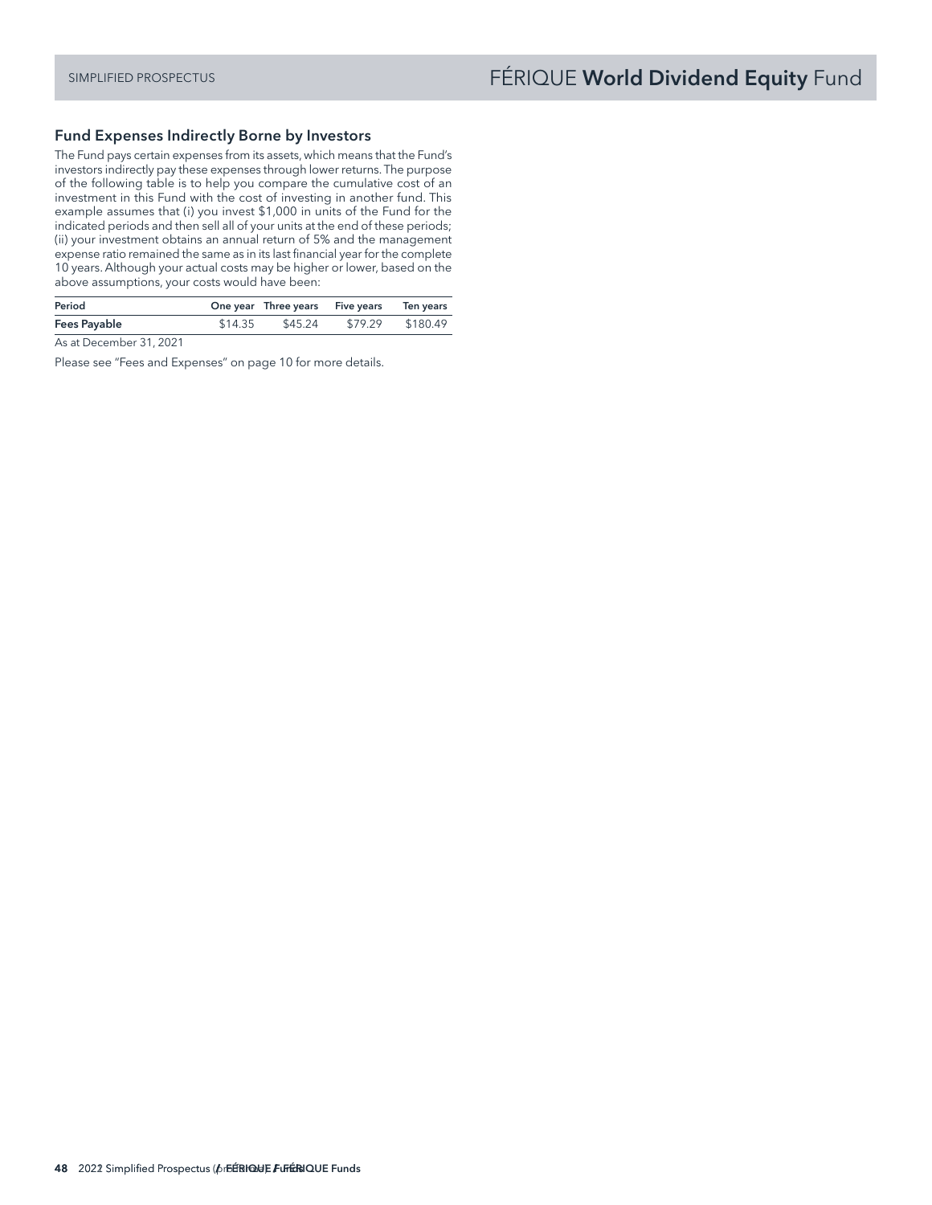## Fund Expenses Indirectly Borne by Investors

The Fund pays certain expenses from its assets, which means that the Fund's investors indirectly pay these expenses through lower returns. The purpose of the following table is to help you compare the cumulative cost of an investment in this Fund with the cost of investing in another fund. This example assumes that (i) you invest $1,000 in units of the Fund for the indicated periods and then sell all of your units at the end of these periods; (ii) your investment obtains an annual return of 5% and the management expense ratio remained the same as in its last financial year for the complete 10 years. Although your actual costs may be higher or lower, based on the above assumptions, your costs would have been:

| Period | One year | Three years | Five years | Ten years |
|---|---|---|---|---|
| **Fees Payable** | $14.35 | $45.24 | $79.29 | $180.49 |

As at December 31, 2021

Please see "Fees and Expenses" on page 10 for more details.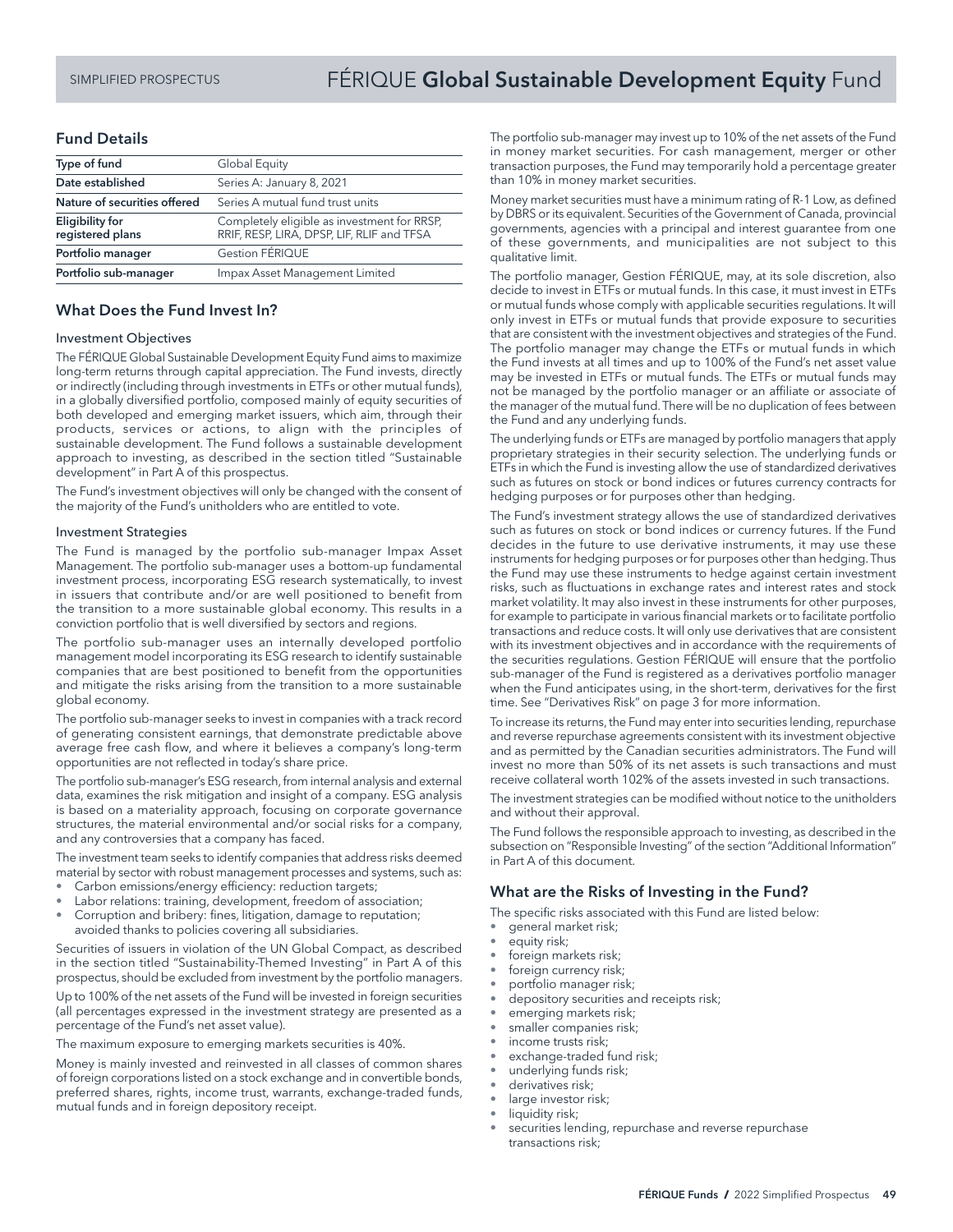# FÉRIQUE **Global Sustainable Development Equity** Fund

## Fund Details

| Type of fund | Global Equity |
|---|---|
| Date established | Series A: January 8, 2021 |
| Nature of securities offered | Series A mutual fund trust units |
| Eligibility for registered plans | Completely eligible as investment for RRSP, RRIF, RESP, LIRA, DPSP, LIF, RLIF and TFSA |
| Portfolio manager | Gestion FÉRIQUE |
| Portfolio sub-manager | Impax Asset Management Limited |

## What Does the Fund Invest In?

### Investment Objectives

The FÉRIQUE Global Sustainable Development Equity Fund aims to maximize long-term returns through capital appreciation. The Fund invests, directly or indirectly (including through investments in ETFs or other mutual funds), in a globally diversified portfolio, composed mainly of equity securities of both developed and emerging market issuers, which aim, through their products, services or actions, to align with the principles of sustainable development. The Fund follows a sustainable development approach to investing, as described in the section titled "Sustainable development" in Part A of this prospectus.

The Fund's investment objectives will only be changed with the consent of the majority of the Fund's unitholders who are entitled to vote.

### Investment Strategies

The Fund is managed by the portfolio sub-manager Impax Asset Management. The portfolio sub-manager uses a bottom-up fundamental investment process, incorporating ESG research systematically, to invest in issuers that contribute and/or are well positioned to benefit from the transition to a more sustainable global economy. This results in a conviction portfolio that is well diversified by sectors and regions.

The portfolio sub-manager uses an internally developed portfolio management model incorporating its ESG research to identify sustainable companies that are best positioned to benefit from the opportunities and mitigate the risks arising from the transition to a more sustainable global economy.

The portfolio sub-manager seeks to invest in companies with a track record of generating consistent earnings, that demonstrate predictable above average free cash flow, and where it believes a company's long-term opportunities are not reflected in today's share price.

The portfolio sub-manager's ESG research, from internal analysis and external data, examines the risk mitigation and insight of a company. ESG analysis is based on a materiality approach, focusing on corporate governance structures, the material environmental and/or social risks for a company, and any controversies that a company has faced.

The investment team seeks to identify companies that address risks deemed material by sector with robust management processes and systems, such as:

- Carbon emissions/energy efficiency: reduction targets;
- Labor relations: training, development, freedom of association;
- Corruption and bribery: fines, litigation, damage to reputation; avoided thanks to policies covering all subsidiaries.

Securities of issuers in violation of the UN Global Compact, as described in the section titled "Sustainability-Themed Investing" in Part A of this prospectus, should be excluded from investment by the portfolio managers.

Up to 100% of the net assets of the Fund will be invested in foreign securities (all percentages expressed in the investment strategy are presented as a percentage of the Fund's net asset value).

The maximum exposure to emerging markets securities is 40%.

Money is mainly invested and reinvested in all classes of common shares of foreign corporations listed on a stock exchange and in convertible bonds, preferred shares, rights, income trust, warrants, exchange-traded funds, mutual funds and in foreign depository receipt.

The portfolio sub-manager may invest up to 10% of the net assets of the Fund in money market securities. For cash management, merger or other transaction purposes, the Fund may temporarily hold a percentage greater than 10% in money market securities.

Money market securities must have a minimum rating of R-1 Low, as defined by DBRS or its equivalent. Securities of the Government of Canada, provincial governments, agencies with a principal and interest guarantee from one of these governments, and municipalities are not subject to this qualitative limit.

The portfolio manager, Gestion FÉRIQUE, may, at its sole discretion, also decide to invest in ETFs or mutual funds. In this case, it must invest in ETFs or mutual funds whose comply with applicable securities regulations. It will only invest in ETFs or mutual funds that provide exposure to securities that are consistent with the investment objectives and strategies of the Fund. The portfolio manager may change the ETFs or mutual funds in which the Fund invests at all times and up to 100% of the Fund's net asset value may be invested in ETFs or mutual funds. The ETFs or mutual funds may not be managed by the portfolio manager or an affiliate or associate of the manager of the mutual fund. There will be no duplication of fees between the Fund and any underlying funds.

The underlying funds or ETFs are managed by portfolio managers that apply proprietary strategies in their security selection. The underlying funds or ETFs in which the Fund is investing allow the use of standardized derivatives such as futures on stock or bond indices or futures currency contracts for hedging purposes or for purposes other than hedging.

The Fund's investment strategy allows the use of standardized derivatives such as futures on stock or bond indices or currency futures. If the Fund decides in the future to use derivative instruments, it may use these instruments for hedging purposes or for purposes other than hedging. Thus the Fund may use these instruments to hedge against certain investment risks, such as fluctuations in exchange rates and interest rates and stock market volatility. It may also invest in these instruments for other purposes, for example to participate in various financial markets or to facilitate portfolio transactions and reduce costs. It will only use derivatives that are consistent with its investment objectives and in accordance with the requirements of the securities regulations. Gestion FÉRIQUE will ensure that the portfolio sub-manager of the Fund is registered as a derivatives portfolio manager when the Fund anticipates using, in the short-term, derivatives for the first time. See "Derivatives Risk" on page 3 for more information.

To increase its returns, the Fund may enter into securities lending, repurchase and reverse repurchase agreements consistent with its investment objective and as permitted by the Canadian securities administrators. The Fund will invest no more than 50% of its net assets is such transactions and must receive collateral worth 102% of the assets invested in such transactions.

The investment strategies can be modified without notice to the unitholders and without their approval.

The Fund follows the responsible approach to investing, as described in the subsection on "Responsible Investing" of the section "Additional Information" in Part A of this document.

## What are the Risks of Investing in the Fund?

The specific risks associated with this Fund are listed below:

- general market risk;
- equity risk;
- foreign markets risk;
- foreign currency risk;
- portfolio manager risk;
- depository securities and receipts risk;
- emerging markets risk;
- smaller companies risk;
- income trusts risk;
- exchange-traded fund risk;
- underlying funds risk;
- derivatives risk;
- large investor risk;
- liquidity risk;
- securities lending, repurchase and reverse repurchase transactions risk;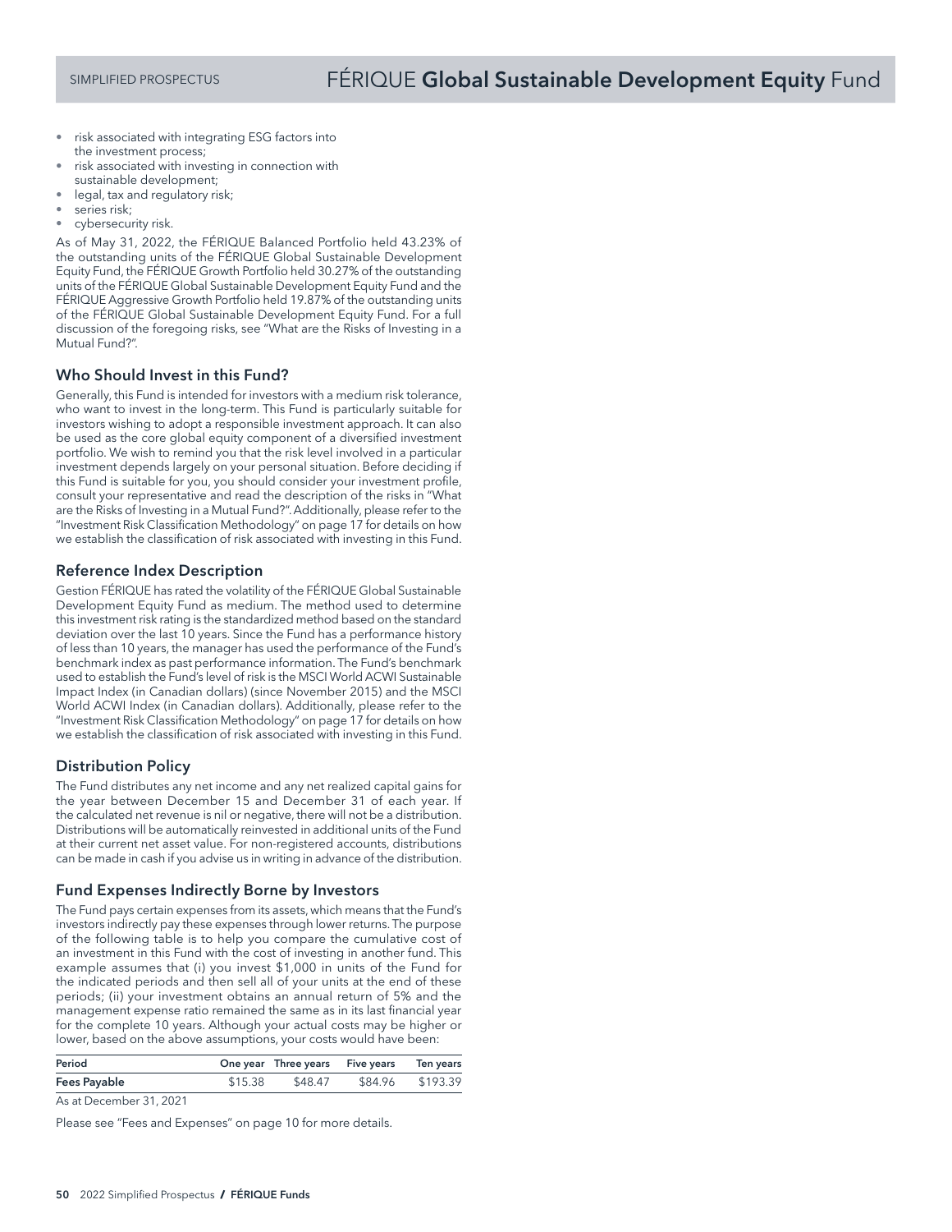- risk associated with integrating ESG factors into the investment process;
- risk associated with investing in connection with sustainable development;
- legal, tax and regulatory risk;
- series risk;
- cybersecurity risk.

As of May 31, 2022, the FÉRIQUE Balanced Portfolio held 43.23% of the outstanding units of the FÉRIQUE Global Sustainable Development Equity Fund, the FÉRIQUE Growth Portfolio held 30.27% of the outstanding units of the FÉRIQUE Global Sustainable Development Equity Fund and the FÉRIQUE Aggressive Growth Portfolio held 19.87% of the outstanding units of the FÉRIQUE Global Sustainable Development Equity Fund. For a full discussion of the foregoing risks, see "What are the Risks of Investing in a Mutual Fund?".

## Who Should Invest in this Fund?

Generally, this Fund is intended for investors with a medium risk tolerance, who want to invest in the long-term. This Fund is particularly suitable for investors wishing to adopt a responsible investment approach. It can also be used as the core global equity component of a diversified investment portfolio. We wish to remind you that the risk level involved in a particular investment depends largely on your personal situation. Before deciding if this Fund is suitable for you, you should consider your investment profile, consult your representative and read the description of the risks in "What are the Risks of Investing in a Mutual Fund?". Additionally, please refer to the "Investment Risk Classification Methodology" on page 17 for details on how we establish the classification of risk associated with investing in this Fund.

## Reference Index Description

Gestion FÉRIQUE has rated the volatility of the FÉRIQUE Global Sustainable Development Equity Fund as medium. The method used to determine this investment risk rating is the standardized method based on the standard deviation over the last 10 years. Since the Fund has a performance history of less than 10 years, the manager has used the performance of the Fund's benchmark index as past performance information. The Fund's benchmark used to establish the Fund's level of risk is the MSCI World ACWI Sustainable Impact Index (in Canadian dollars) (since November 2015) and the MSCI World ACWI Index (in Canadian dollars). Additionally, please refer to the "Investment Risk Classification Methodology" on page 17 for details on how we establish the classification of risk associated with investing in this Fund.

## Distribution Policy

The Fund distributes any net income and any net realized capital gains for the year between December 15 and December 31 of each year. If the calculated net revenue is nil or negative, there will not be a distribution. Distributions will be automatically reinvested in additional units of the Fund at their current net asset value. For non-registered accounts, distributions can be made in cash if you advise us in writing in advance of the distribution.

## Fund Expenses Indirectly Borne by Investors

The Fund pays certain expenses from its assets, which means that the Fund's investors indirectly pay these expenses through lower returns. The purpose of the following table is to help you compare the cumulative cost of an investment in this Fund with the cost of investing in another fund. This example assumes that (i) you invest $1,000 in units of the Fund for the indicated periods and then sell all of your units at the end of these periods; (ii) your investment obtains an annual return of 5% and the management expense ratio remained the same as in its last financial year for the complete 10 years. Although your actual costs may be higher or lower, based on the above assumptions, your costs would have been:

| Period | One year | Three years | Five years | Ten years |
|---|---|---|---|---|
| **Fees Payable** | $15.38 | $48.47 | $84.96 | $193.39 |

As at December 31, 2021

Please see "Fees and Expenses" on page 10 for more details.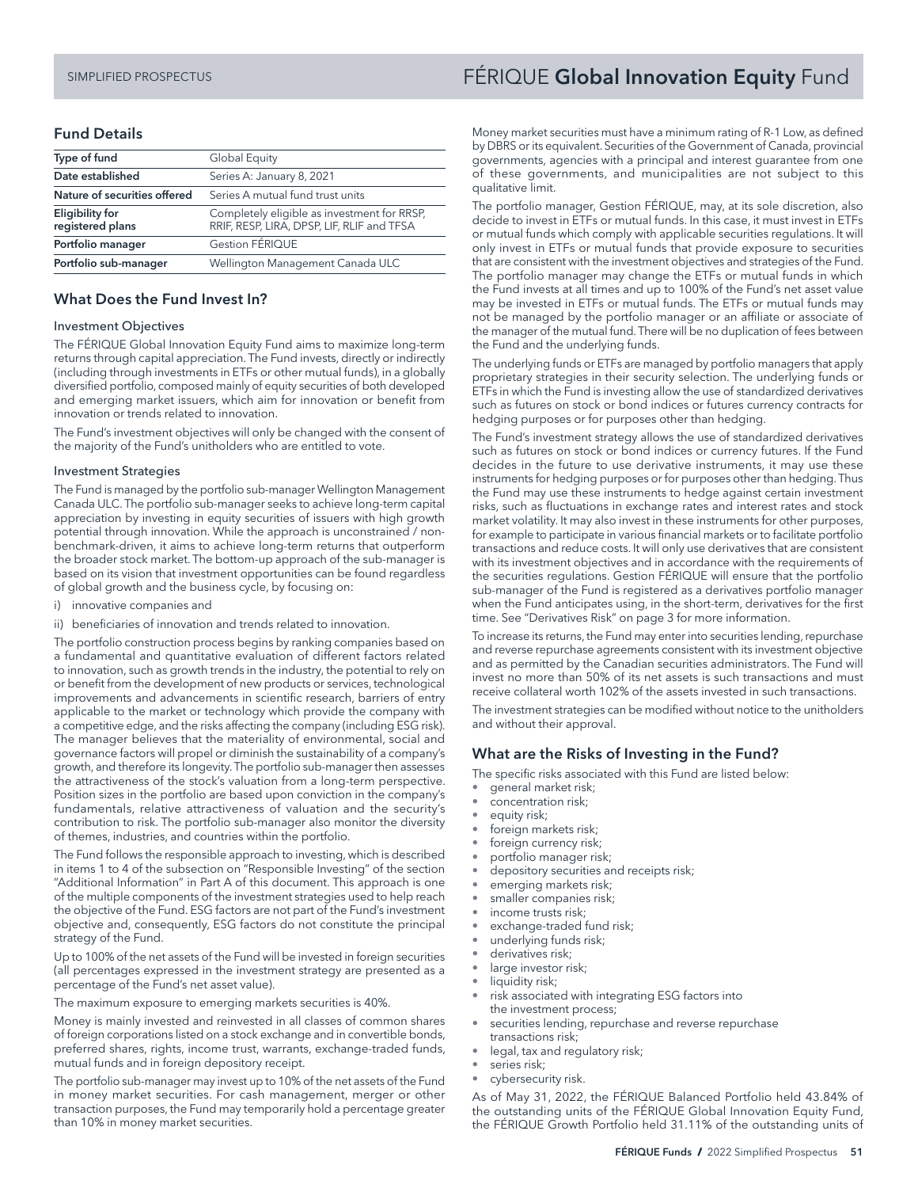# FÉRIQUE **Global Innovation Equity** Fund

## Fund Details

| Type of fund | Global Equity |
|---|---|
| Date established | Series A: January 8, 2021 |
| Nature of securities offered | Series A mutual fund trust units |
| Eligibility for registered plans | Completely eligible as investment for RRSP, RRIF, RESP, LIRA, DPSP, LIF, RLIF and TFSA |
| Portfolio manager | Gestion FÉRIQUE |
| Portfolio sub-manager | Wellington Management Canada ULC |

## What Does the Fund Invest In?

### Investment Objectives

The FÉRIQUE Global Innovation Equity Fund aims to maximize long-term returns through capital appreciation. The Fund invests, directly or indirectly (including through investments in ETFs or other mutual funds), in a globally diversified portfolio, composed mainly of equity securities of both developed and emerging market issuers, which aim for innovation or benefit from innovation or trends related to innovation.

The Fund's investment objectives will only be changed with the consent of the majority of the Fund's unitholders who are entitled to vote.

### Investment Strategies

The Fund is managed by the portfolio sub-manager Wellington Management Canada ULC. The portfolio sub-manager seeks to achieve long-term capital appreciation by investing in equity securities of issuers with high growth potential through innovation. While the approach is unconstrained / non-benchmark-driven, it aims to achieve long-term returns that outperform the broader stock market. The bottom-up approach of the sub-manager is based on its vision that investment opportunities can be found regardless of global growth and the business cycle, by focusing on:

i) innovative companies and

ii) beneficiaries of innovation and trends related to innovation.

The portfolio construction process begins by ranking companies based on a fundamental and quantitative evaluation of different factors related to innovation, such as growth trends in the industry, the potential to rely on or benefit from the development of new products or services, technological improvements and advancements in scientific research, barriers of entry applicable to the market or technology which provide the company with a competitive edge, and the risks affecting the company (including ESG risk). The manager believes that the materiality of environmental, social and governance factors will propel or diminish the sustainability of a company's growth, and therefore its longevity. The portfolio sub-manager then assesses the attractiveness of the stock's valuation from a long-term perspective. Position sizes in the portfolio are based upon conviction in the company's fundamentals, relative attractiveness of valuation and the security's contribution to risk. The portfolio sub-manager also monitor the diversity of themes, industries, and countries within the portfolio.

The Fund follows the responsible approach to investing, which is described in items 1 to 4 of the subsection on "Responsible Investing" of the section "Additional Information" in Part A of this document. This approach is one of the multiple components of the investment strategies used to help reach the objective of the Fund. ESG factors are not part of the Fund's investment objective and, consequently, ESG factors do not constitute the principal strategy of the Fund.

Up to 100% of the net assets of the Fund will be invested in foreign securities (all percentages expressed in the investment strategy are presented as a percentage of the Fund's net asset value).

The maximum exposure to emerging markets securities is 40%.

Money is mainly invested and reinvested in all classes of common shares of foreign corporations listed on a stock exchange and in convertible bonds, preferred shares, rights, income trust, warrants, exchange-traded funds, mutual funds and in foreign depository receipt.

The portfolio sub-manager may invest up to 10% of the net assets of the Fund in money market securities. For cash management, merger or other transaction purposes, the Fund may temporarily hold a percentage greater than 10% in money market securities.

Money market securities must have a minimum rating of R-1 Low, as defined by DBRS or its equivalent. Securities of the Government of Canada, provincial governments, agencies with a principal and interest guarantee from one of these governments, and municipalities are not subject to this qualitative limit.

The portfolio manager, Gestion FÉRIQUE, may, at its sole discretion, also decide to invest in ETFs or mutual funds. In this case, it must invest in ETFs or mutual funds which comply with applicable securities regulations. It will only invest in ETFs or mutual funds that provide exposure to securities that are consistent with the investment objectives and strategies of the Fund. The portfolio manager may change the ETFs or mutual funds in which the Fund invests at all times and up to 100% of the Fund's net asset value may be invested in ETFs or mutual funds. The ETFs or mutual funds may not be managed by the portfolio manager or an affiliate or associate of the manager of the mutual fund. There will be no duplication of fees between the Fund and the underlying funds.

The underlying funds or ETFs are managed by portfolio managers that apply proprietary strategies in their security selection. The underlying funds or ETFs in which the Fund is investing allow the use of standardized derivatives such as futures on stock or bond indices or futures currency contracts for hedging purposes or for purposes other than hedging.

The Fund's investment strategy allows the use of standardized derivatives such as futures on stock or bond indices or currency futures. If the Fund decides in the future to use derivative instruments, it may use these instruments for hedging purposes or for purposes other than hedging. Thus the Fund may use these instruments to hedge against certain investment risks, such as fluctuations in exchange rates and interest rates and stock market volatility. It may also invest in these instruments for other purposes, for example to participate in various financial markets or to facilitate portfolio transactions and reduce costs. It will only use derivatives that are consistent with its investment objectives and in accordance with the requirements of the securities regulations. Gestion FÉRIQUE will ensure that the portfolio sub-manager of the Fund is registered as a derivatives portfolio manager when the Fund anticipates using, in the short-term, derivatives for the first time. See "Derivatives Risk" on page 3 for more information.

To increase its returns, the Fund may enter into securities lending, repurchase and reverse repurchase agreements consistent with its investment objective and as permitted by the Canadian securities administrators. The Fund will invest no more than 50% of its net assets is such transactions and must receive collateral worth 102% of the assets invested in such transactions.

The investment strategies can be modified without notice to the unitholders and without their approval.

## What are the Risks of Investing in the Fund?

The specific risks associated with this Fund are listed below:

- general market risk;
- concentration risk;
- equity risk;
- foreign markets risk;
- foreign currency risk;
- portfolio manager risk;
- depository securities and receipts risk;
- emerging markets risk;
- smaller companies risk;
- income trusts risk;
- exchange-traded fund risk;
- underlying funds risk;
- derivatives risk;
- large investor risk;
- liquidity risk;
- risk associated with integrating ESG factors into the investment process;
- securities lending, repurchase and reverse repurchase transactions risk;
- legal, tax and regulatory risk;
- series risk;
- cybersecurity risk.

As of May 31, 2022, the FÉRIQUE Balanced Portfolio held 43.84% of the outstanding units of the FÉRIQUE Global Innovation Equity Fund, the FÉRIQUE Growth Portfolio held 31.11% of the outstanding units of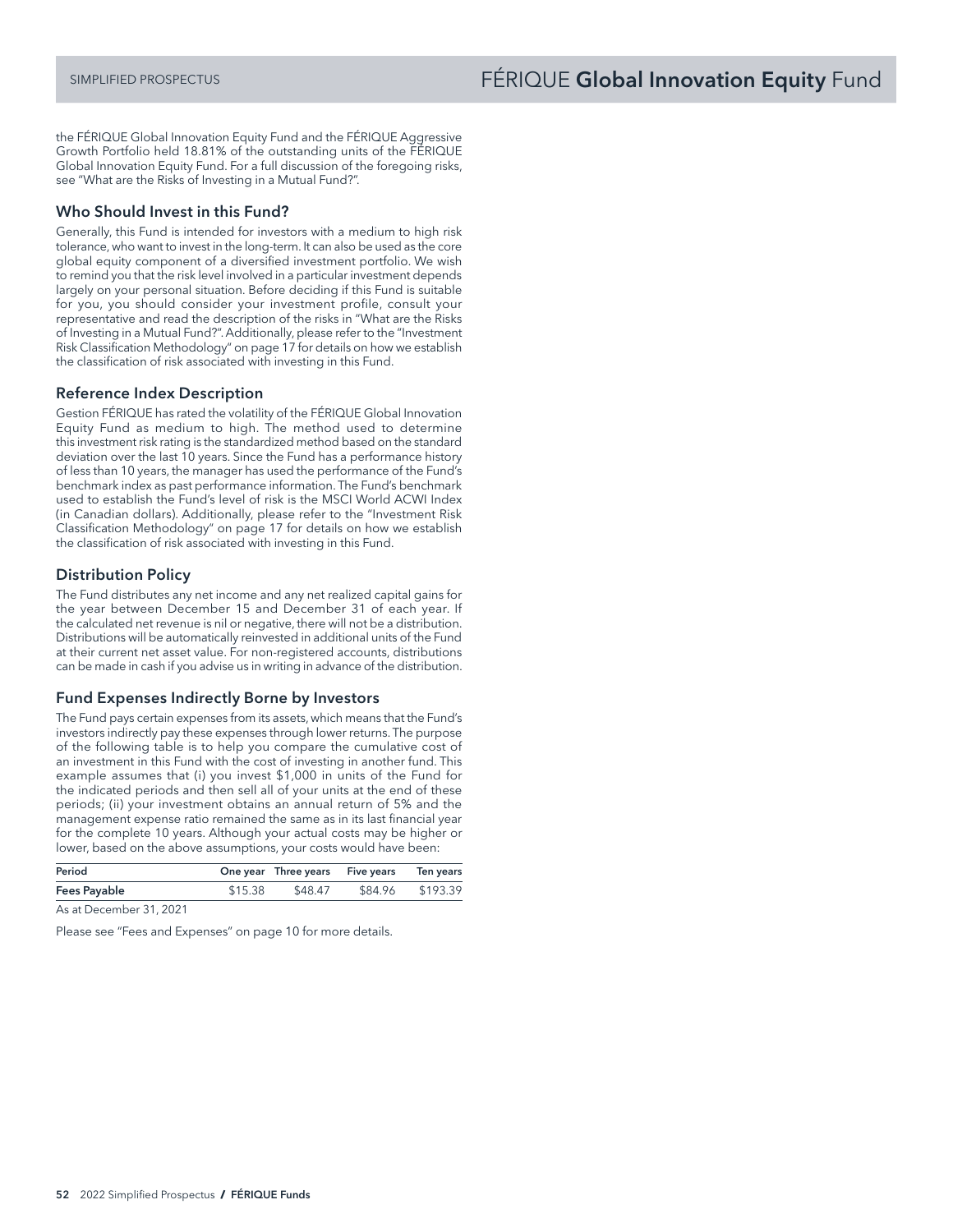the FÉRIQUE Global Innovation Equity Fund and the FÉRIQUE Aggressive Growth Portfolio held 18.81% of the outstanding units of the FÉRIQUE Global Innovation Equity Fund. For a full discussion of the foregoing risks, see "What are the Risks of Investing in a Mutual Fund?".

### Who Should Invest in this Fund?

Generally, this Fund is intended for investors with a medium to high risk tolerance, who want to invest in the long-term. It can also be used as the core global equity component of a diversified investment portfolio. We wish to remind you that the risk level involved in a particular investment depends largely on your personal situation. Before deciding if this Fund is suitable for you, you should consider your investment profile, consult your representative and read the description of the risks in "What are the Risks of Investing in a Mutual Fund?". Additionally, please refer to the "Investment Risk Classification Methodology" on page 17 for details on how we establish the classification of risk associated with investing in this Fund.

### Reference Index Description

Gestion FÉRIQUE has rated the volatility of the FÉRIQUE Global Innovation Equity Fund as medium to high. The method used to determine this investment risk rating is the standardized method based on the standard deviation over the last 10 years. Since the Fund has a performance history of less than 10 years, the manager has used the performance of the Fund's benchmark index as past performance information. The Fund's benchmark used to establish the Fund's level of risk is the MSCI World ACWI Index (in Canadian dollars). Additionally, please refer to the "Investment Risk Classification Methodology" on page 17 for details on how we establish the classification of risk associated with investing in this Fund.

### Distribution Policy

The Fund distributes any net income and any net realized capital gains for the year between December 15 and December 31 of each year. If the calculated net revenue is nil or negative, there will not be a distribution. Distributions will be automatically reinvested in additional units of the Fund at their current net asset value. For non-registered accounts, distributions can be made in cash if you advise us in writing in advance of the distribution.

### Fund Expenses Indirectly Borne by Investors

The Fund pays certain expenses from its assets, which means that the Fund's investors indirectly pay these expenses through lower returns. The purpose of the following table is to help you compare the cumulative cost of an investment in this Fund with the cost of investing in another fund. This example assumes that (i) you invest $1,000 in units of the Fund for the indicated periods and then sell all of your units at the end of these periods; (ii) your investment obtains an annual return of 5% and the management expense ratio remained the same as in its last financial year for the complete 10 years. Although your actual costs may be higher or lower, based on the above assumptions, your costs would have been:

| Period | One year | Three years | Five years | Ten years |
|---|---|---|---|---|
| **Fees Payable** | $15.38 | $48.47 | $84.96 | $193.39 |

As at December 31, 2021

Please see "Fees and Expenses" on page 10 for more details.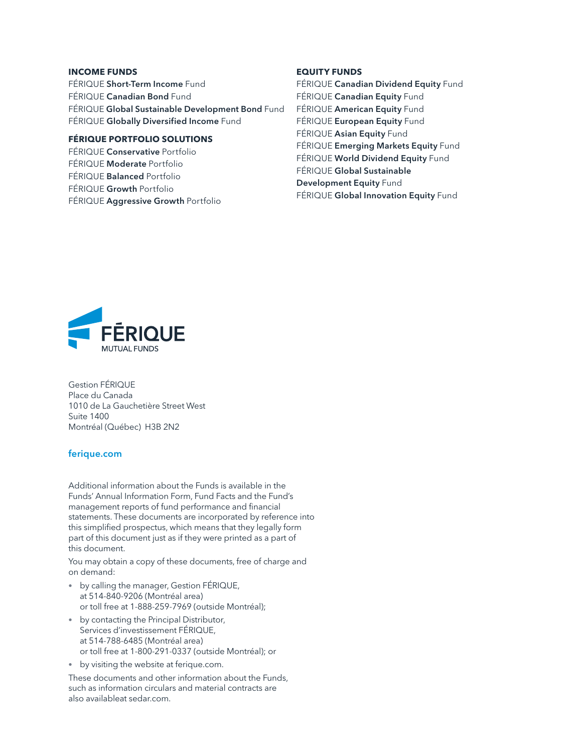## INCOME FUNDS

FÉRIQUE **Short-Term Income** Fund
FÉRIQUE **Canadian Bond** Fund
FÉRIQUE **Global Sustainable Development Bond** Fund
FÉRIQUE **Globally Diversified Income** Fund

## FÉRIQUE PORTFOLIO SOLUTIONS

FÉRIQUE **Conservative** Portfolio
FÉRIQUE **Moderate** Portfolio
FÉRIQUE **Balanced** Portfolio
FÉRIQUE **Growth** Portfolio
FÉRIQUE **Aggressive Growth** Portfolio

## EQUITY FUNDS

FÉRIQUE **Canadian Dividend Equity** Fund
FÉRIQUE **Canadian Equity** Fund
FÉRIQUE **American Equity** Fund
FÉRIQUE **European Equity** Fund
FÉRIQUE **Asian Equity** Fund
FÉRIQUE **Emerging Markets Equity** Fund
FÉRIQUE **World Dividend Equity** Fund
FÉRIQUE **Global Sustainable Development Equity** Fund
FÉRIQUE **Global Innovation Equity** Fund

FÉRIQUE
MUTUAL FUNDS

Gestion FÉRIQUE
Place du Canada
1010 de La Gauchetière Street West
Suite 1400
Montréal (Québec) H3B 2N2

**ferique.com**

Additional information about the Funds is available in the Funds' Annual Information Form, Fund Facts and the Fund's management reports of fund performance and financial statements. These documents are incorporated by reference into this simplified prospectus, which means that they legally form part of this document just as if they were printed as a part of this document.

You may obtain a copy of these documents, free of charge and on demand:

- by calling the manager, Gestion FÉRIQUE, at 514-840-9206 (Montréal area) or toll free at 1-888-259-7969 (outside Montréal);
- by contacting the Principal Distributor, Services d'investissement FÉRIQUE, at 514-788-6485 (Montréal area) or toll free at 1-800-291-0337 (outside Montréal); or
- by visiting the website at ferique.com.

These documents and other information about the Funds, such as information circulars and material contracts are also availableat sedar.com.